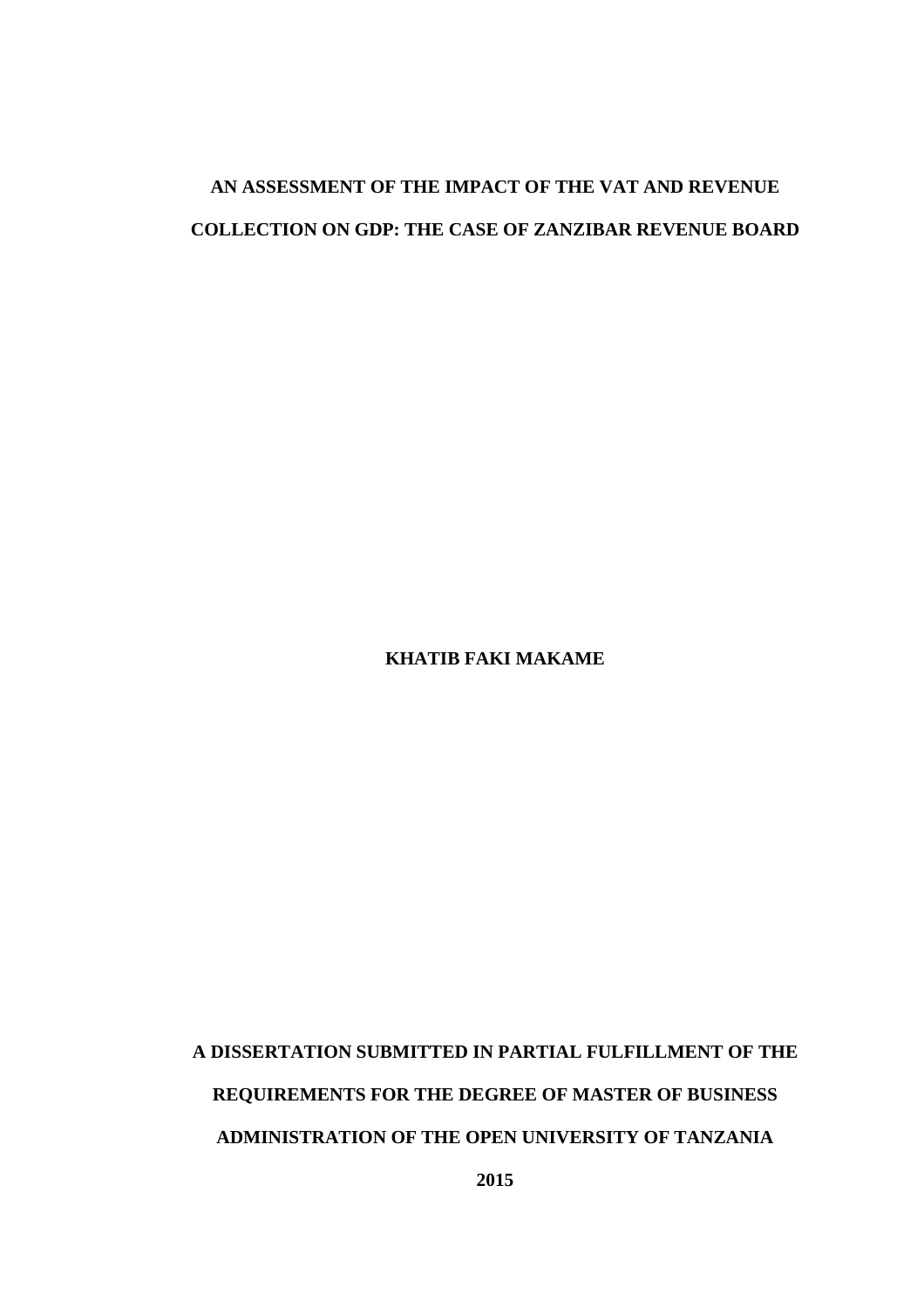# AN ASSESSMENT OF THE IMPACT OF THE VAT AND REVENUE COLLECTION ON GDP: THE CASE OF ZANZIBAR REVENUE BOARD

**KHATIB FAKI MAKAME**

**A DISSERTATION SUBMITTED IN PARTIAL FULFILLMENT OF THE REQUIREMENTS FOR THE DEGREE OF MASTER OF BUSINESS ADMINISTRATION OF THE OPEN UNIVERSITY OF TANZANIA**

**2015**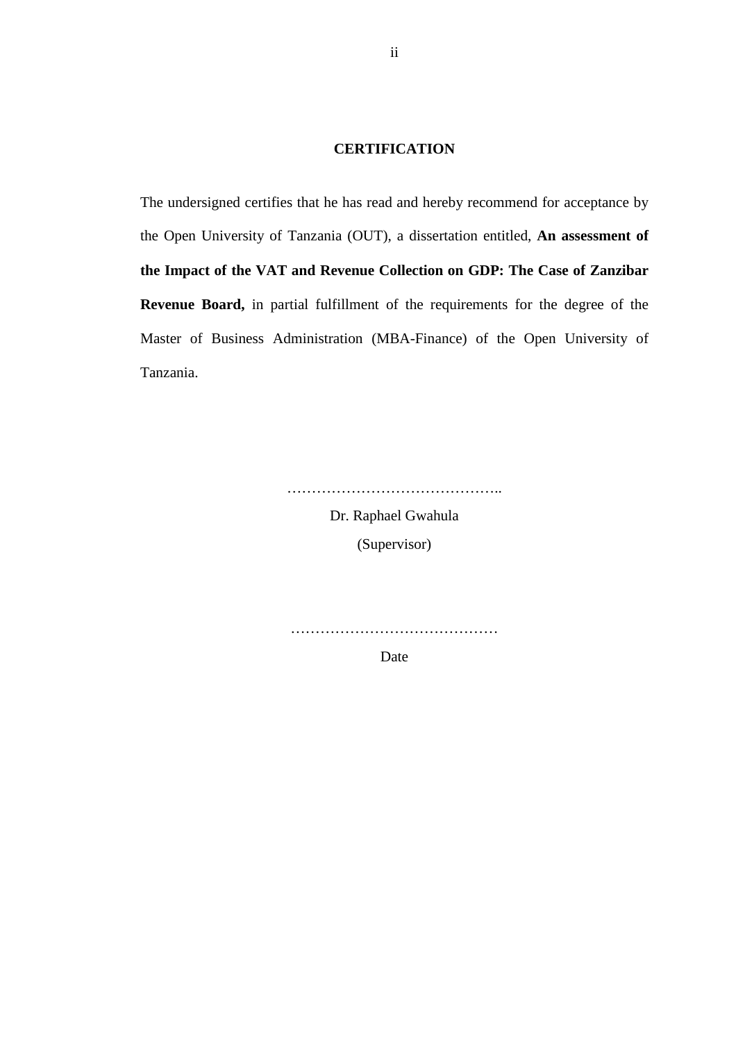# CERTIFICATION

The undersigned certifies that he has read and hereby recommend for acceptance by the Open University of Tanzania (OUT), a dissertation entitled, **An assessment of the Impact of the VAT and Revenue Collection on GDP: The Case of Zanzibar Revenue Board,** in partial fulfillment of the requirements for the degree of the Master of Business Administration (MBA-Finance) of the Open University of Tanzania.

……………………………………..

Dr. Raphael Gwahula

(Supervisor)

……………………………………

Date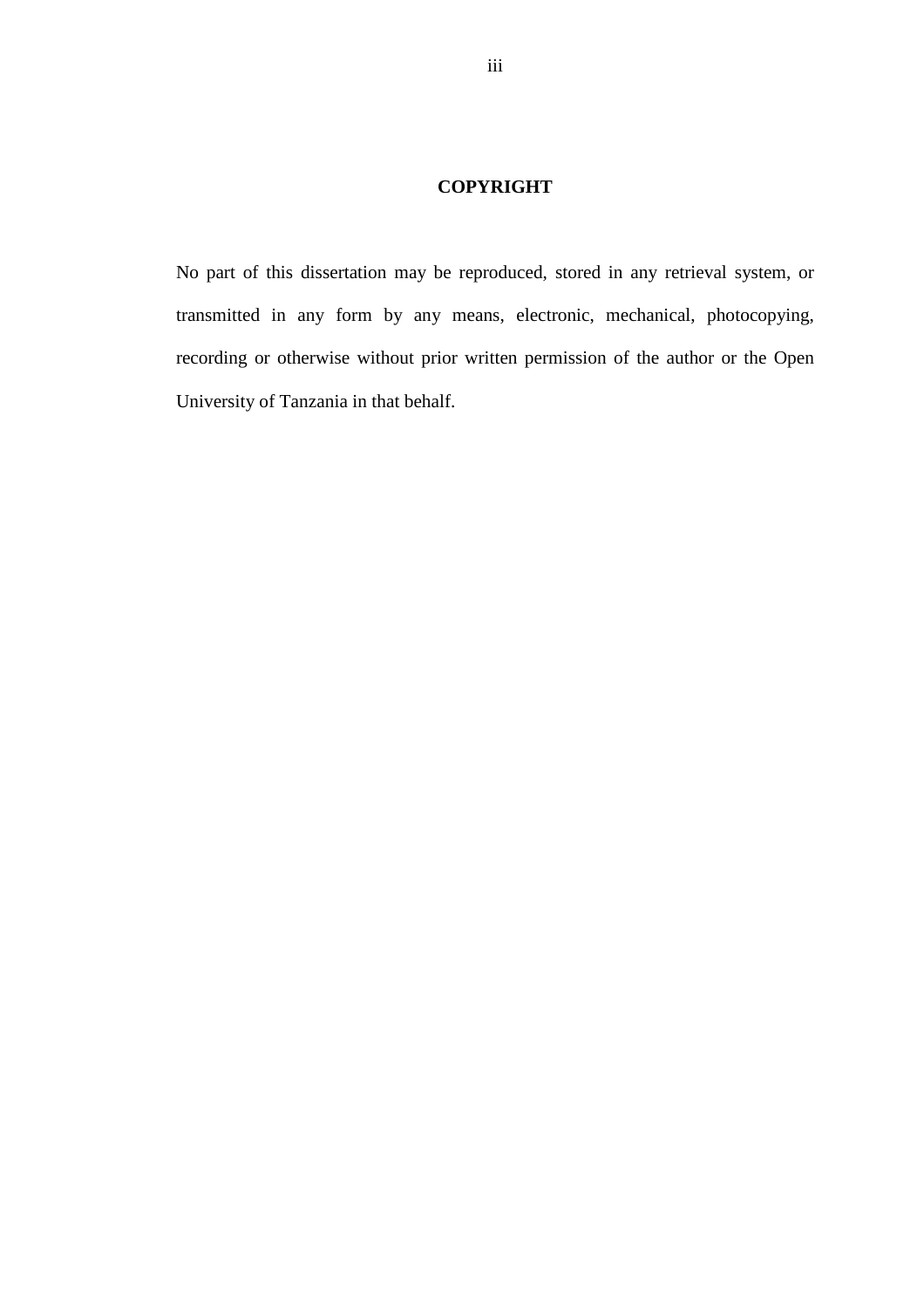# COPYRIGHT

No part of this dissertation may be reproduced, stored in any retrieval system, or transmitted in any form by any means, electronic, mechanical, photocopying, recording or otherwise without prior written permission of the author or the Open University of Tanzania in that behalf.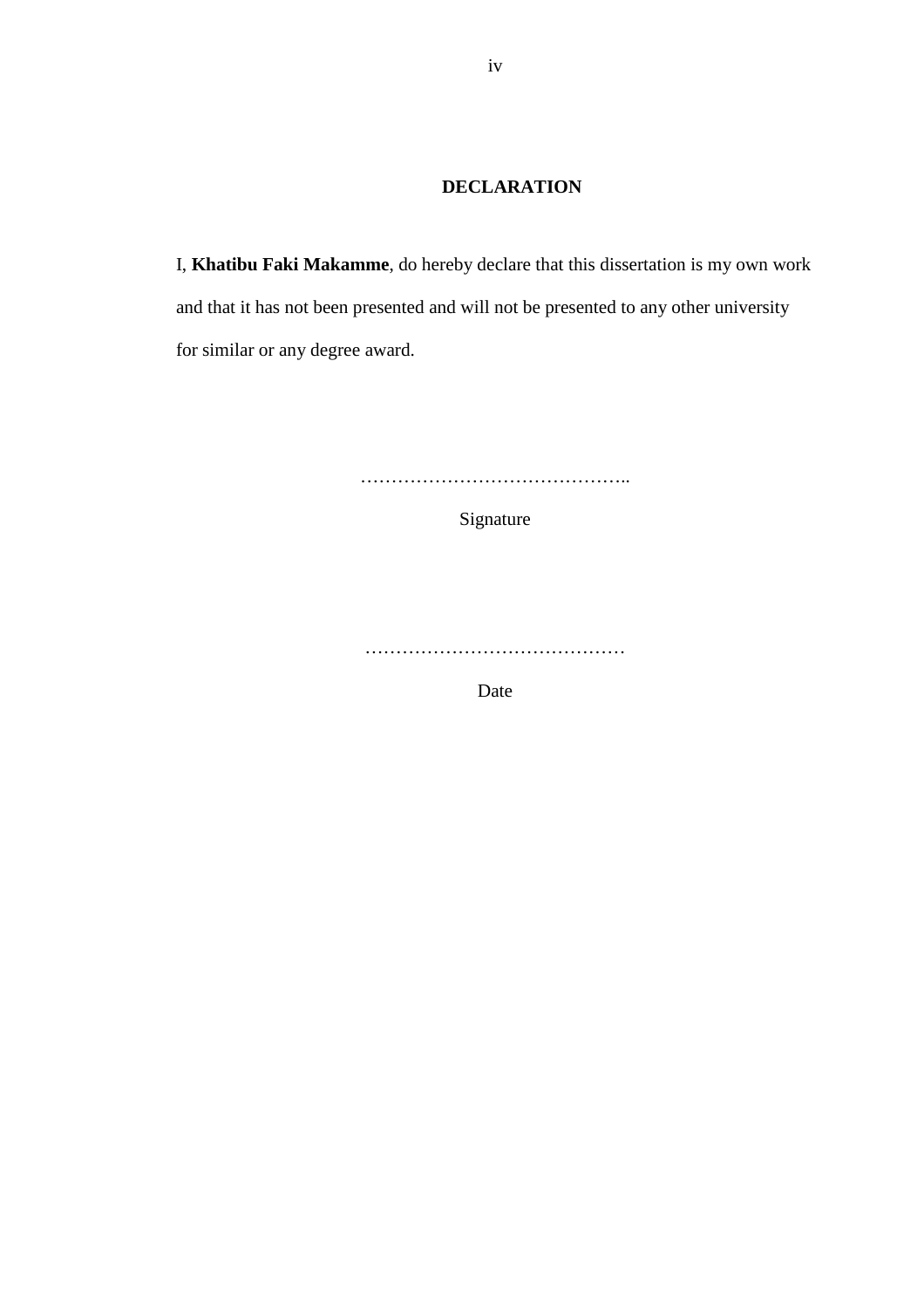# DECLARATION

I, **Khatibu Faki Makamme**, do hereby declare that this dissertation is my own work and that it has not been presented and will not be presented to any other university for similar or any degree award.

……………………………………..

Signature

……………………………………

Date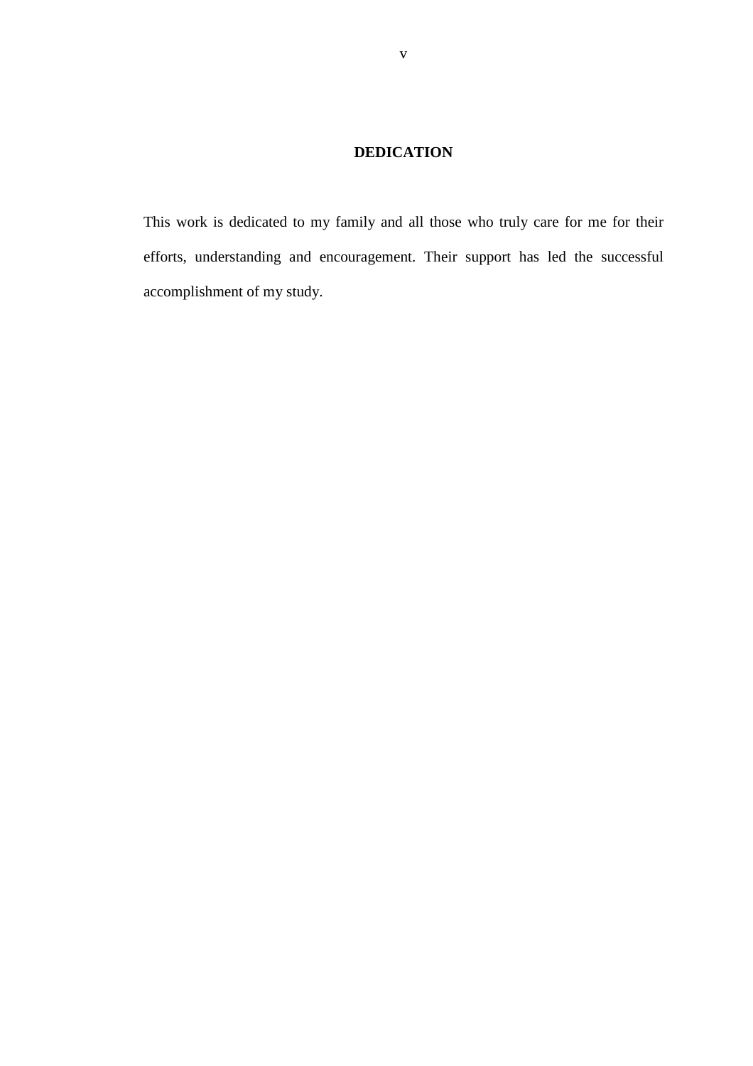# DEDICATION

This work is dedicated to my family and all those who truly care for me for their efforts, understanding and encouragement. Their support has led the successful accomplishment of my study.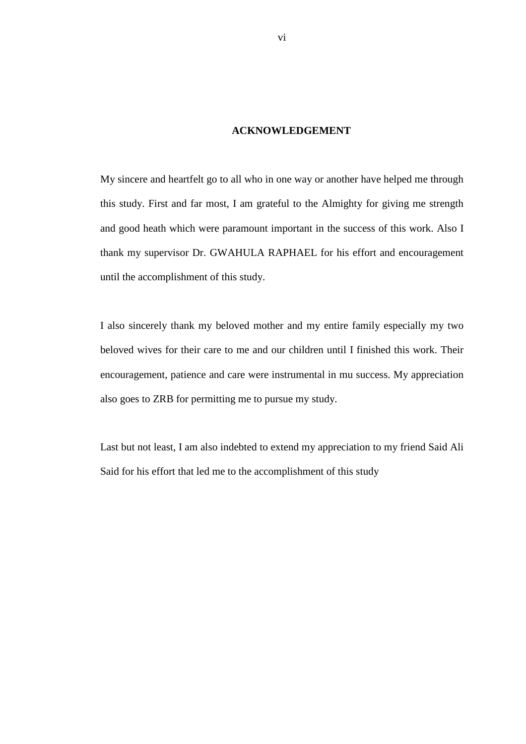## ACKNOWLEDGEMENT

My sincere and heartfelt go to all who in one way or another have helped me through this study. First and far most, I am grateful to the Almighty for giving me strength and good heath which were paramount important in the success of this work. Also I thank my supervisor Dr. GWAHULA RAPHAEL for his effort and encouragement until the accomplishment of this study.

I also sincerely thank my beloved mother and my entire family especially my two beloved wives for their care to me and our children until I finished this work. Their encouragement, patience and care were instrumental in mu success. My appreciation also goes to ZRB for permitting me to pursue my study.

Last but not least, I am also indebted to extend my appreciation to my friend Said Ali Said for his effort that led me to the accomplishment of this study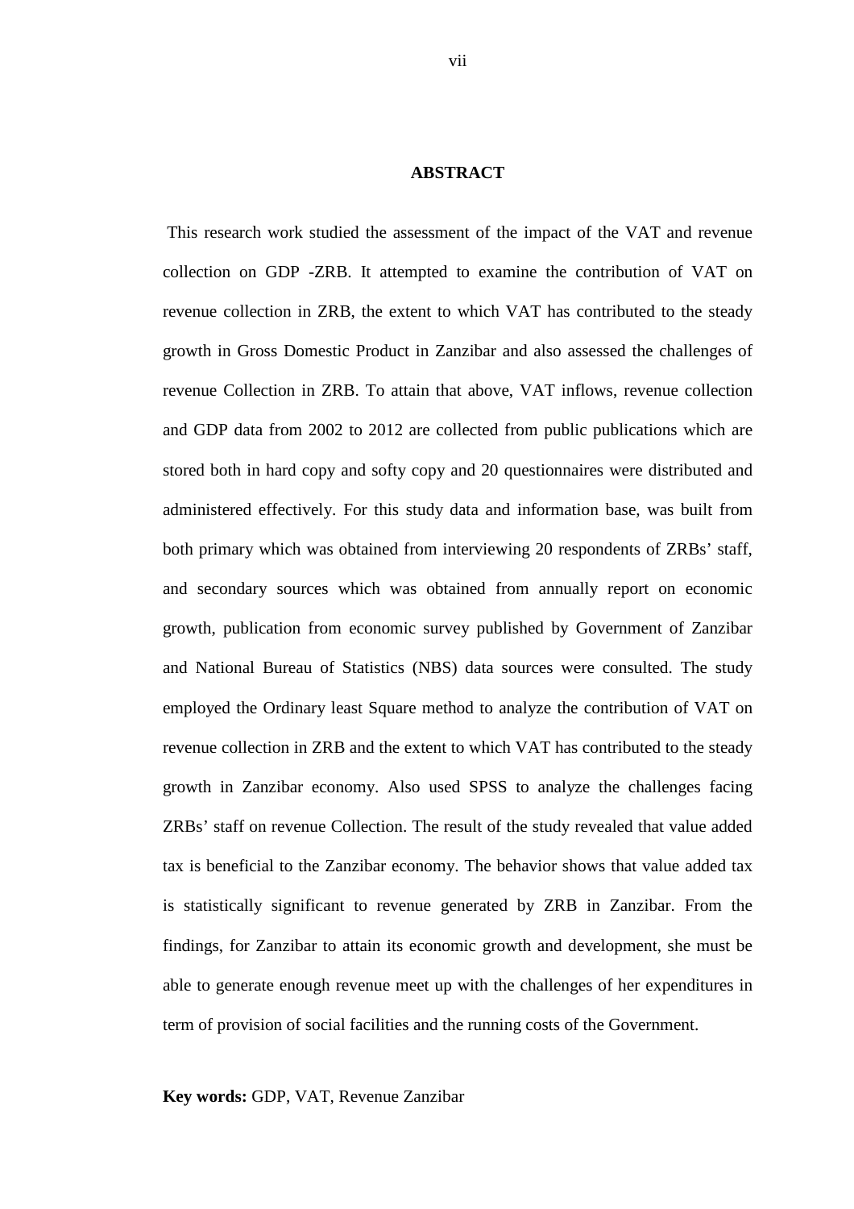## ABSTRACT

This research work studied the assessment of the impact of the VAT and revenue collection on GDP -ZRB. It attempted to examine the contribution of VAT on revenue collection in ZRB, the extent to which VAT has contributed to the steady growth in Gross Domestic Product in Zanzibar and also assessed the challenges of revenue Collection in ZRB. To attain that above, VAT inflows, revenue collection and GDP data from 2002 to 2012 are collected from public publications which are stored both in hard copy and softy copy and 20 questionnaires were distributed and administered effectively. For this study data and information base, was built from both primary which was obtained from interviewing 20 respondents of ZRBs' staff, and secondary sources which was obtained from annually report on economic growth, publication from economic survey published by Government of Zanzibar and National Bureau of Statistics (NBS) data sources were consulted. The study employed the Ordinary least Square method to analyze the contribution of VAT on revenue collection in ZRB and the extent to which VAT has contributed to the steady growth in Zanzibar economy. Also used SPSS to analyze the challenges facing ZRBs' staff on revenue Collection. The result of the study revealed that value added tax is beneficial to the Zanzibar economy. The behavior shows that value added tax is statistically significant to revenue generated by ZRB in Zanzibar. From the findings, for Zanzibar to attain its economic growth and development, she must be able to generate enough revenue meet up with the challenges of her expenditures in term of provision of social facilities and the running costs of the Government.

**Key words:** GDP, VAT, Revenue Zanzibar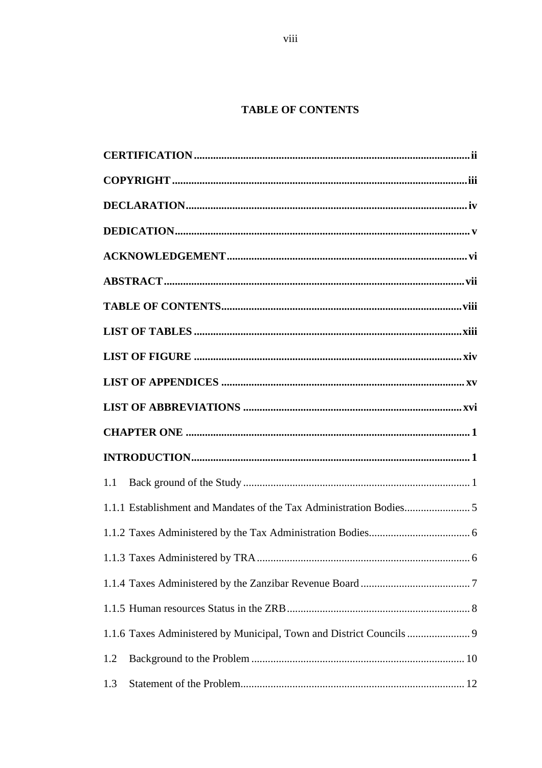**TABLE OF CONTENTS**

**CERTIFICATION** .................................................................................................... **ii**

**COPYRIGHT** .......................................................................................................... **iii**

**DECLARATION** ..................................................................................................... **iv**

**DEDICATION** .......................................................................................................... **v**

**ACKNOWLEDGEMENT** ....................................................................................... **vi**

**ABSTRACT** ............................................................................................................ **vii**

**TABLE OF CONTENTS** ....................................................................................... **viii**

**LIST OF TABLES** ................................................................................................. **xiii**

**LIST OF FIGURE** ................................................................................................. **xiv**

**LIST OF APPENDICES** ........................................................................................ **xv**

**LIST OF ABBREVIATIONS** ............................................................................... **xvi**

**CHAPTER ONE** ...................................................................................................... **1**

**INTRODUCTION** .................................................................................................... **1**

1.1 Back ground of the Study .................................................................................. 1

1.1.1 Establishment and Mandates of the Tax Administration Bodies ........................ 5

1.1.2 Taxes Administered by the Tax Administration Bodies .................................... 6

1.1.3 Taxes Administered by TRA ............................................................................. 6

1.1.4 Taxes Administered by the Zanzibar Revenue Board ........................................ 7

1.1.5 Human resources Status in the ZRB .................................................................. 8

1.1.6 Taxes Administered by Municipal, Town and District Councils ....................... 9

1.2 Background to the Problem ............................................................................. 10

1.3 Statement of the Problem ................................................................................. 12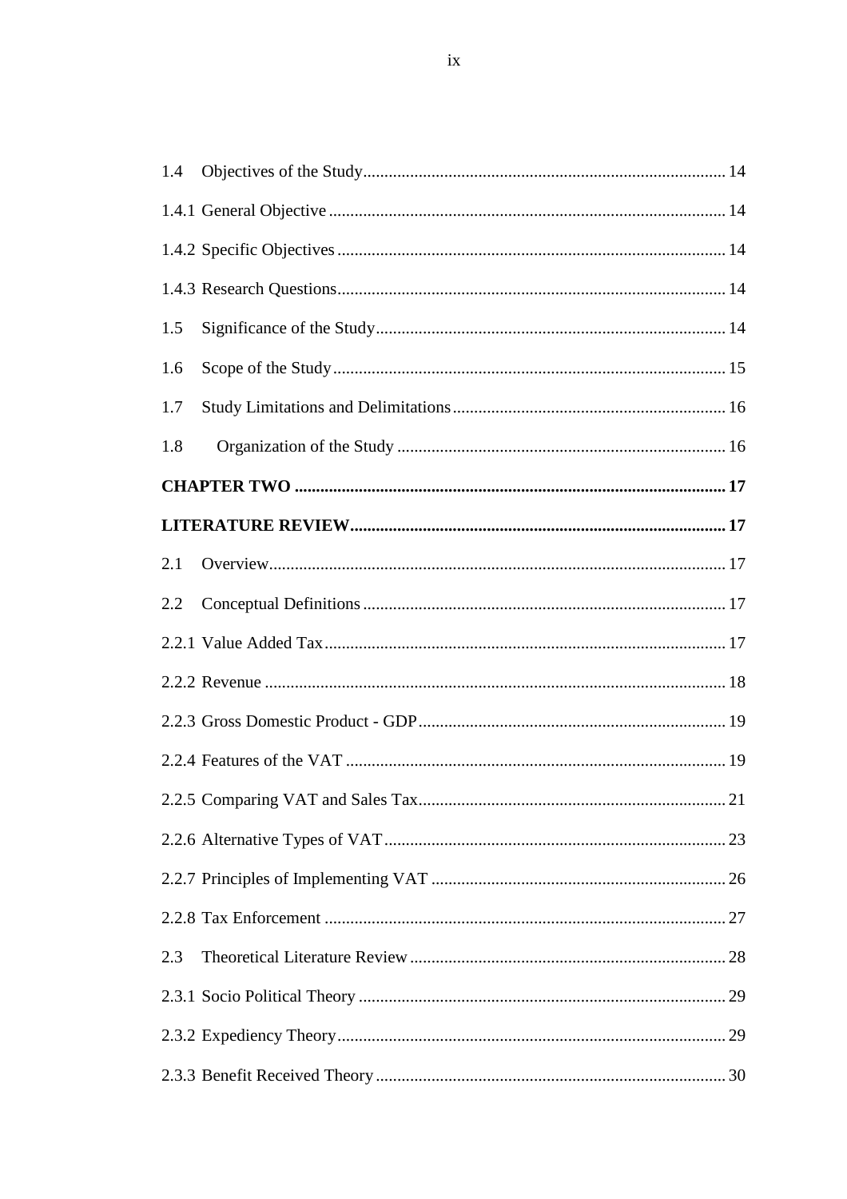1.4 Objectives of the Study ........................................................................................ 14

1.4.1 General Objective ................................................................................................ 14

1.4.2 Specific Objectives .............................................................................................. 14

1.4.3 Research Questions .............................................................................................. 14

1.5 Significance of the Study ..................................................................................... 14

1.6 Scope of the Study ............................................................................................... 15

1.7 Study Limitations and Delimitations .................................................................... 16

1.8 Organization of the Study .................................................................................... 16

**CHAPTER TWO** ........................................................................................................ **17**

**LITERATURE REVIEW** ........................................................................................... **17**

2.1 Overview ............................................................................................................... 17

2.2 Conceptual Definitions ......................................................................................... 17

2.2.1 Value Added Tax ................................................................................................ 17

2.2.2 Revenue .............................................................................................................. 18

2.2.3 Gross Domestic Product - GDP ......................................................................... 19

2.2.4 Features of the VAT ........................................................................................... 19

2.2.5 Comparing VAT and Sales Tax ........................................................................... 21

2.2.6 Alternative Types of VAT ................................................................................... 23

2.2.7 Principles of Implementing VAT ........................................................................ 26

2.2.8 Tax Enforcement ................................................................................................ 27

2.3 Theoretical Literature Review ............................................................................... 28

2.3.1 Socio Political Theory ......................................................................................... 29

2.3.2 Expediency Theory .............................................................................................. 29

2.3.3 Benefit Received Theory ..................................................................................... 30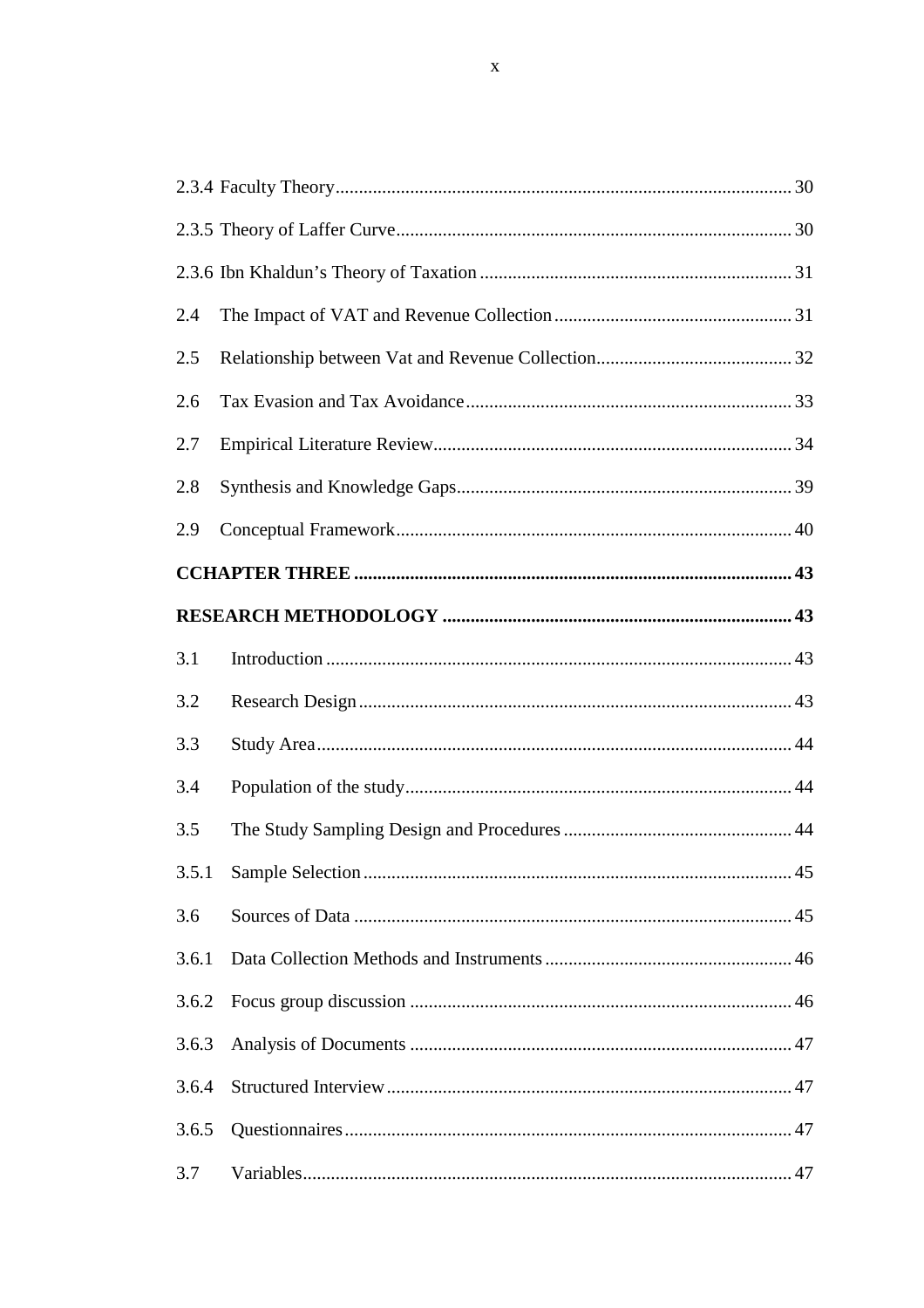2.3.4 Faculty Theory .................................................................................................. 30

2.3.5 Theory of Laffer Curve ..................................................................................... 30

2.3.6 Ibn Khaldun's Theory of Taxation ................................................................... 31

2.4 The Impact of VAT and Revenue Collection ................................................... 31

2.5 Relationship between Vat and Revenue Collection .......................................... 32

2.6 Tax Evasion and Tax Avoidance ...................................................................... 33

2.7 Empirical Literature Review ............................................................................. 34

2.8 Synthesis and Knowledge Gaps ........................................................................ 39

2.9 Conceptual Framework ..................................................................................... 40

**CCHAPTER THREE ............................................................................................. 43**

**RESEARCH METHODOLOGY ........................................................................... 43**

3.1 Introduction ....................................................................................................... 43

3.2 Research Design ................................................................................................ 43

3.3 Study Area ......................................................................................................... 44

3.4 Population of the study ...................................................................................... 44

3.5 The Study Sampling Design and Procedures ..................................................... 44

3.5.1 Sample Selection ............................................................................................ 45

3.6 Sources of Data .................................................................................................. 45

3.6.1 Data Collection Methods and Instruments ..................................................... 46

3.6.2 Focus group discussion .................................................................................. 46

3.6.3 Analysis of Documents .................................................................................. 47

3.6.4 Structured Interview ....................................................................................... 47

3.6.5 Questionnaires ................................................................................................ 47

3.7 Variables ............................................................................................................ 47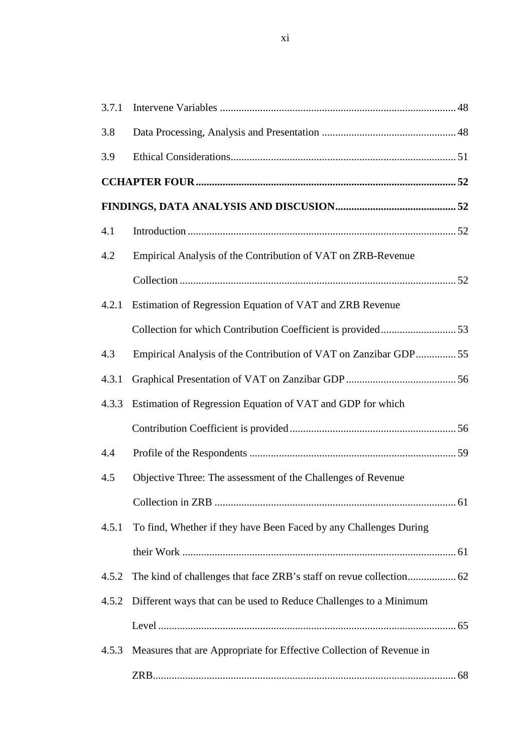3.7.1 Intervene Variables ........................................................................................ 48

3.8 Data Processing, Analysis and Presentation ................................................. 48

3.9 Ethical Considerations.................................................................................... 51

**CCHAPTER FOUR ................................................................................................ 52**

**FINDINGS, DATA ANALYSIS AND DISCUSION............................................. 52**

4.1 Introduction ................................................................................................... 52

4.2 Empirical Analysis of the Contribution of VAT on ZRB-Revenue Collection ...................................................................................................... 52

4.2.1 Estimation of Regression Equation of VAT and ZRB Revenue Collection for which Contribution Coefficient is provided ............................ 53

4.3 Empirical Analysis of the Contribution of VAT on Zanzibar GDP............... 55

4.3.1 Graphical Presentation of VAT on Zanzibar GDP ......................................... 56

4.3.3 Estimation of Regression Equation of VAT and GDP for which Contribution Coefficient is provided ............................................................. 56

4.4 Profile of the Respondents ............................................................................. 59

4.5 Objective Three: The assessment of the Challenges of Revenue Collection in ZRB .......................................................................................... 61

4.5.1 To find, Whether if they have Been Faced by any Challenges During their Work ...................................................................................................... 61

4.5.2 The kind of challenges that face ZRB's staff on revue collection.................. 62

4.5.2 Different ways that can be used to Reduce Challenges to a Minimum Level ............................................................................................................... 65

4.5.3 Measures that are Appropriate for Effective Collection of Revenue in ZRB................................................................................................................. 68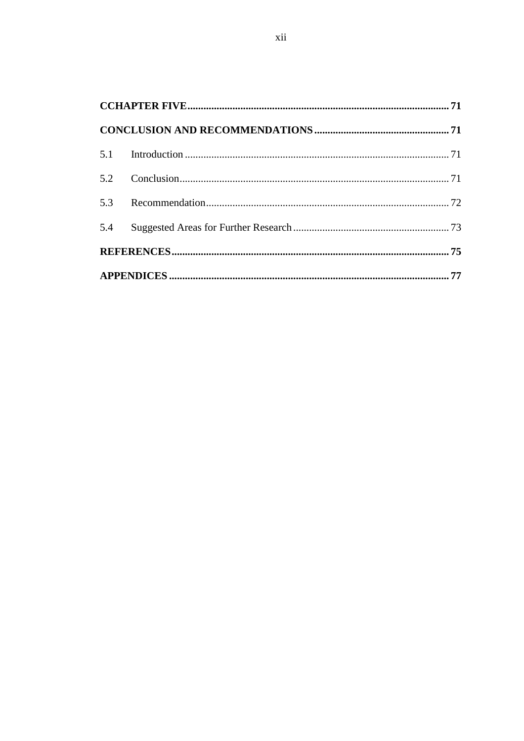**CCHAPTER FIVE** ........................................................................................... **71**

**CONCLUSION AND RECOMMENDATIONS** ................................................. **71**

5.1 Introduction ........................................................................................... 71

5.2 Conclusion ............................................................................................. 71

5.3 Recommendation .................................................................................... 72

5.4 Suggested Areas for Further Research ..................................................... 73

**REFERENCES** .......................................................................................... **75**

**APPENDICES** ........................................................................................... **77**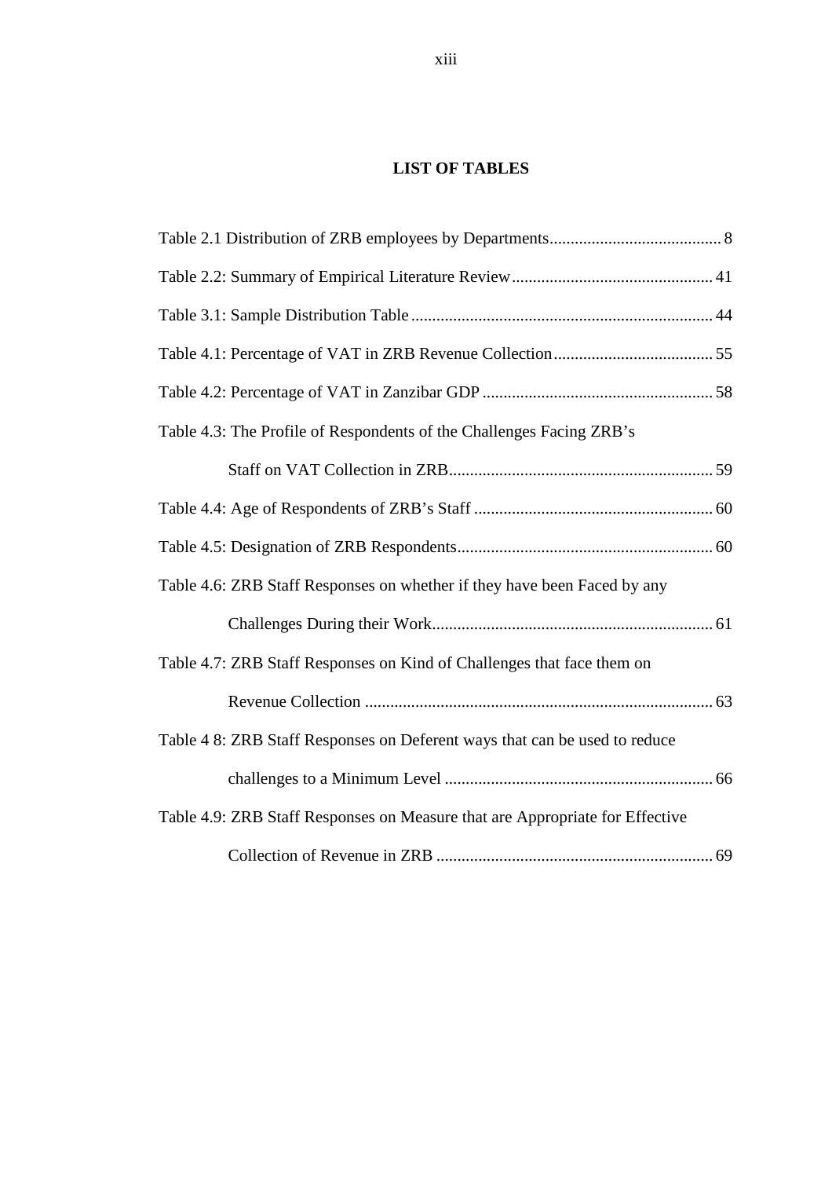# LIST OF TABLES

Table 2.1 Distribution of ZRB employees by Departments........................................ 8

Table 2.2: Summary of Empirical Literature Review................................................ 41

Table 3.1: Sample Distribution Table........................................................................ 44

Table 4.1: Percentage of VAT in ZRB Revenue Collection...................................... 55

Table 4.2: Percentage of VAT in Zanzibar GDP ....................................................... 58

Table 4.3: The Profile of Respondents of the Challenges Facing ZRB's Staff on VAT Collection in ZRB............................................................... 59

Table 4.4: Age of Respondents of ZRB's Staff ......................................................... 60

Table 4.5: Designation of ZRB Respondents............................................................. 60

Table 4.6: ZRB Staff Responses on whether if they have been Faced by any Challenges During their Work.................................................................. 61

Table 4.7: ZRB Staff Responses on Kind of Challenges that face them on Revenue Collection .................................................................................. 63

Table 4 8: ZRB Staff Responses on Deferent ways that can be used to reduce challenges to a Minimum Level ............................................................... 66

Table 4.9: ZRB Staff Responses on Measure that are Appropriate for Effective Collection of Revenue in ZRB ................................................................. 69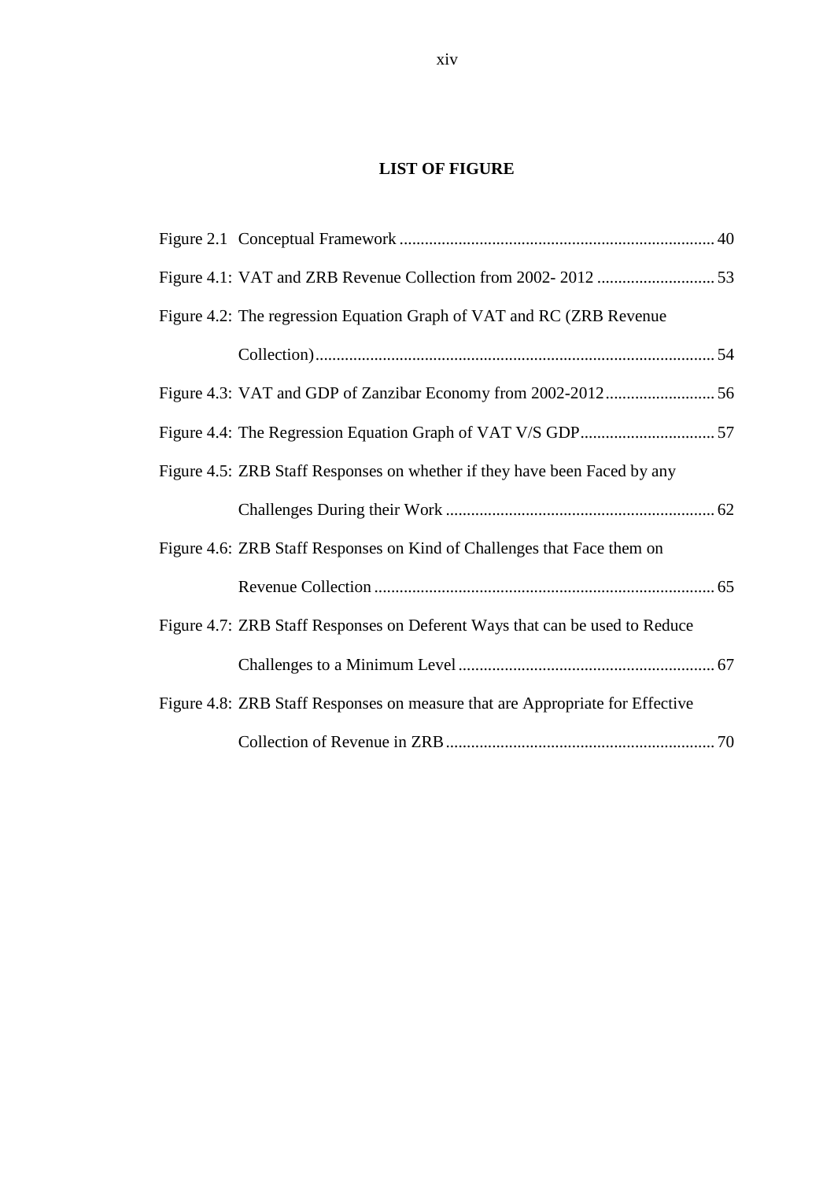## LIST OF FIGURE

Figure 2.1 Conceptual Framework ........................................................................... 40

Figure 4.1: VAT and ZRB Revenue Collection from 2002- 2012 ............................ 53

Figure 4.2: The regression Equation Graph of VAT and RC (ZRB Revenue Collection)............................................................................................ 54

Figure 4.3: VAT and GDP of Zanzibar Economy from 2002-2012.......................... 56

Figure 4.4: The Regression Equation Graph of VAT V/S GDP................................ 57

Figure 4.5: ZRB Staff Responses on whether if they have been Faced by any Challenges During their Work ................................................................ 62

Figure 4.6: ZRB Staff Responses on Kind of Challenges that Face them on Revenue Collection ................................................................................. 65

Figure 4.7: ZRB Staff Responses on Deferent Ways that can be used to Reduce Challenges to a Minimum Level ............................................................. 67

Figure 4.8: ZRB Staff Responses on measure that are Appropriate for Effective Collection of Revenue in ZRB ................................................................ 70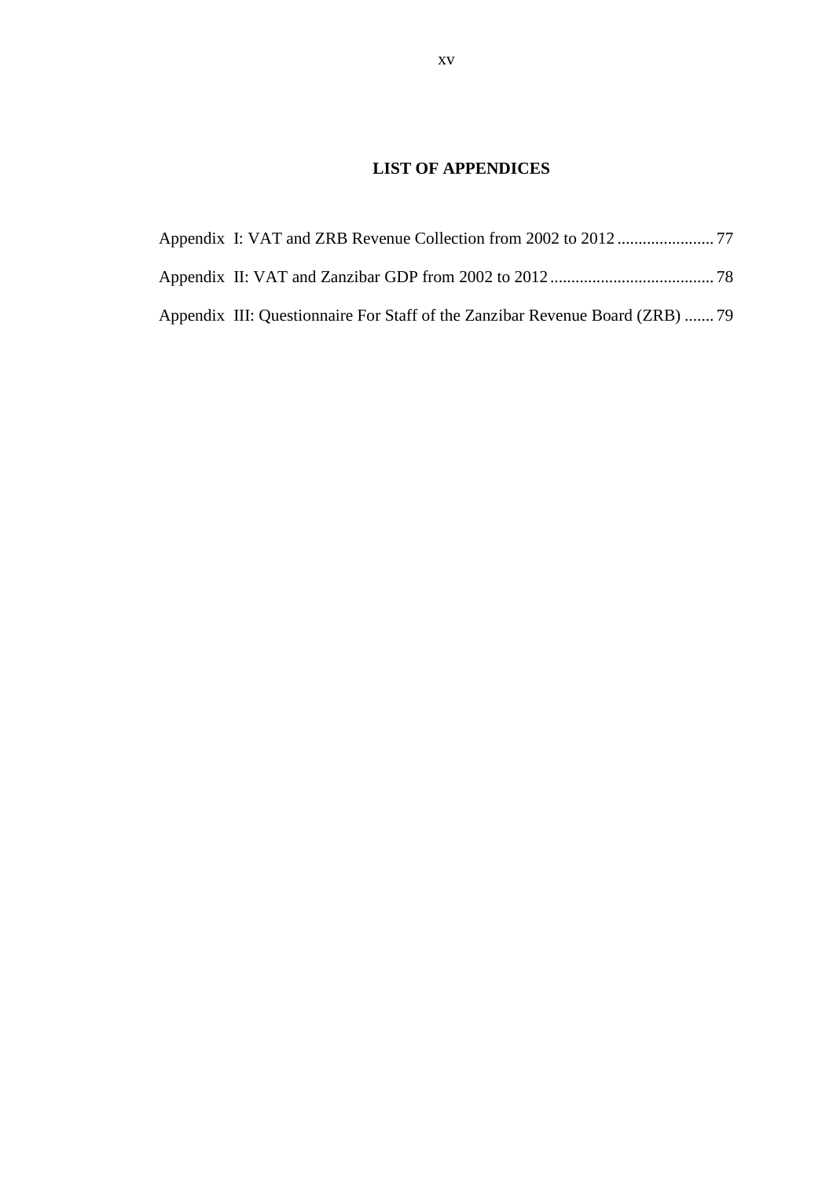## LIST OF APPENDICES

Appendix I: VAT and ZRB Revenue Collection from 2002 to 2012 ....................... 77

Appendix II: VAT and Zanzibar GDP from 2002 to 2012 ....................................... 78

Appendix III: Questionnaire For Staff of the Zanzibar Revenue Board (ZRB) ....... 79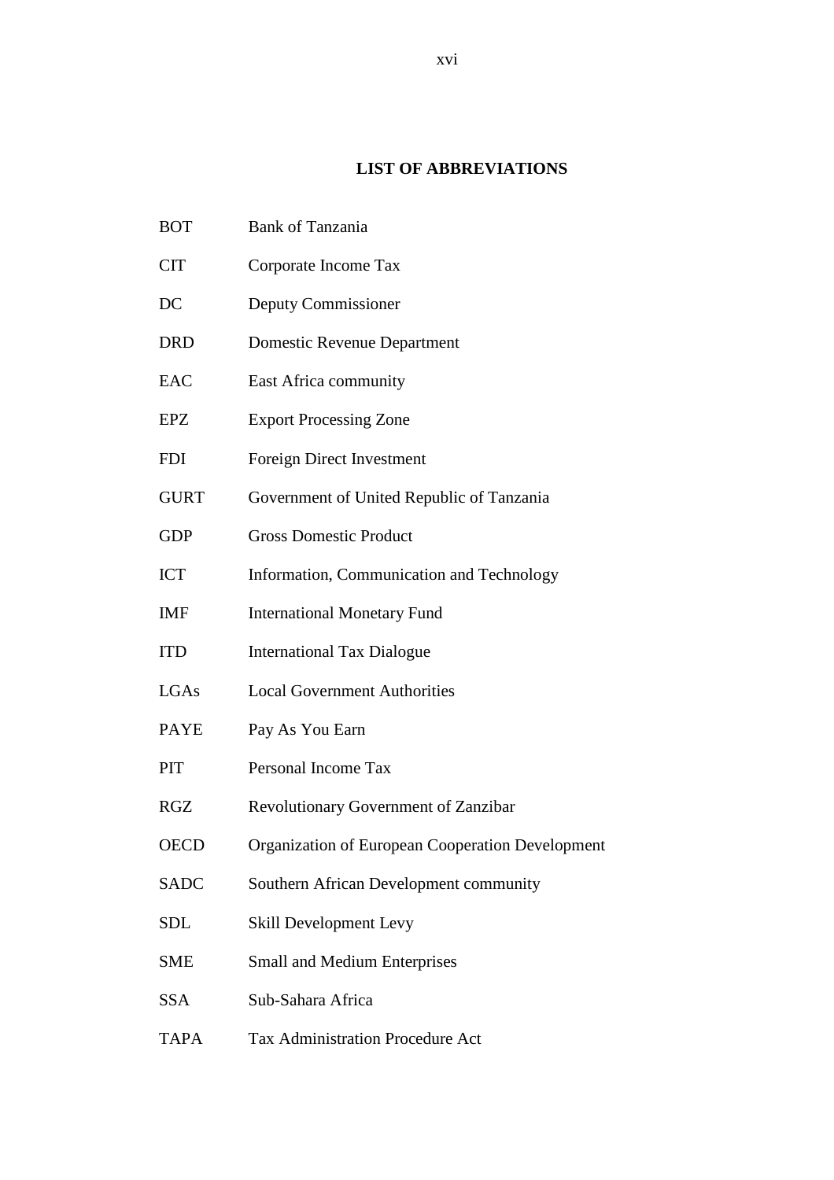## LIST OF ABBREVIATIONS

| | |
|---|---|
| BOT | Bank of Tanzania |
| CIT | Corporate Income Tax |
| DC | Deputy Commissioner |
| DRD | Domestic Revenue Department |
| EAC | East Africa community |
| EPZ | Export Processing Zone |
| FDI | Foreign Direct Investment |
| GURT | Government of United Republic of Tanzania |
| GDP | Gross Domestic Product |
| ICT | Information, Communication and Technology |
| IMF | International Monetary Fund |
| ITD | International Tax Dialogue |
| LGAs | Local Government Authorities |
| PAYE | Pay As You Earn |
| PIT | Personal Income Tax |
| RGZ | Revolutionary Government of Zanzibar |
| OECD | Organization of European Cooperation Development |
| SADC | Southern African Development community |
| SDL | Skill Development Levy |
| SME | Small and Medium Enterprises |
| SSA | Sub-Sahara Africa |
| TAPA | Tax Administration Procedure Act |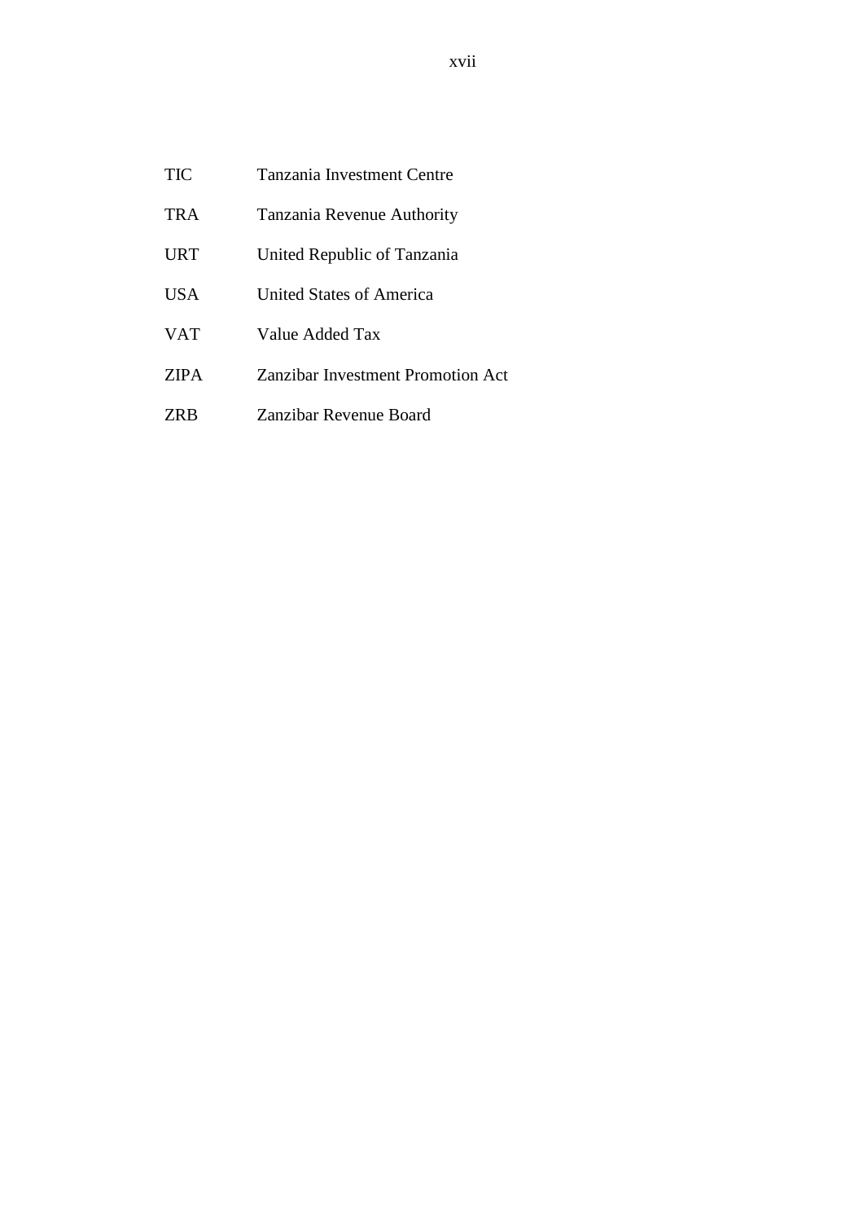| | |
|---|---|
| TIC | Tanzania Investment Centre |
| TRA | Tanzania Revenue Authority |
| URT | United Republic of Tanzania |
| USA | United States of America |
| VAT | Value Added Tax |
| ZIPA | Zanzibar Investment Promotion Act |
| ZRB | Zanzibar Revenue Board |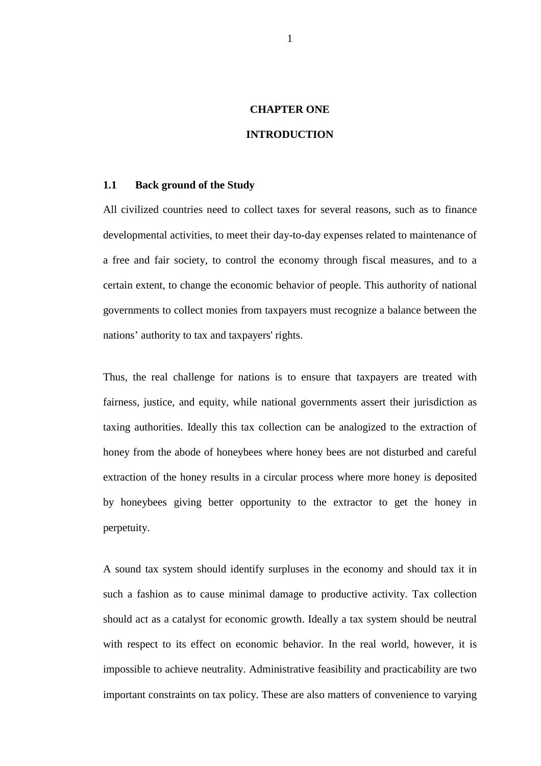# CHAPTER ONE

# INTRODUCTION

## 1.1 Back ground of the Study

All civilized countries need to collect taxes for several reasons, such as to finance developmental activities, to meet their day-to-day expenses related to maintenance of a free and fair society, to control the economy through fiscal measures, and to a certain extent, to change the economic behavior of people. This authority of national governments to collect monies from taxpayers must recognize a balance between the nations' authority to tax and taxpayers' rights.

Thus, the real challenge for nations is to ensure that taxpayers are treated with fairness, justice, and equity, while national governments assert their jurisdiction as taxing authorities. Ideally this tax collection can be analogized to the extraction of honey from the abode of honeybees where honey bees are not disturbed and careful extraction of the honey results in a circular process where more honey is deposited by honeybees giving better opportunity to the extractor to get the honey in perpetuity.

A sound tax system should identify surpluses in the economy and should tax it in such a fashion as to cause minimal damage to productive activity. Tax collection should act as a catalyst for economic growth. Ideally a tax system should be neutral with respect to its effect on economic behavior. In the real world, however, it is impossible to achieve neutrality. Administrative feasibility and practicability are two important constraints on tax policy. These are also matters of convenience to varying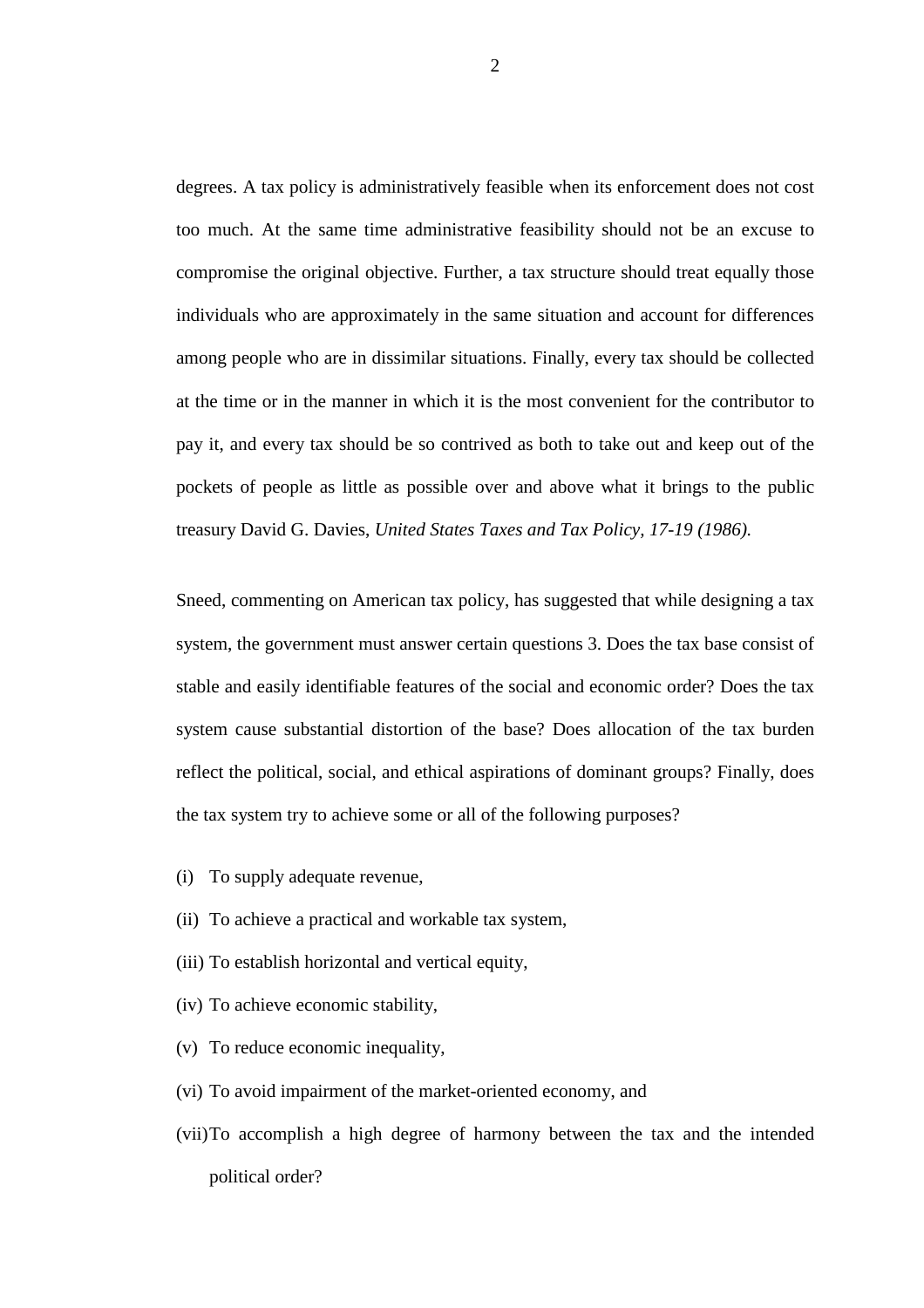degrees. A tax policy is administratively feasible when its enforcement does not cost too much. At the same time administrative feasibility should not be an excuse to compromise the original objective. Further, a tax structure should treat equally those individuals who are approximately in the same situation and account for differences among people who are in dissimilar situations. Finally, every tax should be collected at the time or in the manner in which it is the most convenient for the contributor to pay it, and every tax should be so contrived as both to take out and keep out of the pockets of people as little as possible over and above what it brings to the public treasury David G. Davies, *United States Taxes and Tax Policy, 17-19 (1986).*

Sneed, commenting on American tax policy, has suggested that while designing a tax system, the government must answer certain questions 3. Does the tax base consist of stable and easily identifiable features of the social and economic order? Does the tax system cause substantial distortion of the base? Does allocation of the tax burden reflect the political, social, and ethical aspirations of dominant groups? Finally, does the tax system try to achieve some or all of the following purposes?

(i) To supply adequate revenue,

(ii) To achieve a practical and workable tax system,

(iii) To establish horizontal and vertical equity,

(iv) To achieve economic stability,

(v) To reduce economic inequality,

(vi) To avoid impairment of the market-oriented economy, and

(vii) To accomplish a high degree of harmony between the tax and the intended political order?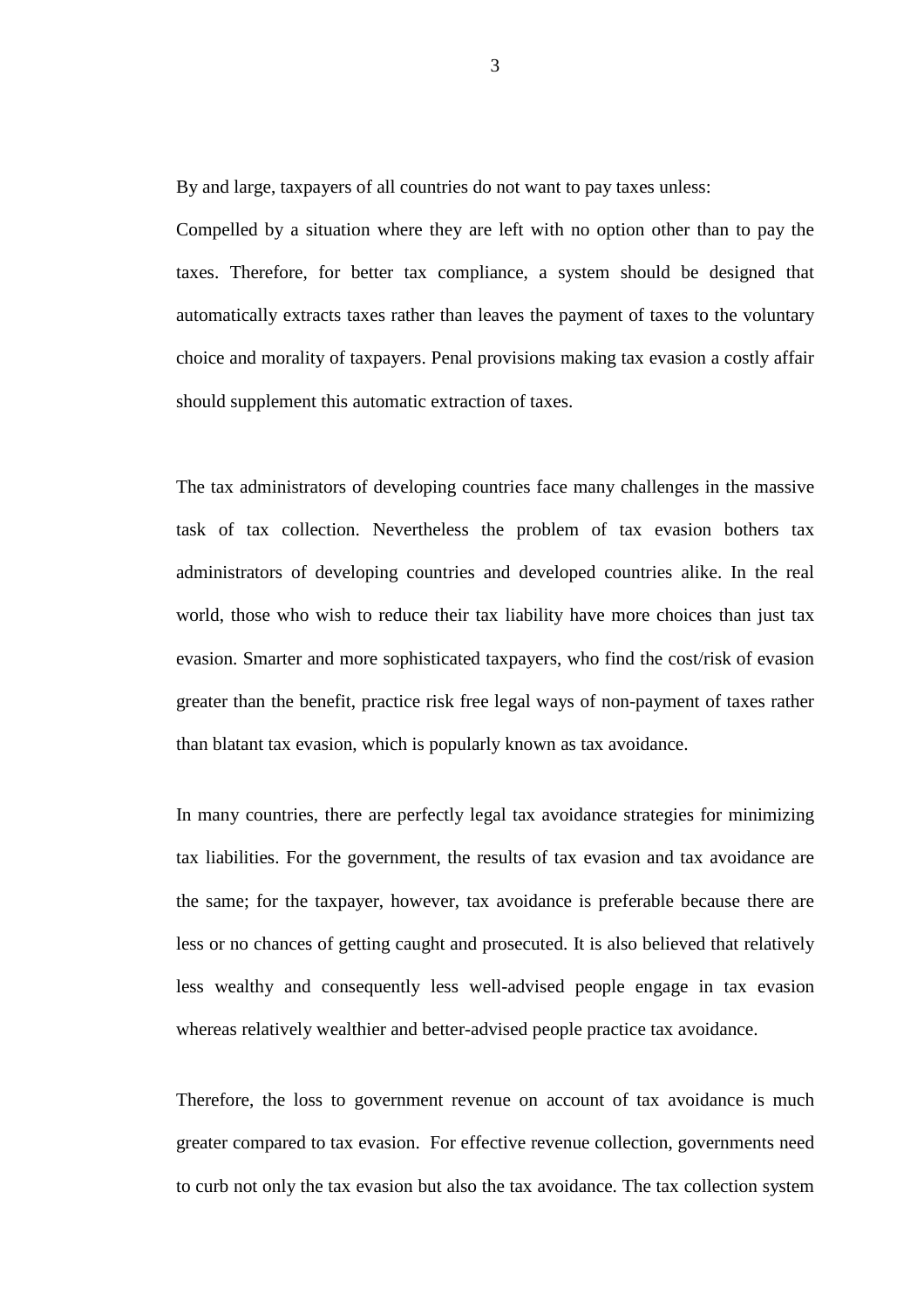By and large, taxpayers of all countries do not want to pay taxes unless:

Compelled by a situation where they are left with no option other than to pay the taxes. Therefore, for better tax compliance, a system should be designed that automatically extracts taxes rather than leaves the payment of taxes to the voluntary choice and morality of taxpayers. Penal provisions making tax evasion a costly affair should supplement this automatic extraction of taxes.

The tax administrators of developing countries face many challenges in the massive task of tax collection. Nevertheless the problem of tax evasion bothers tax administrators of developing countries and developed countries alike. In the real world, those who wish to reduce their tax liability have more choices than just tax evasion. Smarter and more sophisticated taxpayers, who find the cost/risk of evasion greater than the benefit, practice risk free legal ways of non-payment of taxes rather than blatant tax evasion, which is popularly known as tax avoidance.

In many countries, there are perfectly legal tax avoidance strategies for minimizing tax liabilities. For the government, the results of tax evasion and tax avoidance are the same; for the taxpayer, however, tax avoidance is preferable because there are less or no chances of getting caught and prosecuted. It is also believed that relatively less wealthy and consequently less well-advised people engage in tax evasion whereas relatively wealthier and better-advised people practice tax avoidance.

Therefore, the loss to government revenue on account of tax avoidance is much greater compared to tax evasion. For effective revenue collection, governments need to curb not only the tax evasion but also the tax avoidance. The tax collection system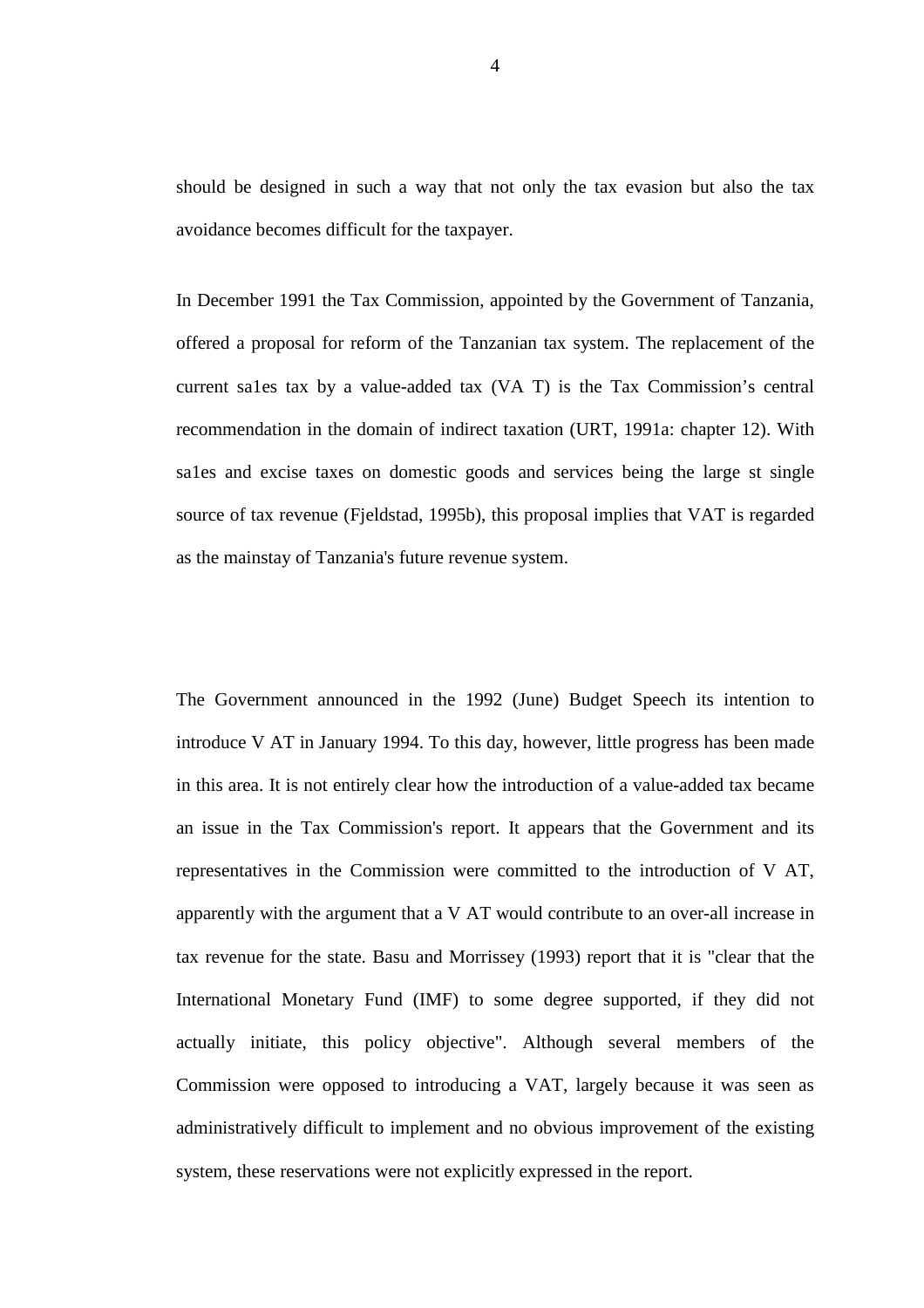should be designed in such a way that not only the tax evasion but also the tax avoidance becomes difficult for the taxpayer.

In December 1991 the Tax Commission, appointed by the Government of Tanzania, offered a proposal for reform of the Tanzanian tax system. The replacement of the current sa1es tax by a value-added tax (VA T) is the Tax Commission's central recommendation in the domain of indirect taxation (URT, 1991a: chapter 12). With sa1es and excise taxes on domestic goods and services being the large st single source of tax revenue (Fjeldstad, 1995b), this proposal implies that VAT is regarded as the mainstay of Tanzania's future revenue system.

The Government announced in the 1992 (June) Budget Speech its intention to introduce V AT in January 1994. To this day, however, little progress has been made in this area. It is not entirely clear how the introduction of a value-added tax became an issue in the Tax Commission's report. It appears that the Government and its representatives in the Commission were committed to the introduction of V AT, apparently with the argument that a V AT would contribute to an over-all increase in tax revenue for the state. Basu and Morrissey (1993) report that it is "clear that the International Monetary Fund (IMF) to some degree supported, if they did not actually initiate, this policy objective". Although several members of the Commission were opposed to introducing a VAT, largely because it was seen as administratively difficult to implement and no obvious improvement of the existing system, these reservations were not explicitly expressed in the report.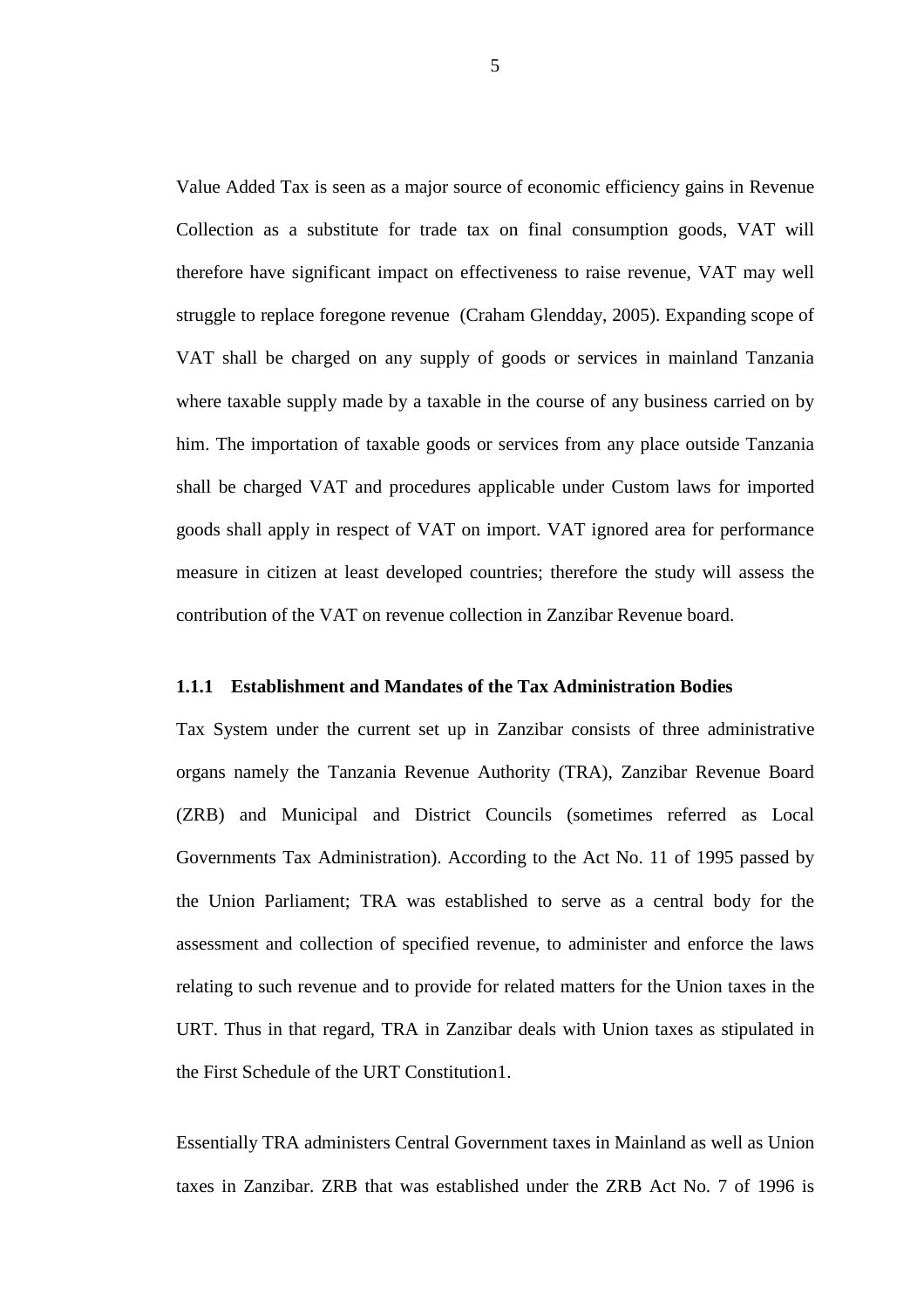Value Added Tax is seen as a major source of economic efficiency gains in Revenue Collection as a substitute for trade tax on final consumption goods, VAT will therefore have significant impact on effectiveness to raise revenue, VAT may well struggle to replace foregone revenue (Craham Glendday, 2005). Expanding scope of VAT shall be charged on any supply of goods or services in mainland Tanzania where taxable supply made by a taxable in the course of any business carried on by him. The importation of taxable goods or services from any place outside Tanzania shall be charged VAT and procedures applicable under Custom laws for imported goods shall apply in respect of VAT on import. VAT ignored area for performance measure in citizen at least developed countries; therefore the study will assess the contribution of the VAT on revenue collection in Zanzibar Revenue board.

### 1.1.1 Establishment and Mandates of the Tax Administration Bodies

Tax System under the current set up in Zanzibar consists of three administrative organs namely the Tanzania Revenue Authority (TRA), Zanzibar Revenue Board (ZRB) and Municipal and District Councils (sometimes referred as Local Governments Tax Administration). According to the Act No. 11 of 1995 passed by the Union Parliament; TRA was established to serve as a central body for the assessment and collection of specified revenue, to administer and enforce the laws relating to such revenue and to provide for related matters for the Union taxes in the URT. Thus in that regard, TRA in Zanzibar deals with Union taxes as stipulated in the First Schedule of the URT Constitution1.

Essentially TRA administers Central Government taxes in Mainland as well as Union taxes in Zanzibar. ZRB that was established under the ZRB Act No. 7 of 1996 is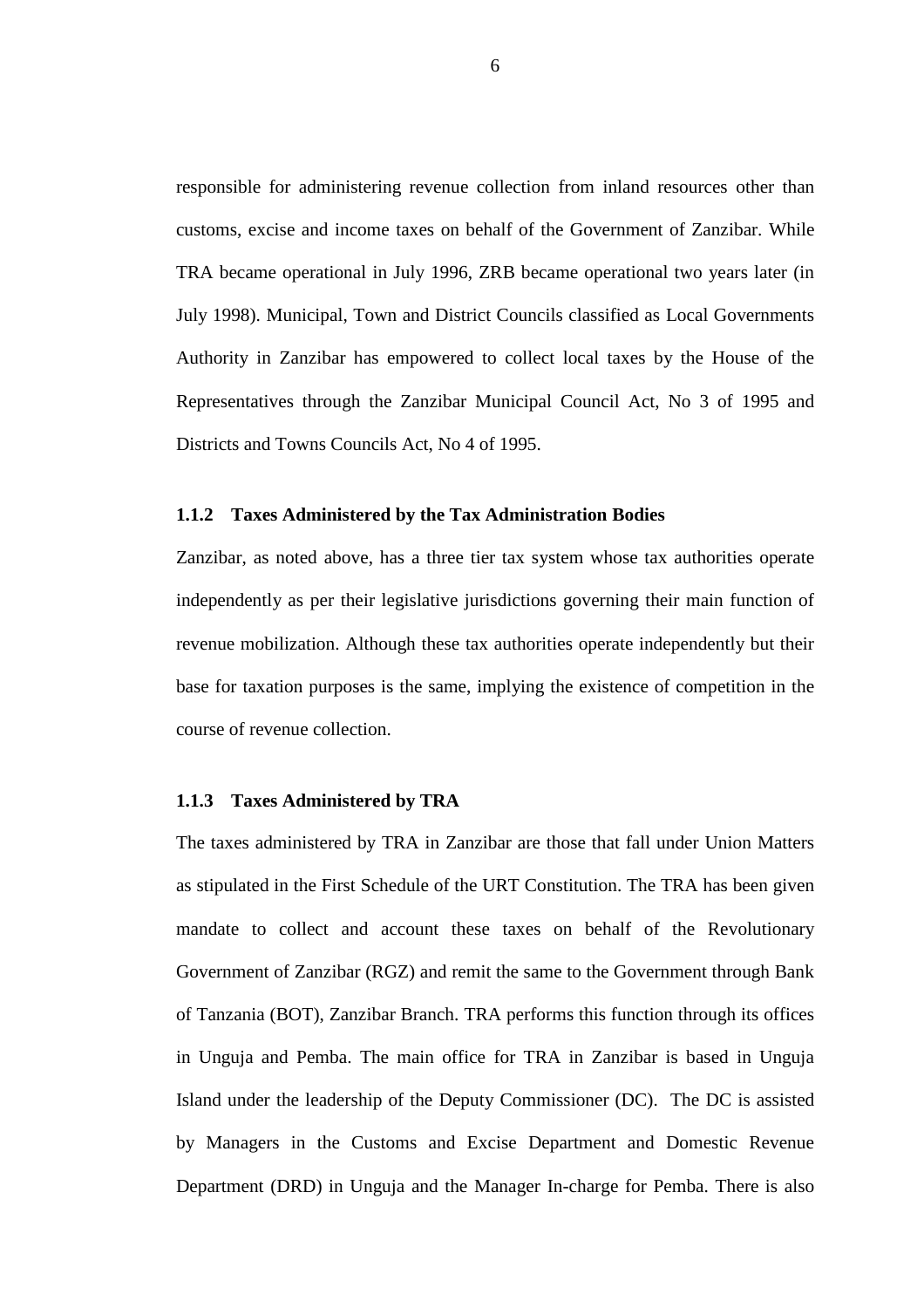responsible for administering revenue collection from inland resources other than customs, excise and income taxes on behalf of the Government of Zanzibar. While TRA became operational in July 1996, ZRB became operational two years later (in July 1998). Municipal, Town and District Councils classified as Local Governments Authority in Zanzibar has empowered to collect local taxes by the House of the Representatives through the Zanzibar Municipal Council Act, No 3 of 1995 and Districts and Towns Councils Act, No 4 of 1995.

### 1.1.2 Taxes Administered by the Tax Administration Bodies

Zanzibar, as noted above, has a three tier tax system whose tax authorities operate independently as per their legislative jurisdictions governing their main function of revenue mobilization. Although these tax authorities operate independently but their base for taxation purposes is the same, implying the existence of competition in the course of revenue collection.

### 1.1.3 Taxes Administered by TRA

The taxes administered by TRA in Zanzibar are those that fall under Union Matters as stipulated in the First Schedule of the URT Constitution. The TRA has been given mandate to collect and account these taxes on behalf of the Revolutionary Government of Zanzibar (RGZ) and remit the same to the Government through Bank of Tanzania (BOT), Zanzibar Branch. TRA performs this function through its offices in Unguja and Pemba. The main office for TRA in Zanzibar is based in Unguja Island under the leadership of the Deputy Commissioner (DC). The DC is assisted by Managers in the Customs and Excise Department and Domestic Revenue Department (DRD) in Unguja and the Manager In-charge for Pemba. There is also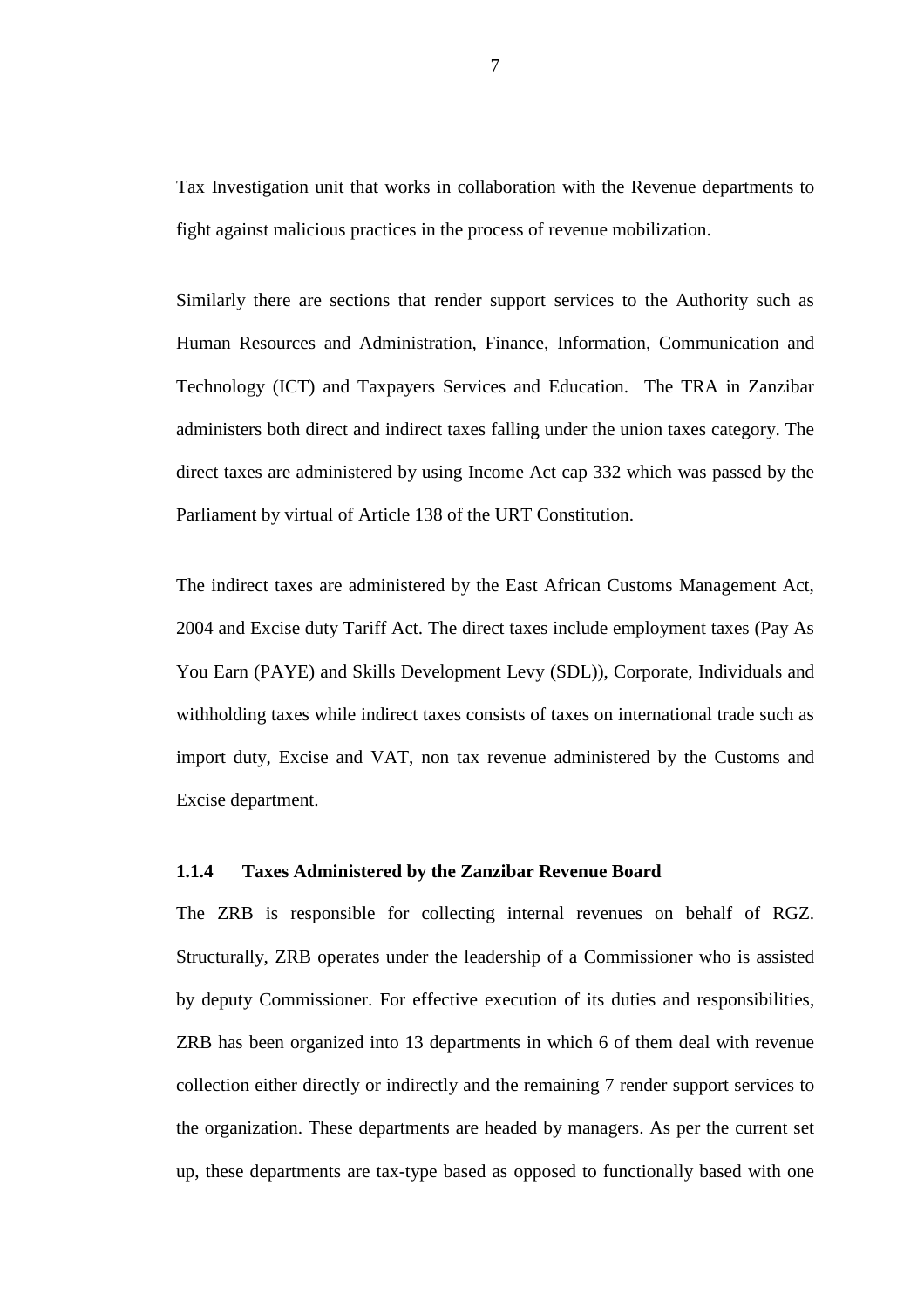Tax Investigation unit that works in collaboration with the Revenue departments to fight against malicious practices in the process of revenue mobilization.

Similarly there are sections that render support services to the Authority such as Human Resources and Administration, Finance, Information, Communication and Technology (ICT) and Taxpayers Services and Education. The TRA in Zanzibar administers both direct and indirect taxes falling under the union taxes category. The direct taxes are administered by using Income Act cap 332 which was passed by the Parliament by virtual of Article 138 of the URT Constitution.

The indirect taxes are administered by the East African Customs Management Act, 2004 and Excise duty Tariff Act. The direct taxes include employment taxes (Pay As You Earn (PAYE) and Skills Development Levy (SDL)), Corporate, Individuals and withholding taxes while indirect taxes consists of taxes on international trade such as import duty, Excise and VAT, non tax revenue administered by the Customs and Excise department.

#### 1.1.4 Taxes Administered by the Zanzibar Revenue Board

The ZRB is responsible for collecting internal revenues on behalf of RGZ. Structurally, ZRB operates under the leadership of a Commissioner who is assisted by deputy Commissioner. For effective execution of its duties and responsibilities, ZRB has been organized into 13 departments in which 6 of them deal with revenue collection either directly or indirectly and the remaining 7 render support services to the organization. These departments are headed by managers. As per the current set up, these departments are tax-type based as opposed to functionally based with one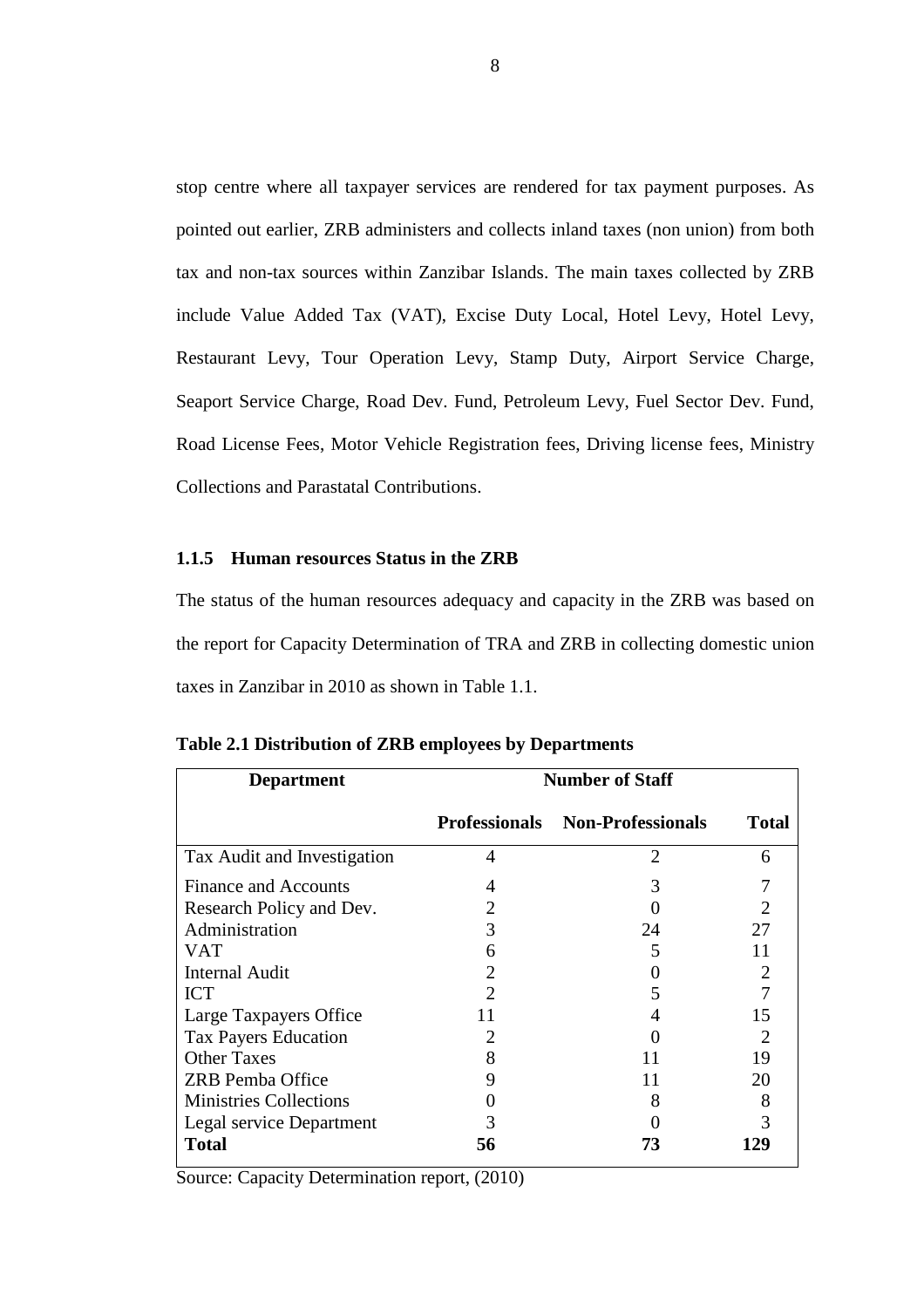stop centre where all taxpayer services are rendered for tax payment purposes. As pointed out earlier, ZRB administers and collects inland taxes (non union) from both tax and non-tax sources within Zanzibar Islands. The main taxes collected by ZRB include Value Added Tax (VAT), Excise Duty Local, Hotel Levy, Hotel Levy, Restaurant Levy, Tour Operation Levy, Stamp Duty, Airport Service Charge, Seaport Service Charge, Road Dev. Fund, Petroleum Levy, Fuel Sector Dev. Fund, Road License Fees, Motor Vehicle Registration fees, Driving license fees, Ministry Collections and Parastatal Contributions.

### 1.1.5 Human resources Status in the ZRB

The status of the human resources adequacy and capacity in the ZRB was based on the report for Capacity Determination of TRA and ZRB in collecting domestic union taxes in Zanzibar in 2010 as shown in Table 1.1.

**Table 2.1 Distribution of ZRB employees by Departments**

| Department | Number of Staff | | |
|---|---|---|---|
| | **Professionals** | **Non-Professionals** | **Total** |
| Tax Audit and Investigation | 4 | 2 | 6 |
| Finance and Accounts | 4 | 3 | 7 |
| Research Policy and Dev. | 2 | 0 | 2 |
| Administration | 3 | 24 | 27 |
| VAT | 6 | 5 | 11 |
| Internal Audit | 2 | 0 | 2 |
| ICT | 2 | 5 | 7 |
| Large Taxpayers Office | 11 | 4 | 15 |
| Tax Payers Education | 2 | 0 | 2 |
| Other Taxes | 8 | 11 | 19 |
| ZRB Pemba Office | 9 | 11 | 20 |
| Ministries Collections | 0 | 8 | 8 |
| Legal service Department | 3 | 0 | 3 |
| **Total** | **56** | **73** | **129** |

Source: Capacity Determination report, (2010)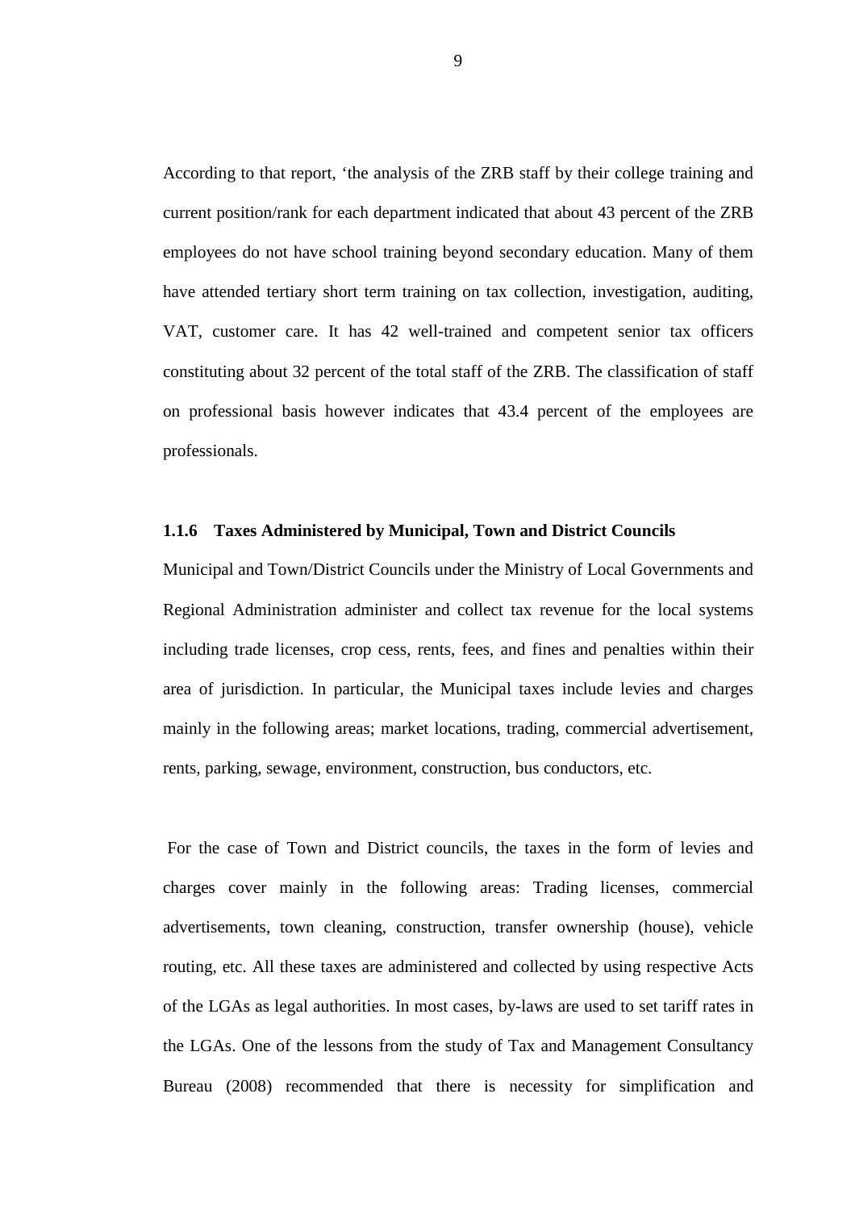According to that report, 'the analysis of the ZRB staff by their college training and current position/rank for each department indicated that about 43 percent of the ZRB employees do not have school training beyond secondary education. Many of them have attended tertiary short term training on tax collection, investigation, auditing, VAT, customer care. It has 42 well-trained and competent senior tax officers constituting about 32 percent of the total staff of the ZRB. The classification of staff on professional basis however indicates that 43.4 percent of the employees are professionals.

### 1.1.6 Taxes Administered by Municipal, Town and District Councils

Municipal and Town/District Councils under the Ministry of Local Governments and Regional Administration administer and collect tax revenue for the local systems including trade licenses, crop cess, rents, fees, and fines and penalties within their area of jurisdiction. In particular, the Municipal taxes include levies and charges mainly in the following areas; market locations, trading, commercial advertisement, rents, parking, sewage, environment, construction, bus conductors, etc.

For the case of Town and District councils, the taxes in the form of levies and charges cover mainly in the following areas: Trading licenses, commercial advertisements, town cleaning, construction, transfer ownership (house), vehicle routing, etc. All these taxes are administered and collected by using respective Acts of the LGAs as legal authorities. In most cases, by-laws are used to set tariff rates in the LGAs. One of the lessons from the study of Tax and Management Consultancy Bureau (2008) recommended that there is necessity for simplification and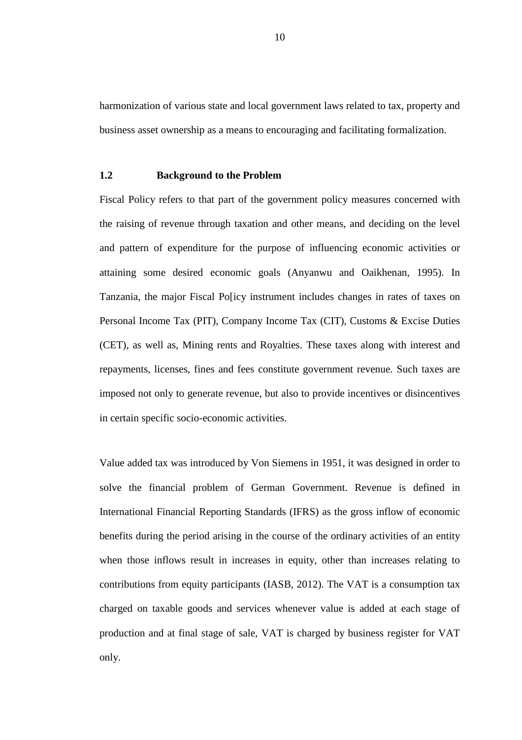harmonization of various state and local government laws related to tax, property and business asset ownership as a means to encouraging and facilitating formalization.

## 1.2 Background to the Problem

Fiscal Policy refers to that part of the government policy measures concerned with the raising of revenue through taxation and other means, and deciding on the level and pattern of expenditure for the purpose of influencing economic activities or attaining some desired economic goals (Anyanwu and Oaikhenan, 1995). In Tanzania, the major Fiscal Po[icy instrument includes changes in rates of taxes on Personal Income Tax (PIT), Company Income Tax (CIT), Customs & Excise Duties (CET), as well as, Mining rents and Royalties. These taxes along with interest and repayments, licenses, fines and fees constitute government revenue. Such taxes are imposed not only to generate revenue, but also to provide incentives or disincentives in certain specific socio-economic activities.

Value added tax was introduced by Von Siemens in 1951, it was designed in order to solve the financial problem of German Government. Revenue is defined in International Financial Reporting Standards (IFRS) as the gross inflow of economic benefits during the period arising in the course of the ordinary activities of an entity when those inflows result in increases in equity, other than increases relating to contributions from equity participants (IASB, 2012). The VAT is a consumption tax charged on taxable goods and services whenever value is added at each stage of production and at final stage of sale, VAT is charged by business register for VAT only.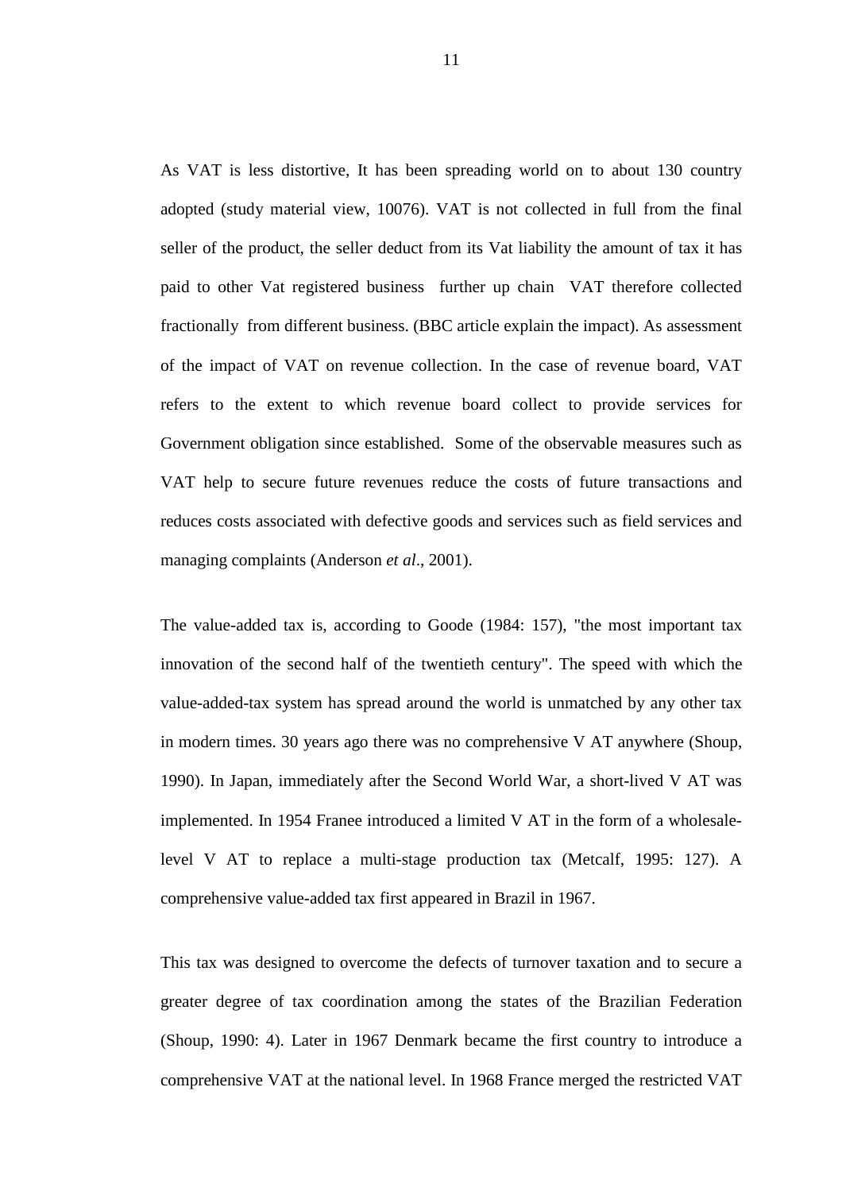As VAT is less distortive, It has been spreading world on to about 130 country adopted (study material view, 10076). VAT is not collected in full from the final seller of the product, the seller deduct from its Vat liability the amount of tax it has paid to other Vat registered business further up chain VAT therefore collected fractionally from different business. (BBC article explain the impact). As assessment of the impact of VAT on revenue collection. In the case of revenue board, VAT refers to the extent to which revenue board collect to provide services for Government obligation since established. Some of the observable measures such as VAT help to secure future revenues reduce the costs of future transactions and reduces costs associated with defective goods and services such as field services and managing complaints (Anderson *et al*., 2001).

The value-added tax is, according to Goode (1984: 157), "the most important tax innovation of the second half of the twentieth century". The speed with which the value-added-tax system has spread around the world is unmatched by any other tax in modern times. 30 years ago there was no comprehensive V AT anywhere (Shoup, 1990). In Japan, immediately after the Second World War, a short-lived V AT was implemented. In 1954 Franee introduced a limited V AT in the form of a wholesale-level V AT to replace a multi-stage production tax (Metcalf, 1995: 127). A comprehensive value-added tax first appeared in Brazil in 1967.

This tax was designed to overcome the defects of turnover taxation and to secure a greater degree of tax coordination among the states of the Brazilian Federation (Shoup, 1990: 4). Later in 1967 Denmark became the first country to introduce a comprehensive VAT at the national level. In 1968 France merged the restricted VAT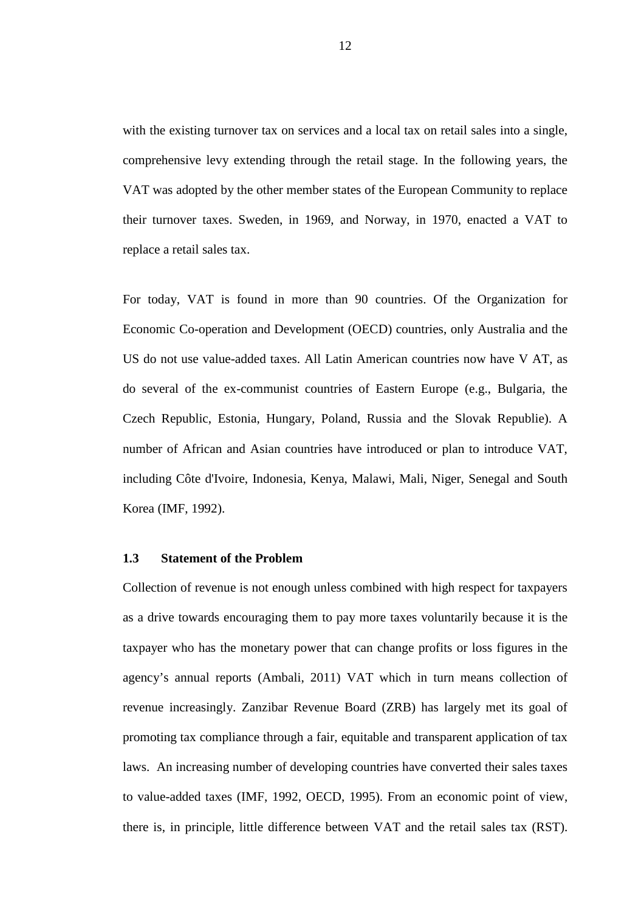with the existing turnover tax on services and a local tax on retail sales into a single, comprehensive levy extending through the retail stage. In the following years, the VAT was adopted by the other member states of the European Community to replace their turnover taxes. Sweden, in 1969, and Norway, in 1970, enacted a VAT to replace a retail sales tax.

For today, VAT is found in more than 90 countries. Of the Organization for Economic Co-operation and Development (OECD) countries, only Australia and the US do not use value-added taxes. All Latin American countries now have V AT, as do several of the ex-communist countries of Eastern Europe (e.g., Bulgaria, the Czech Republic, Estonia, Hungary, Poland, Russia and the Slovak Republie). A number of African and Asian countries have introduced or plan to introduce VAT, including Côte d'Ivoire, Indonesia, Kenya, Malawi, Mali, Niger, Senegal and South Korea (IMF, 1992).

### 1.3 Statement of the Problem

Collection of revenue is not enough unless combined with high respect for taxpayers as a drive towards encouraging them to pay more taxes voluntarily because it is the taxpayer who has the monetary power that can change profits or loss figures in the agency's annual reports (Ambali, 2011) VAT which in turn means collection of revenue increasingly. Zanzibar Revenue Board (ZRB) has largely met its goal of promoting tax compliance through a fair, equitable and transparent application of tax laws. An increasing number of developing countries have converted their sales taxes to value-added taxes (IMF, 1992, OECD, 1995). From an economic point of view, there is, in principle, little difference between VAT and the retail sales tax (RST).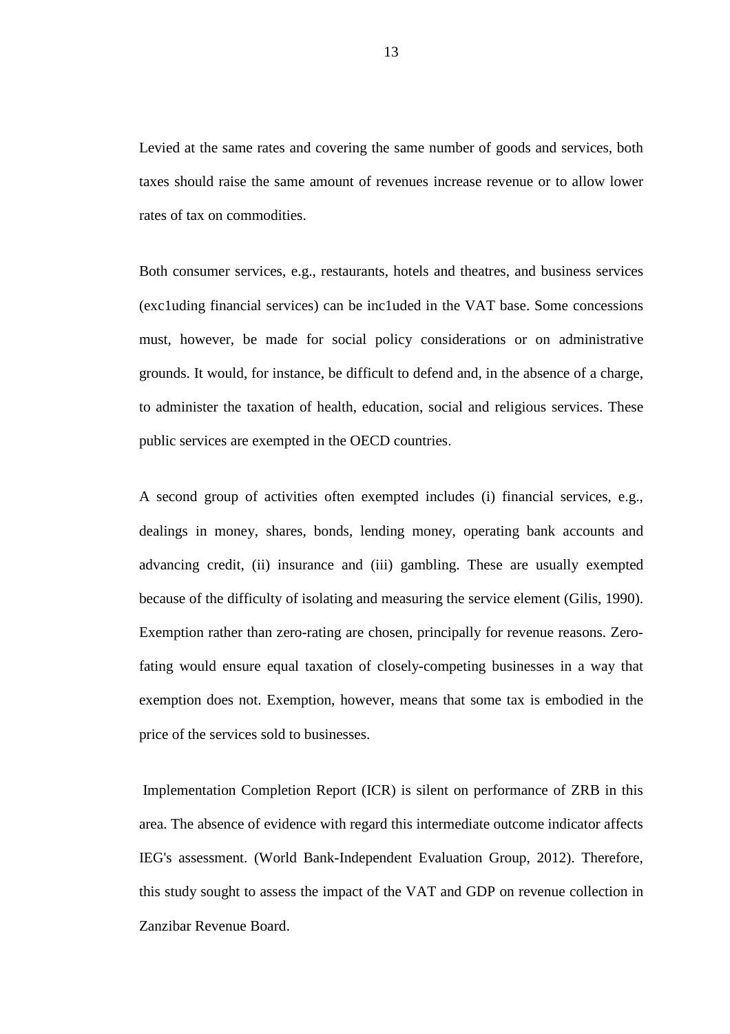Levied at the same rates and covering the same number of goods and services, both taxes should raise the same amount of revenues increase revenue or to allow lower rates of tax on commodities.

Both consumer services, e.g., restaurants, hotels and theatres, and business services (exc1uding financial services) can be inc1uded in the VAT base. Some concessions must, however, be made for social policy considerations or on administrative grounds. It would, for instance, be difficult to defend and, in the absence of a charge, to administer the taxation of health, education, social and religious services. These public services are exempted in the OECD countries.

A second group of activities often exempted includes (i) financial services, e.g., dealings in money, shares, bonds, lending money, operating bank accounts and advancing credit, (ii) insurance and (iii) gambling. These are usually exempted because of the difficulty of isolating and measuring the service element (Gilis, 1990). Exemption rather than zero-rating are chosen, principally for revenue reasons. Zero-fating would ensure equal taxation of closely-competing businesses in a way that exemption does not. Exemption, however, means that some tax is embodied in the price of the services sold to businesses.

Implementation Completion Report (ICR) is silent on performance of ZRB in this area. The absence of evidence with regard this intermediate outcome indicator affects IEG's assessment. (World Bank-Independent Evaluation Group, 2012). Therefore, this study sought to assess the impact of the VAT and GDP on revenue collection in Zanzibar Revenue Board.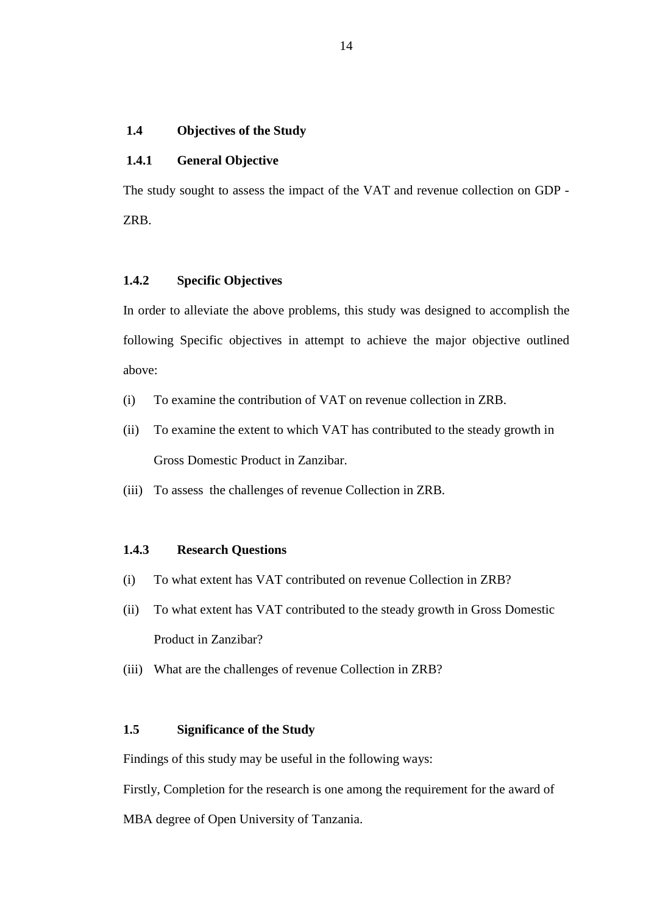## 1.4 Objectives of the Study

### 1.4.1 General Objective

The study sought to assess the impact of the VAT and revenue collection on GDP - ZRB.

### 1.4.2 Specific Objectives

In order to alleviate the above problems, this study was designed to accomplish the following Specific objectives in attempt to achieve the major objective outlined above:

(i) To examine the contribution of VAT on revenue collection in ZRB.

(ii) To examine the extent to which VAT has contributed to the steady growth in Gross Domestic Product in Zanzibar.

(iii) To assess the challenges of revenue Collection in ZRB.

### 1.4.3 Research Questions

(i) To what extent has VAT contributed on revenue Collection in ZRB?

(ii) To what extent has VAT contributed to the steady growth in Gross Domestic Product in Zanzibar?

(iii) What are the challenges of revenue Collection in ZRB?

## 1.5 Significance of the Study

Findings of this study may be useful in the following ways:

Firstly, Completion for the research is one among the requirement for the award of MBA degree of Open University of Tanzania.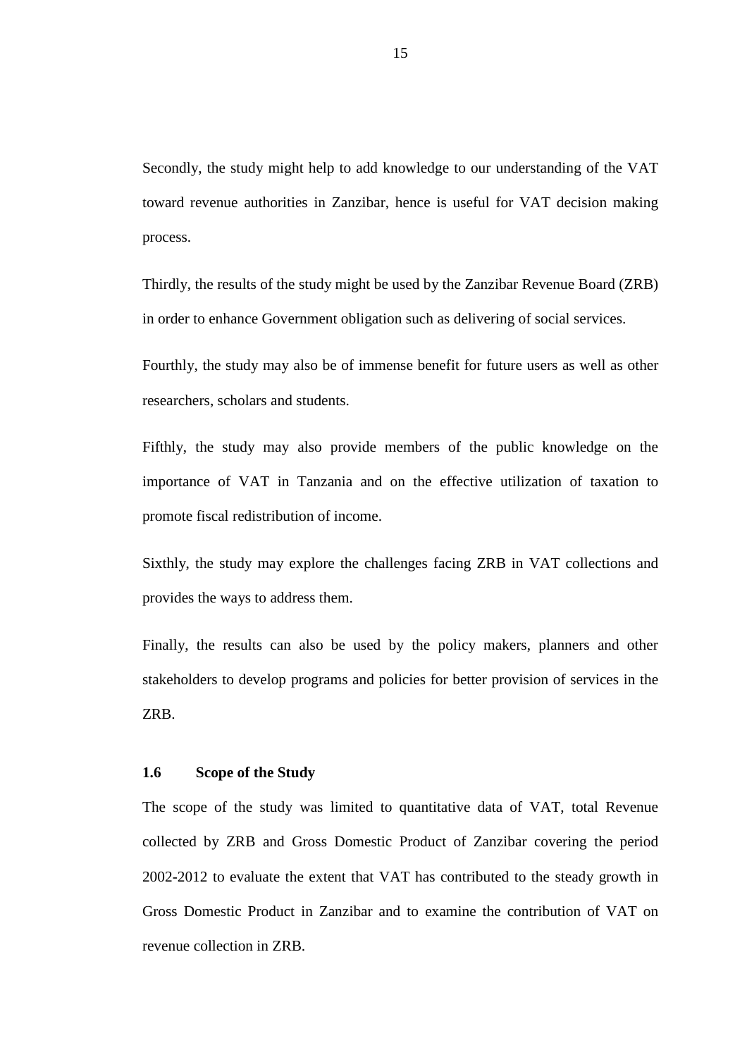Secondly, the study might help to add knowledge to our understanding of the VAT toward revenue authorities in Zanzibar, hence is useful for VAT decision making process.

Thirdly, the results of the study might be used by the Zanzibar Revenue Board (ZRB) in order to enhance Government obligation such as delivering of social services.

Fourthly, the study may also be of immense benefit for future users as well as other researchers, scholars and students.

Fifthly, the study may also provide members of the public knowledge on the importance of VAT in Tanzania and on the effective utilization of taxation to promote fiscal redistribution of income.

Sixthly, the study may explore the challenges facing ZRB in VAT collections and provides the ways to address them.

Finally, the results can also be used by the policy makers, planners and other stakeholders to develop programs and policies for better provision of services in the ZRB.

### 1.6 Scope of the Study

The scope of the study was limited to quantitative data of VAT, total Revenue collected by ZRB and Gross Domestic Product of Zanzibar covering the period 2002-2012 to evaluate the extent that VAT has contributed to the steady growth in Gross Domestic Product in Zanzibar and to examine the contribution of VAT on revenue collection in ZRB.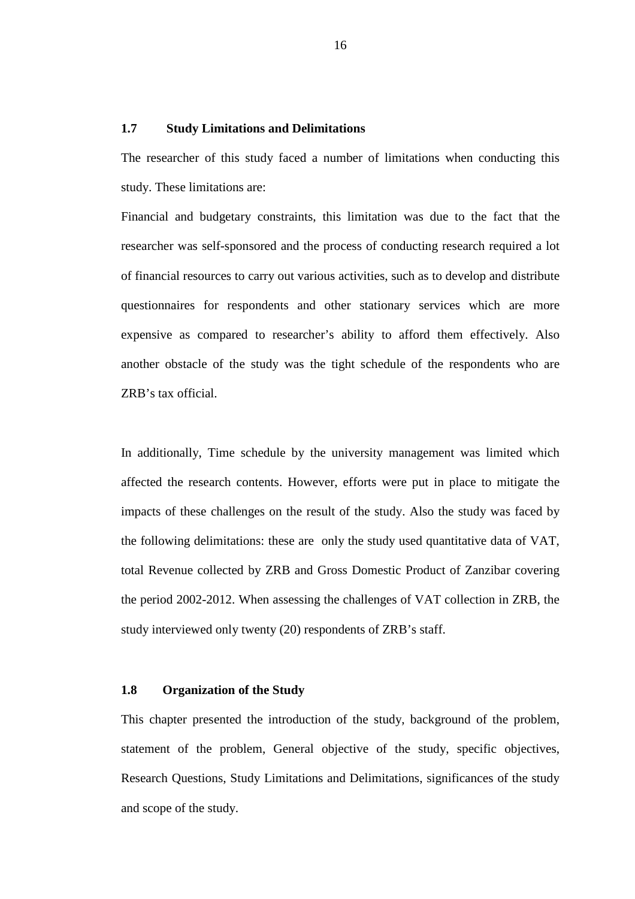## 1.7 Study Limitations and Delimitations

The researcher of this study faced a number of limitations when conducting this study. These limitations are:

Financial and budgetary constraints, this limitation was due to the fact that the researcher was self-sponsored and the process of conducting research required a lot of financial resources to carry out various activities, such as to develop and distribute questionnaires for respondents and other stationary services which are more expensive as compared to researcher's ability to afford them effectively. Also another obstacle of the study was the tight schedule of the respondents who are ZRB's tax official.

In additionally, Time schedule by the university management was limited which affected the research contents. However, efforts were put in place to mitigate the impacts of these challenges on the result of the study. Also the study was faced by the following delimitations: these are only the study used quantitative data of VAT, total Revenue collected by ZRB and Gross Domestic Product of Zanzibar covering the period 2002-2012. When assessing the challenges of VAT collection in ZRB, the study interviewed only twenty (20) respondents of ZRB's staff.

## 1.8 Organization of the Study

This chapter presented the introduction of the study, background of the problem, statement of the problem, General objective of the study, specific objectives, Research Questions, Study Limitations and Delimitations, significances of the study and scope of the study.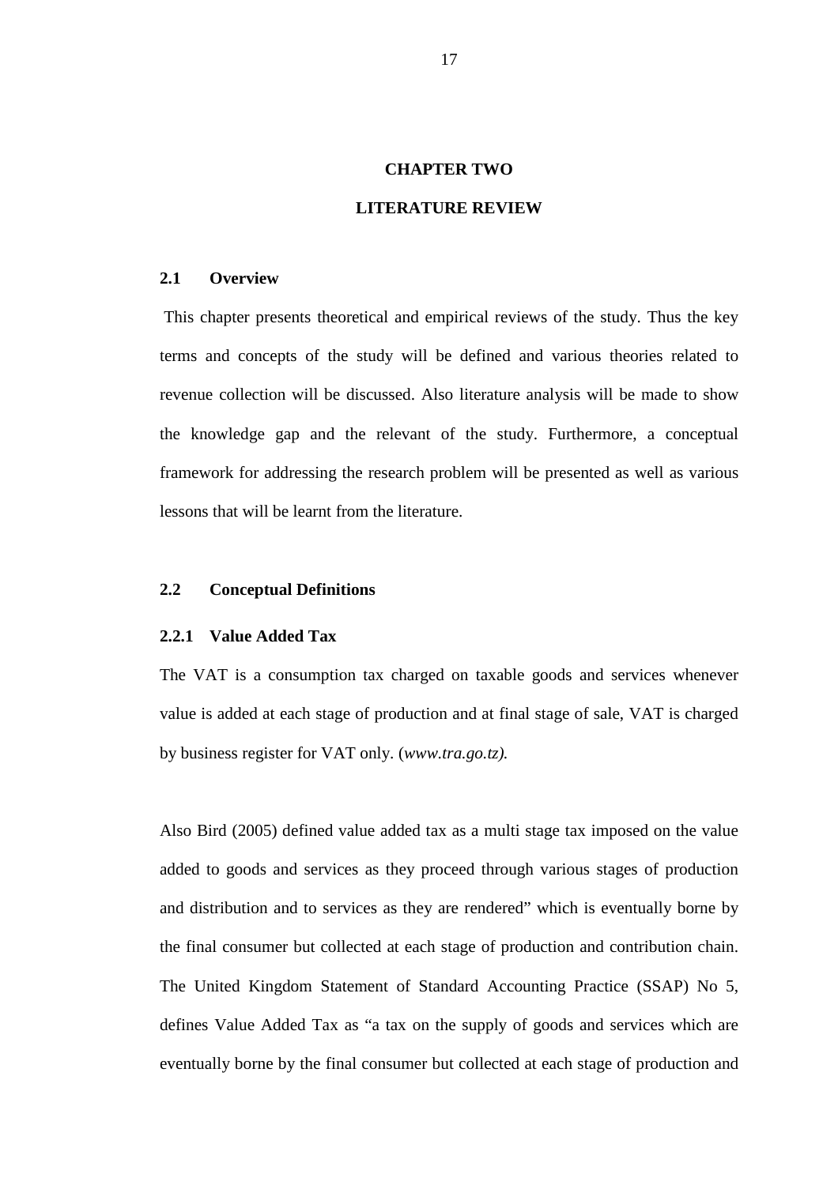# CHAPTER TWO

# LITERATURE REVIEW

## 2.1 Overview

This chapter presents theoretical and empirical reviews of the study. Thus the key terms and concepts of the study will be defined and various theories related to revenue collection will be discussed. Also literature analysis will be made to show the knowledge gap and the relevant of the study. Furthermore, a conceptual framework for addressing the research problem will be presented as well as various lessons that will be learnt from the literature.

## 2.2 Conceptual Definitions

### 2.2.1 Value Added Tax

The VAT is a consumption tax charged on taxable goods and services whenever value is added at each stage of production and at final stage of sale, VAT is charged by business register for VAT only. (*www.tra.go.tz).*

Also Bird (2005) defined value added tax as a multi stage tax imposed on the value added to goods and services as they proceed through various stages of production and distribution and to services as they are rendered" which is eventually borne by the final consumer but collected at each stage of production and contribution chain. The United Kingdom Statement of Standard Accounting Practice (SSAP) No 5, defines Value Added Tax as "a tax on the supply of goods and services which are eventually borne by the final consumer but collected at each stage of production and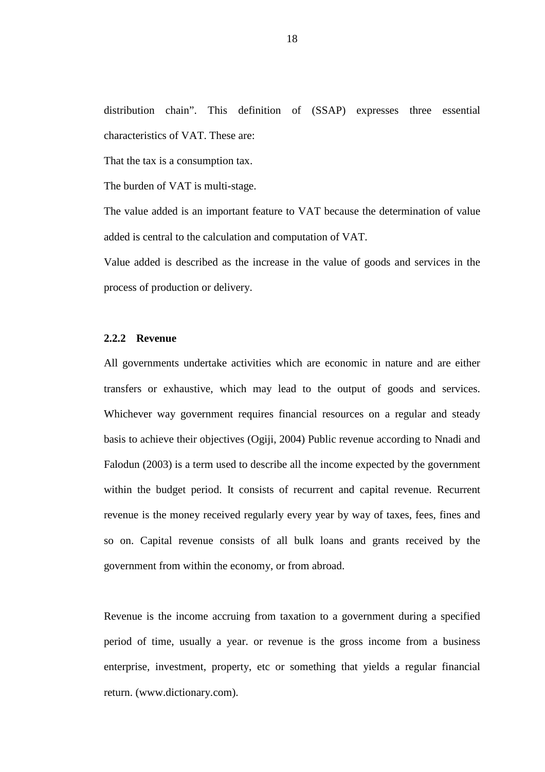distribution chain". This definition of (SSAP) expresses three essential characteristics of VAT. These are:

That the tax is a consumption tax.

The burden of VAT is multi-stage.

The value added is an important feature to VAT because the determination of value added is central to the calculation and computation of VAT.

Value added is described as the increase in the value of goods and services in the process of production or delivery.

### 2.2.2 Revenue

All governments undertake activities which are economic in nature and are either transfers or exhaustive, which may lead to the output of goods and services. Whichever way government requires financial resources on a regular and steady basis to achieve their objectives (Ogiji, 2004) Public revenue according to Nnadi and Falodun (2003) is a term used to describe all the income expected by the government within the budget period. It consists of recurrent and capital revenue. Recurrent revenue is the money received regularly every year by way of taxes, fees, fines and so on. Capital revenue consists of all bulk loans and grants received by the government from within the economy, or from abroad.

Revenue is the income accruing from taxation to a government during a specified period of time, usually a year. or revenue is the gross income from a business enterprise, investment, property, etc or something that yields a regular financial return. (www.dictionary.com).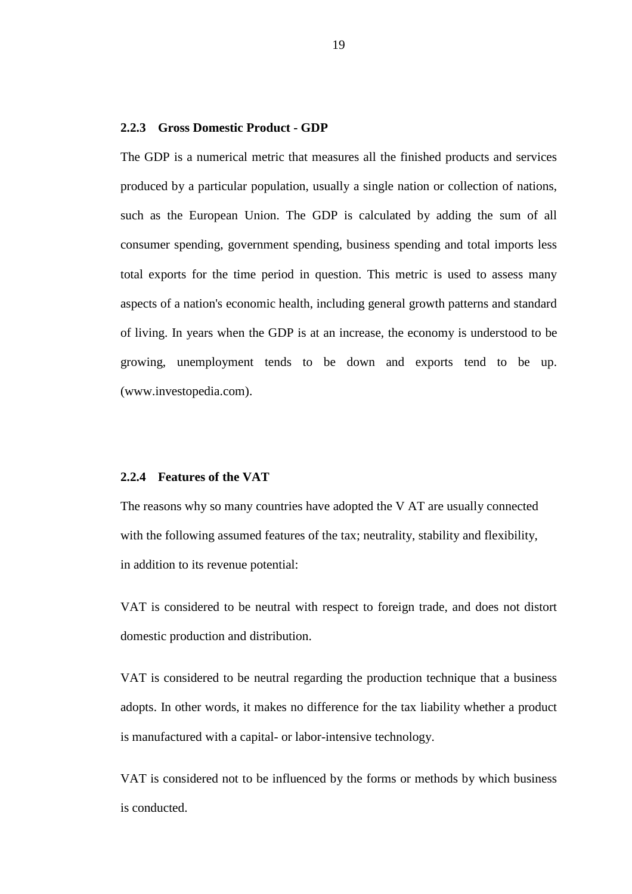### 2.2.3 Gross Domestic Product - GDP

The GDP is a numerical metric that measures all the finished products and services produced by a particular population, usually a single nation or collection of nations, such as the European Union. The GDP is calculated by adding the sum of all consumer spending, government spending, business spending and total imports less total exports for the time period in question. This metric is used to assess many aspects of a nation's economic health, including general growth patterns and standard of living. In years when the GDP is at an increase, the economy is understood to be growing, unemployment tends to be down and exports tend to be up. (www.investopedia.com).

### 2.2.4 Features of the VAT

The reasons why so many countries have adopted the V AT are usually connected with the following assumed features of the tax; neutrality, stability and flexibility, in addition to its revenue potential:

VAT is considered to be neutral with respect to foreign trade, and does not distort domestic production and distribution.

VAT is considered to be neutral regarding the production technique that a business adopts. In other words, it makes no difference for the tax liability whether a product is manufactured with a capital- or labor-intensive technology.

VAT is considered not to be influenced by the forms or methods by which business is conducted.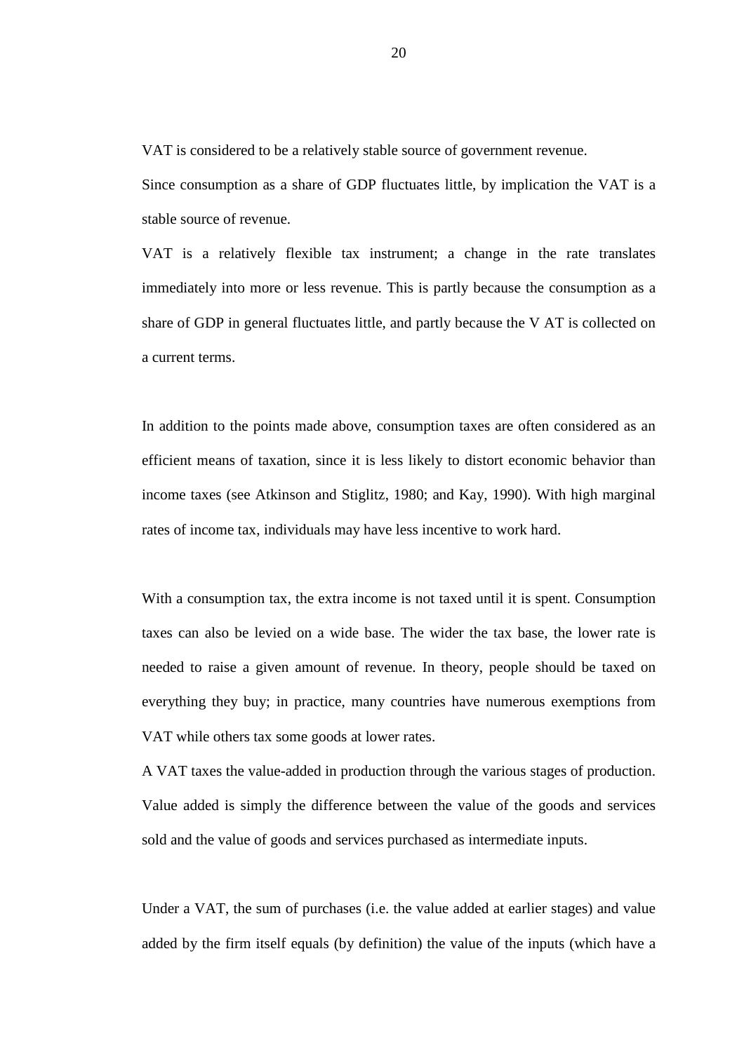VAT is considered to be a relatively stable source of government revenue.

Since consumption as a share of GDP fluctuates little, by implication the VAT is a stable source of revenue.

VAT is a relatively flexible tax instrument; a change in the rate translates immediately into more or less revenue. This is partly because the consumption as a share of GDP in general fluctuates little, and partly because the V AT is collected on a current terms.

In addition to the points made above, consumption taxes are often considered as an efficient means of taxation, since it is less likely to distort economic behavior than income taxes (see Atkinson and Stiglitz, 1980; and Kay, 1990). With high marginal rates of income tax, individuals may have less incentive to work hard.

With a consumption tax, the extra income is not taxed until it is spent. Consumption taxes can also be levied on a wide base. The wider the tax base, the lower rate is needed to raise a given amount of revenue. In theory, people should be taxed on everything they buy; in practice, many countries have numerous exemptions from VAT while others tax some goods at lower rates.

A VAT taxes the value-added in production through the various stages of production. Value added is simply the difference between the value of the goods and services sold and the value of goods and services purchased as intermediate inputs.

Under a VAT, the sum of purchases (i.e. the value added at earlier stages) and value added by the firm itself equals (by definition) the value of the inputs (which have a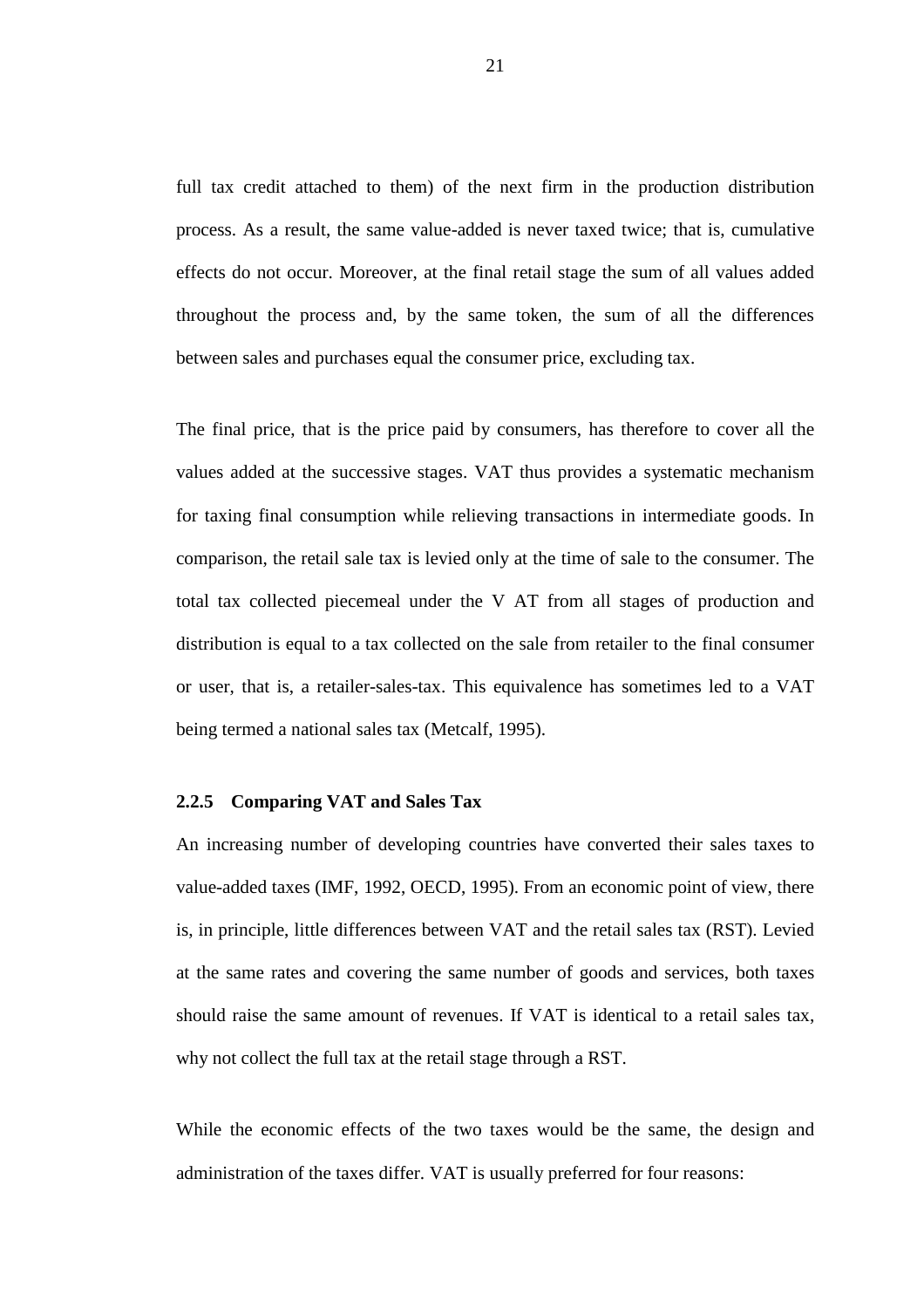full tax credit attached to them) of the next firm in the production distribution process. As a result, the same value-added is never taxed twice; that is, cumulative effects do not occur. Moreover, at the final retail stage the sum of all values added throughout the process and, by the same token, the sum of all the differences between sales and purchases equal the consumer price, excluding tax.

The final price, that is the price paid by consumers, has therefore to cover all the values added at the successive stages. VAT thus provides a systematic mechanism for taxing final consumption while relieving transactions in intermediate goods. In comparison, the retail sale tax is levied only at the time of sale to the consumer. The total tax collected piecemeal under the V AT from all stages of production and distribution is equal to a tax collected on the sale from retailer to the final consumer or user, that is, a retailer-sales-tax. This equivalence has sometimes led to a VAT being termed a national sales tax (Metcalf, 1995).

### 2.2.5 Comparing VAT and Sales Tax

An increasing number of developing countries have converted their sales taxes to value-added taxes (IMF, 1992, OECD, 1995). From an economic point of view, there is, in principle, little differences between VAT and the retail sales tax (RST). Levied at the same rates and covering the same number of goods and services, both taxes should raise the same amount of revenues. If VAT is identical to a retail sales tax, why not collect the full tax at the retail stage through a RST.

While the economic effects of the two taxes would be the same, the design and administration of the taxes differ. VAT is usually preferred for four reasons: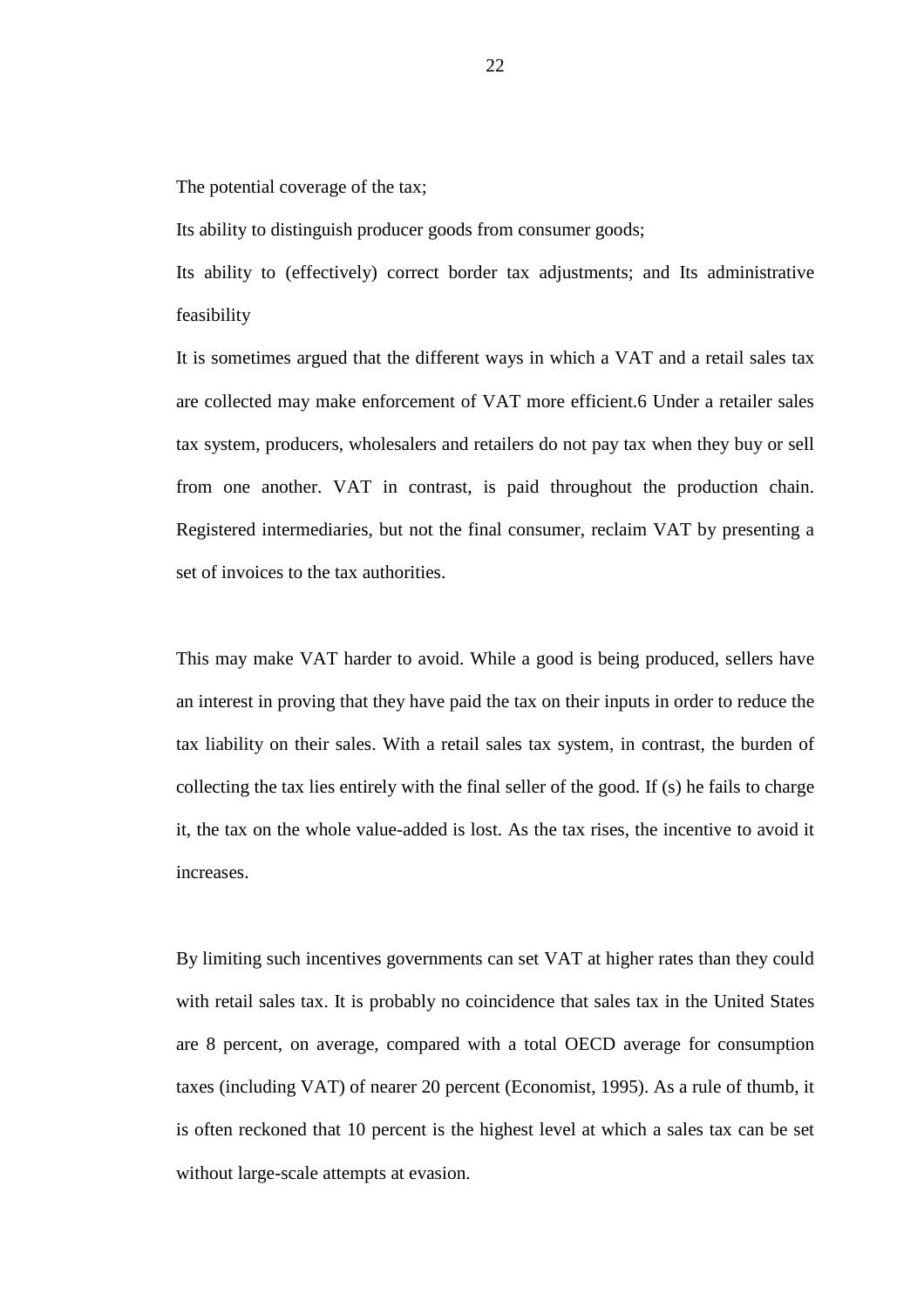The potential coverage of the tax;

Its ability to distinguish producer goods from consumer goods;

Its ability to (effectively) correct border tax adjustments; and Its administrative feasibility

It is sometimes argued that the different ways in which a VAT and a retail sales tax are collected may make enforcement of VAT more efficient.6 Under a retailer sales tax system, producers, wholesalers and retailers do not pay tax when they buy or sell from one another. VAT in contrast, is paid throughout the production chain. Registered intermediaries, but not the final consumer, reclaim VAT by presenting a set of invoices to the tax authorities.

This may make VAT harder to avoid. While a good is being produced, sellers have an interest in proving that they have paid the tax on their inputs in order to reduce the tax liability on their sales. With a retail sales tax system, in contrast, the burden of collecting the tax lies entirely with the final seller of the good. If (s) he fails to charge it, the tax on the whole value-added is lost. As the tax rises, the incentive to avoid it increases.

By limiting such incentives governments can set VAT at higher rates than they could with retail sales tax. It is probably no coincidence that sales tax in the United States are 8 percent, on average, compared with a total OECD average for consumption taxes (including VAT) of nearer 20 percent (Economist, 1995). As a rule of thumb, it is often reckoned that 10 percent is the highest level at which a sales tax can be set without large-scale attempts at evasion.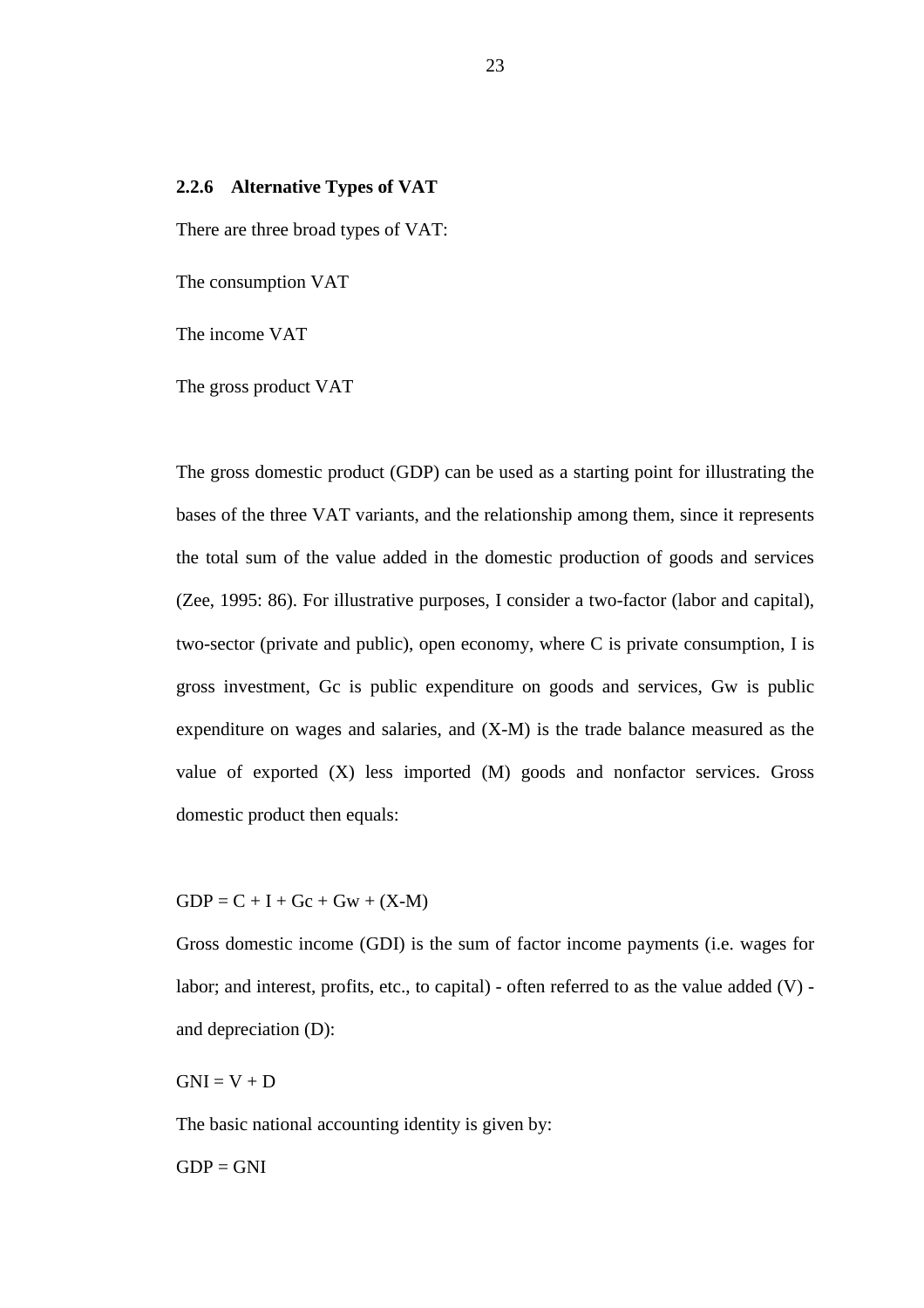### 2.2.6 Alternative Types of VAT

There are three broad types of VAT:

The consumption VAT

The income VAT

The gross product VAT

The gross domestic product (GDP) can be used as a starting point for illustrating the bases of the three VAT variants, and the relationship among them, since it represents the total sum of the value added in the domestic production of goods and services (Zee, 1995: 86). For illustrative purposes, I consider a two-factor (labor and capital), two-sector (private and public), open economy, where C is private consumption, I is gross investment, Gc is public expenditure on goods and services, Gw is public expenditure on wages and salaries, and (X-M) is the trade balance measured as the value of exported (X) less imported (M) goods and nonfactor services. Gross domestic product then equals:

$$GDP = C + I + Gc + Gw + (X-M)$$

Gross domestic income (GDI) is the sum of factor income payments (i.e. wages for labor; and interest, profits, etc., to capital) - often referred to as the value added (V) - and depreciation (D):

$$GNI = V + D$$

The basic national accounting identity is given by:

$$GDP = GNI$$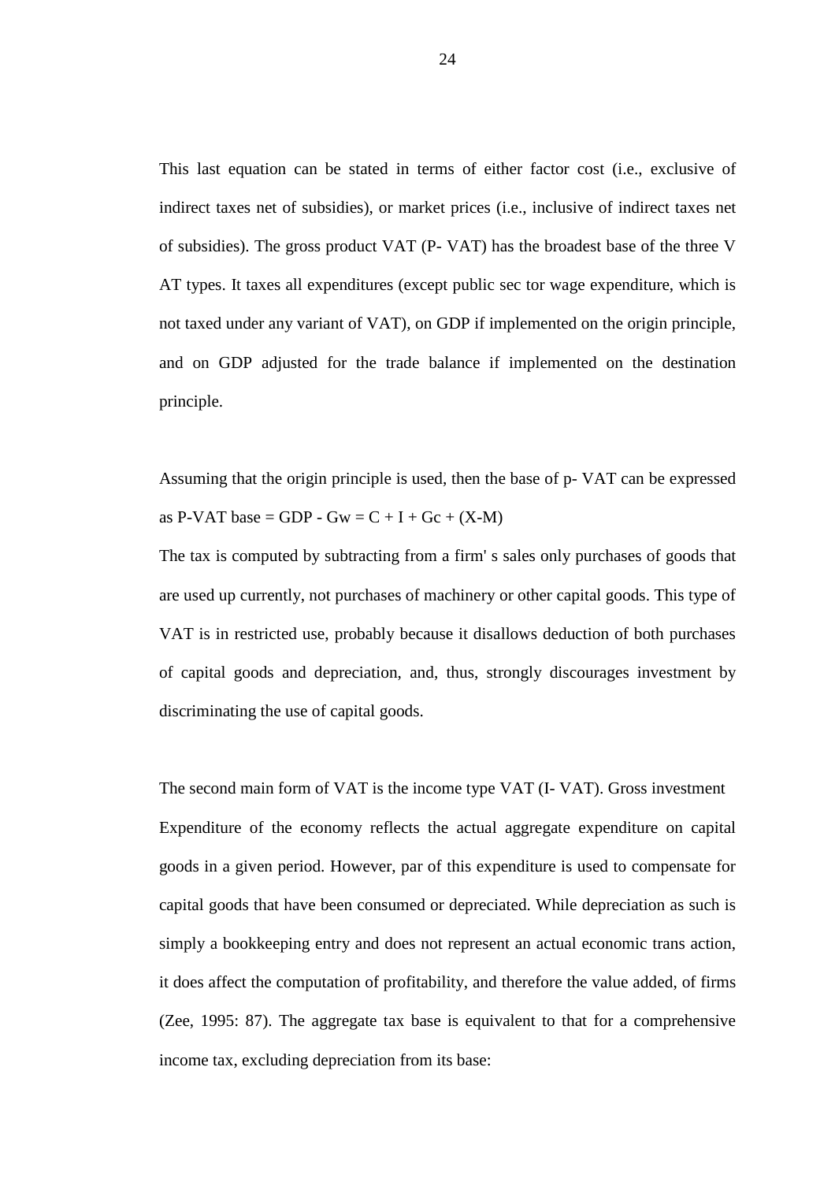This last equation can be stated in terms of either factor cost (i.e., exclusive of indirect taxes net of subsidies), or market prices (i.e., inclusive of indirect taxes net of subsidies). The gross product VAT (P- VAT) has the broadest base of the three V AT types. It taxes all expenditures (except public sec tor wage expenditure, which is not taxed under any variant of VAT), on GDP if implemented on the origin principle, and on GDP adjusted for the trade balance if implemented on the destination principle.

Assuming that the origin principle is used, then the base of p- VAT can be expressed as P-VAT base = GDP - Gw = C + I + Gc + (X-M)

The tax is computed by subtracting from a firm' s sales only purchases of goods that are used up currently, not purchases of machinery or other capital goods. This type of VAT is in restricted use, probably because it disallows deduction of both purchases of capital goods and depreciation, and, thus, strongly discourages investment by discriminating the use of capital goods.

The second main form of VAT is the income type VAT (I- VAT). Gross investment Expenditure of the economy reflects the actual aggregate expenditure on capital goods in a given period. However, par of this expenditure is used to compensate for capital goods that have been consumed or depreciated. While depreciation as such is simply a bookkeeping entry and does not represent an actual economic trans action, it does affect the computation of profitability, and therefore the value added, of firms (Zee, 1995: 87). The aggregate tax base is equivalent to that for a comprehensive income tax, excluding depreciation from its base: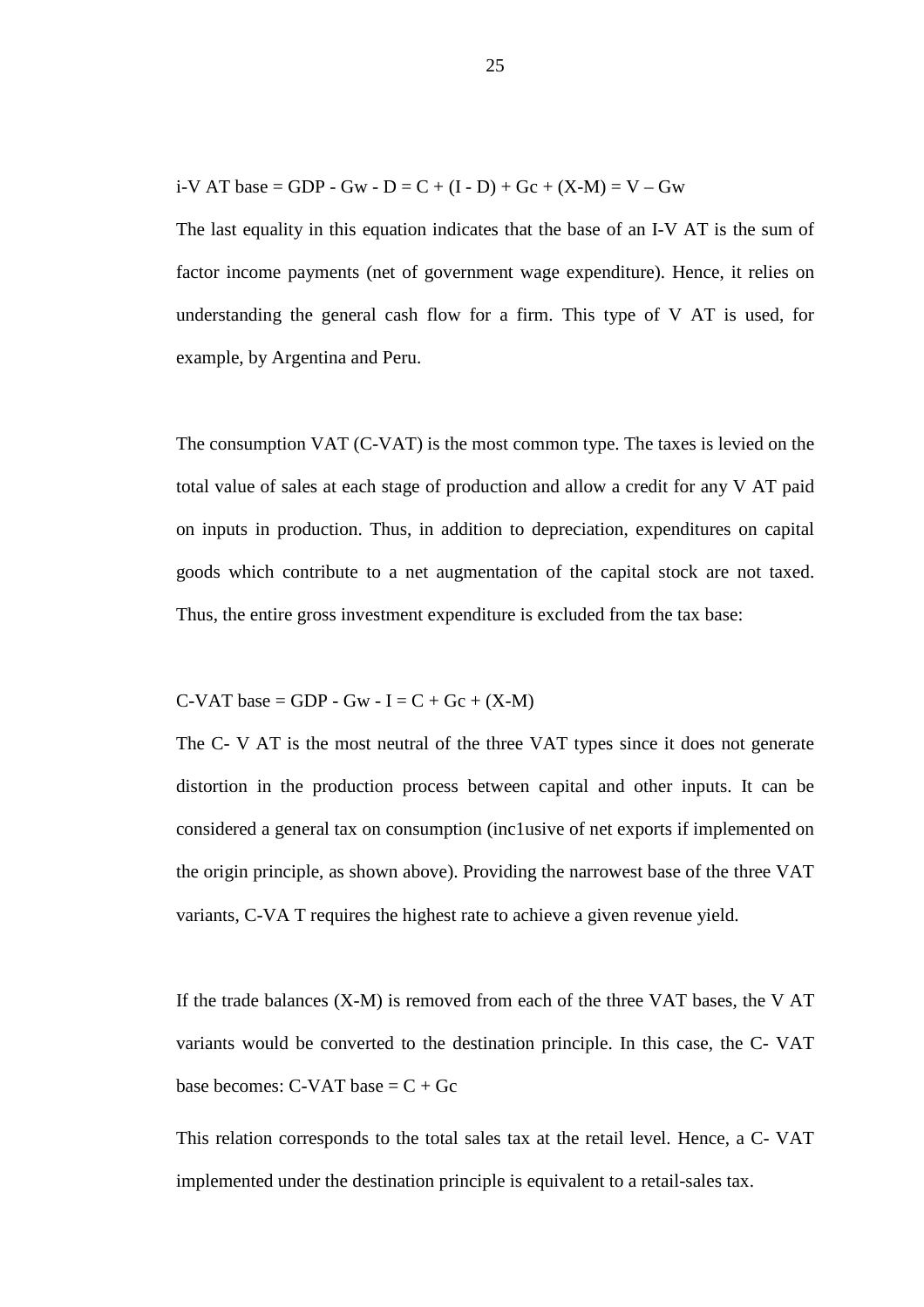i-V AT base = GDP - Gw - D = C + (I - D) + Gc + (X-M) = V – Gw

The last equality in this equation indicates that the base of an I-V AT is the sum of factor income payments (net of government wage expenditure). Hence, it relies on understanding the general cash flow for a firm. This type of V AT is used, for example, by Argentina and Peru.

The consumption VAT (C-VAT) is the most common type. The taxes is levied on the total value of sales at each stage of production and allow a credit for any V AT paid on inputs in production. Thus, in addition to depreciation, expenditures on capital goods which contribute to a net augmentation of the capital stock are not taxed. Thus, the entire gross investment expenditure is excluded from the tax base:

C-VAT base = GDP - Gw - I = C + Gc + (X-M)

The C- V AT is the most neutral of the three VAT types since it does not generate distortion in the production process between capital and other inputs. It can be considered a general tax on consumption (inc1usive of net exports if implemented on the origin principle, as shown above). Providing the narrowest base of the three VAT variants, C-VA T requires the highest rate to achieve a given revenue yield.

If the trade balances (X-M) is removed from each of the three VAT bases, the V AT variants would be converted to the destination principle. In this case, the C- VAT base becomes: C-VAT base = C + Gc

This relation corresponds to the total sales tax at the retail level. Hence, a C- VAT implemented under the destination principle is equivalent to a retail-sales tax.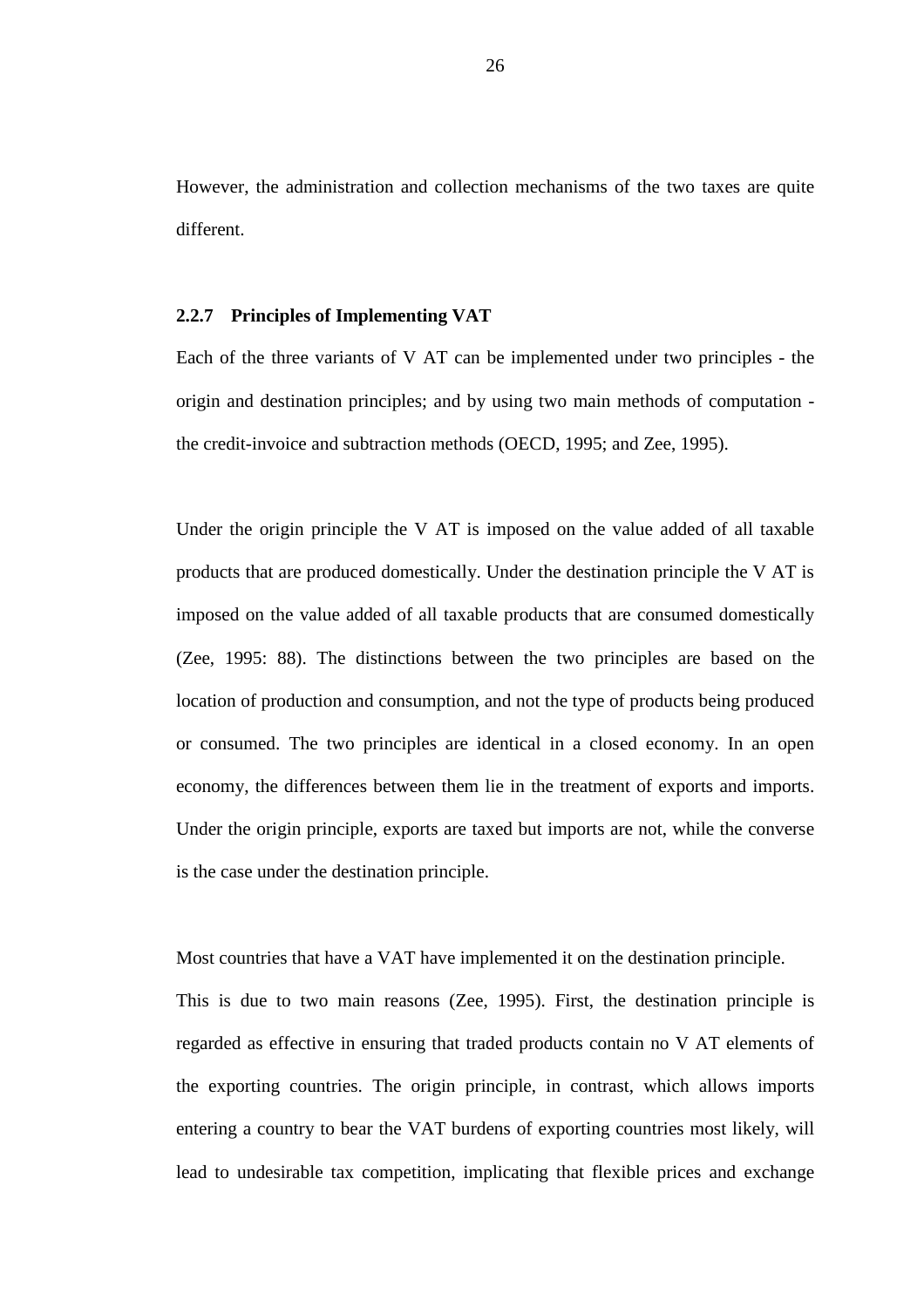However, the administration and collection mechanisms of the two taxes are quite different.

### 2.2.7 Principles of Implementing VAT

Each of the three variants of V AT can be implemented under two principles - the origin and destination principles; and by using two main methods of computation - the credit-invoice and subtraction methods (OECD, 1995; and Zee, 1995).

Under the origin principle the V AT is imposed on the value added of all taxable products that are produced domestically. Under the destination principle the V AT is imposed on the value added of all taxable products that are consumed domestically (Zee, 1995: 88). The distinctions between the two principles are based on the location of production and consumption, and not the type of products being produced or consumed. The two principles are identical in a closed economy. In an open economy, the differences between them lie in the treatment of exports and imports. Under the origin principle, exports are taxed but imports are not, while the converse is the case under the destination principle.

Most countries that have a VAT have implemented it on the destination principle. This is due to two main reasons (Zee, 1995). First, the destination principle is regarded as effective in ensuring that traded products contain no V AT elements of the exporting countries. The origin principle, in contrast, which allows imports entering a country to bear the VAT burdens of exporting countries most likely, will lead to undesirable tax competition, implicating that flexible prices and exchange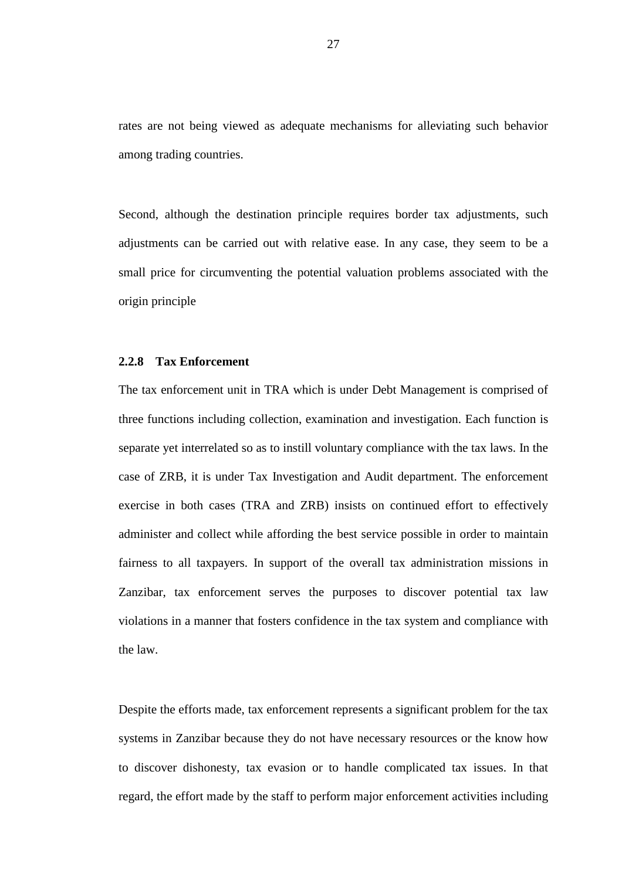rates are not being viewed as adequate mechanisms for alleviating such behavior among trading countries.

Second, although the destination principle requires border tax adjustments, such adjustments can be carried out with relative ease. In any case, they seem to be a small price for circumventing the potential valuation problems associated with the origin principle

### 2.2.8 Tax Enforcement

The tax enforcement unit in TRA which is under Debt Management is comprised of three functions including collection, examination and investigation. Each function is separate yet interrelated so as to instill voluntary compliance with the tax laws. In the case of ZRB, it is under Tax Investigation and Audit department. The enforcement exercise in both cases (TRA and ZRB) insists on continued effort to effectively administer and collect while affording the best service possible in order to maintain fairness to all taxpayers. In support of the overall tax administration missions in Zanzibar, tax enforcement serves the purposes to discover potential tax law violations in a manner that fosters confidence in the tax system and compliance with the law.

Despite the efforts made, tax enforcement represents a significant problem for the tax systems in Zanzibar because they do not have necessary resources or the know how to discover dishonesty, tax evasion or to handle complicated tax issues. In that regard, the effort made by the staff to perform major enforcement activities including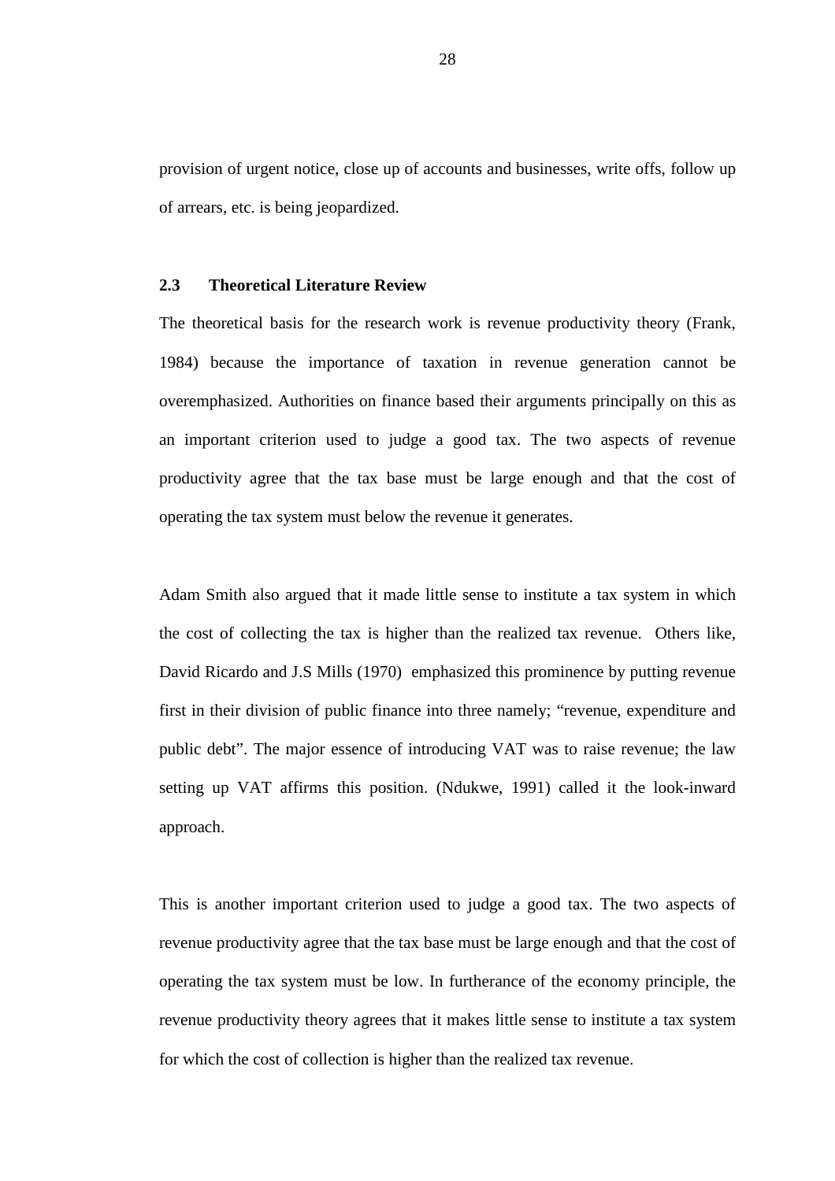provision of urgent notice, close up of accounts and businesses, write offs, follow up of arrears, etc. is being jeopardized.

### 2.3 Theoretical Literature Review

The theoretical basis for the research work is revenue productivity theory (Frank, 1984) because the importance of taxation in revenue generation cannot be overemphasized. Authorities on finance based their arguments principally on this as an important criterion used to judge a good tax. The two aspects of revenue productivity agree that the tax base must be large enough and that the cost of operating the tax system must below the revenue it generates.

Adam Smith also argued that it made little sense to institute a tax system in which the cost of collecting the tax is higher than the realized tax revenue. Others like, David Ricardo and J.S Mills (1970) emphasized this prominence by putting revenue first in their division of public finance into three namely; "revenue, expenditure and public debt". The major essence of introducing VAT was to raise revenue; the law setting up VAT affirms this position. (Ndukwe, 1991) called it the look-inward approach.

This is another important criterion used to judge a good tax. The two aspects of revenue productivity agree that the tax base must be large enough and that the cost of operating the tax system must be low. In furtherance of the economy principle, the revenue productivity theory agrees that it makes little sense to institute a tax system for which the cost of collection is higher than the realized tax revenue.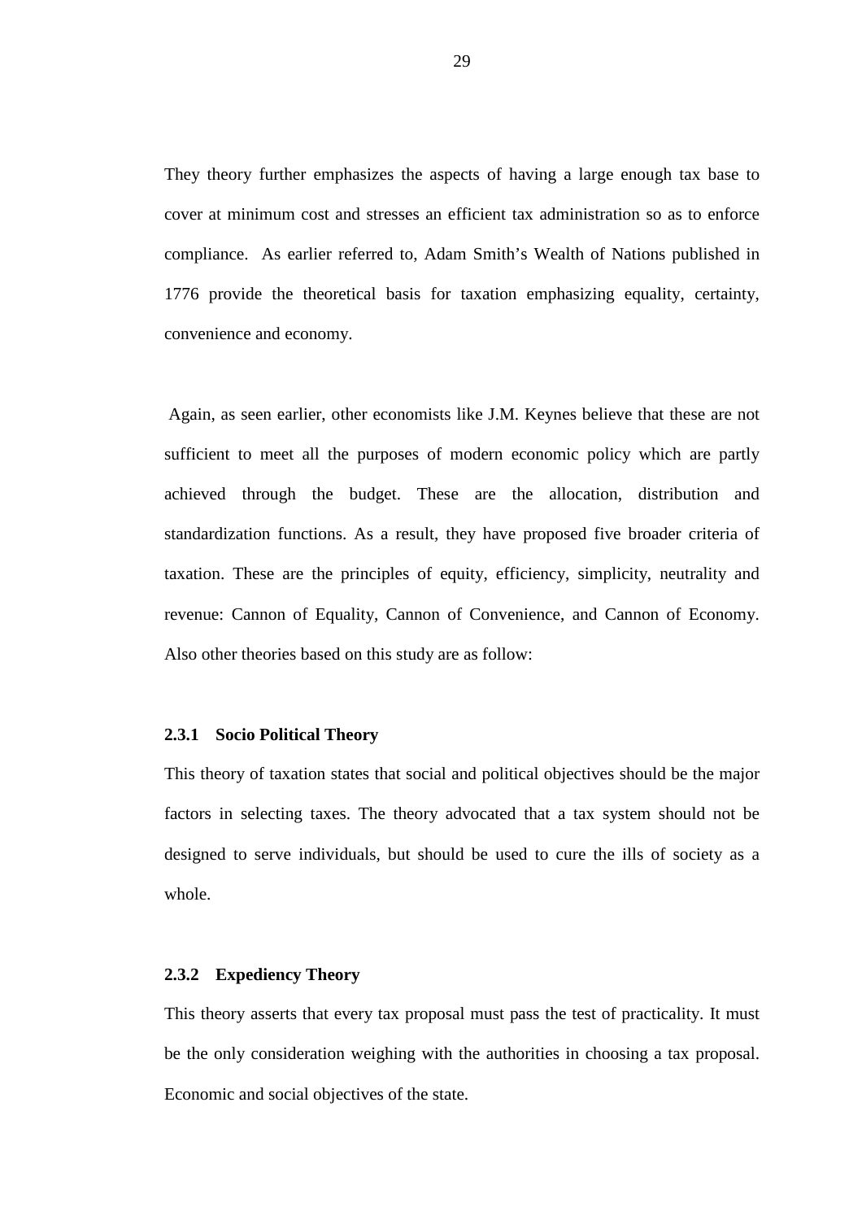They theory further emphasizes the aspects of having a large enough tax base to cover at minimum cost and stresses an efficient tax administration so as to enforce compliance. As earlier referred to, Adam Smith's Wealth of Nations published in 1776 provide the theoretical basis for taxation emphasizing equality, certainty, convenience and economy.

Again, as seen earlier, other economists like J.M. Keynes believe that these are not sufficient to meet all the purposes of modern economic policy which are partly achieved through the budget. These are the allocation, distribution and standardization functions. As a result, they have proposed five broader criteria of taxation. These are the principles of equity, efficiency, simplicity, neutrality and revenue: Cannon of Equality, Cannon of Convenience, and Cannon of Economy. Also other theories based on this study are as follow:

### 2.3.1 Socio Political Theory

This theory of taxation states that social and political objectives should be the major factors in selecting taxes. The theory advocated that a tax system should not be designed to serve individuals, but should be used to cure the ills of society as a whole.

### 2.3.2 Expediency Theory

This theory asserts that every tax proposal must pass the test of practicality. It must be the only consideration weighing with the authorities in choosing a tax proposal. Economic and social objectives of the state.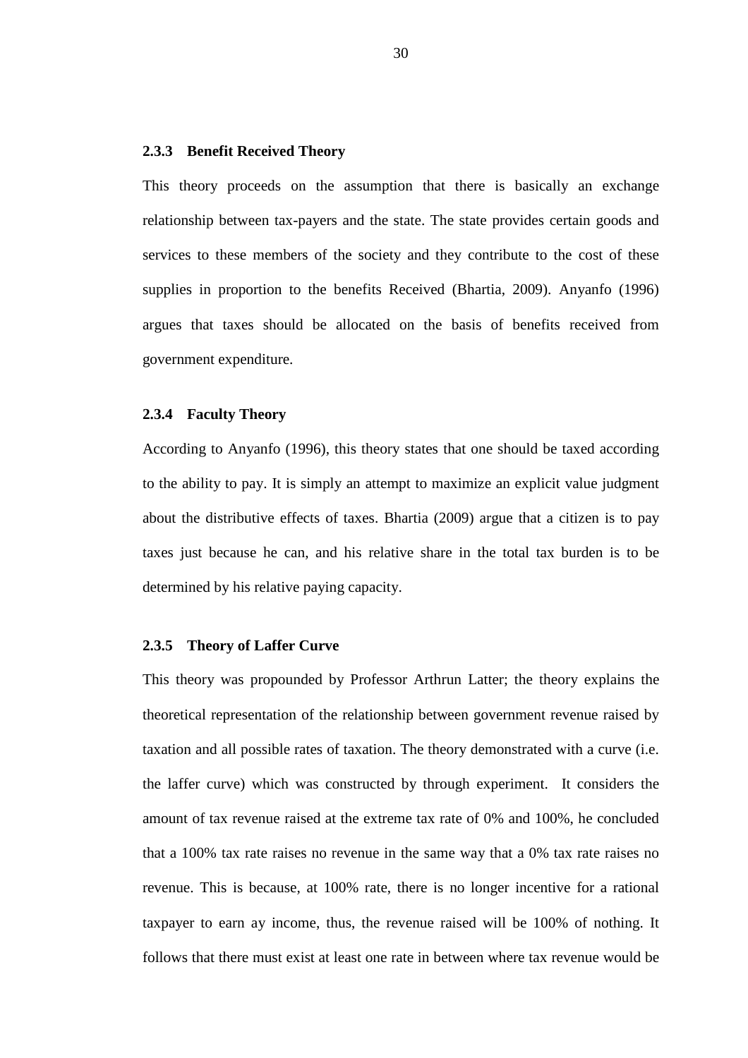### 2.3.3 Benefit Received Theory

This theory proceeds on the assumption that there is basically an exchange relationship between tax-payers and the state. The state provides certain goods and services to these members of the society and they contribute to the cost of these supplies in proportion to the benefits Received (Bhartia, 2009). Anyanfo (1996) argues that taxes should be allocated on the basis of benefits received from government expenditure.

### 2.3.4 Faculty Theory

According to Anyanfo (1996), this theory states that one should be taxed according to the ability to pay. It is simply an attempt to maximize an explicit value judgment about the distributive effects of taxes. Bhartia (2009) argue that a citizen is to pay taxes just because he can, and his relative share in the total tax burden is to be determined by his relative paying capacity.

### 2.3.5 Theory of Laffer Curve

This theory was propounded by Professor Arthrun Latter; the theory explains the theoretical representation of the relationship between government revenue raised by taxation and all possible rates of taxation. The theory demonstrated with a curve (i.e. the laffer curve) which was constructed by through experiment. It considers the amount of tax revenue raised at the extreme tax rate of 0% and 100%, he concluded that a 100% tax rate raises no revenue in the same way that a 0% tax rate raises no revenue. This is because, at 100% rate, there is no longer incentive for a rational taxpayer to earn ay income, thus, the revenue raised will be 100% of nothing. It follows that there must exist at least one rate in between where tax revenue would be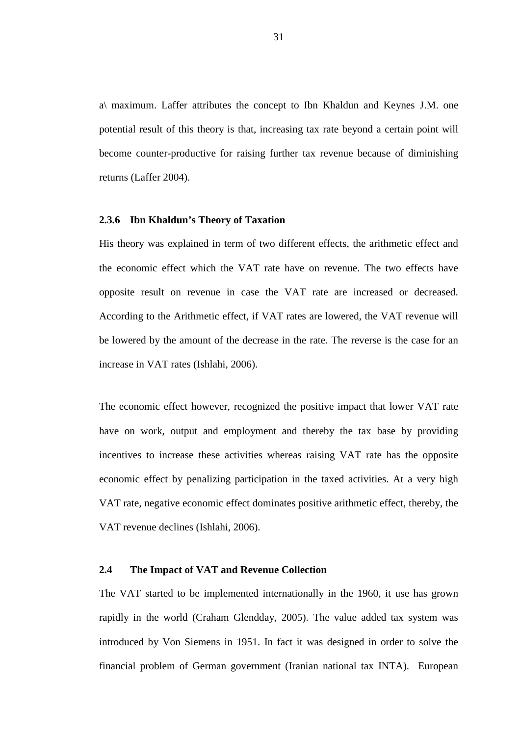a\ maximum. Laffer attributes the concept to Ibn Khaldun and Keynes J.M. one potential result of this theory is that, increasing tax rate beyond a certain point will become counter-productive for raising further tax revenue because of diminishing returns (Laffer 2004).

### 2.3.6 Ibn Khaldun's Theory of Taxation

His theory was explained in term of two different effects, the arithmetic effect and the economic effect which the VAT rate have on revenue. The two effects have opposite result on revenue in case the VAT rate are increased or decreased. According to the Arithmetic effect, if VAT rates are lowered, the VAT revenue will be lowered by the amount of the decrease in the rate. The reverse is the case for an increase in VAT rates (Ishlahi, 2006).

The economic effect however, recognized the positive impact that lower VAT rate have on work, output and employment and thereby the tax base by providing incentives to increase these activities whereas raising VAT rate has the opposite economic effect by penalizing participation in the taxed activities. At a very high VAT rate, negative economic effect dominates positive arithmetic effect, thereby, the VAT revenue declines (Ishlahi, 2006).

## 2.4 The Impact of VAT and Revenue Collection

The VAT started to be implemented internationally in the 1960, it use has grown rapidly in the world (Craham Glendday, 2005). The value added tax system was introduced by Von Siemens in 1951. In fact it was designed in order to solve the financial problem of German government (Iranian national tax INTA). European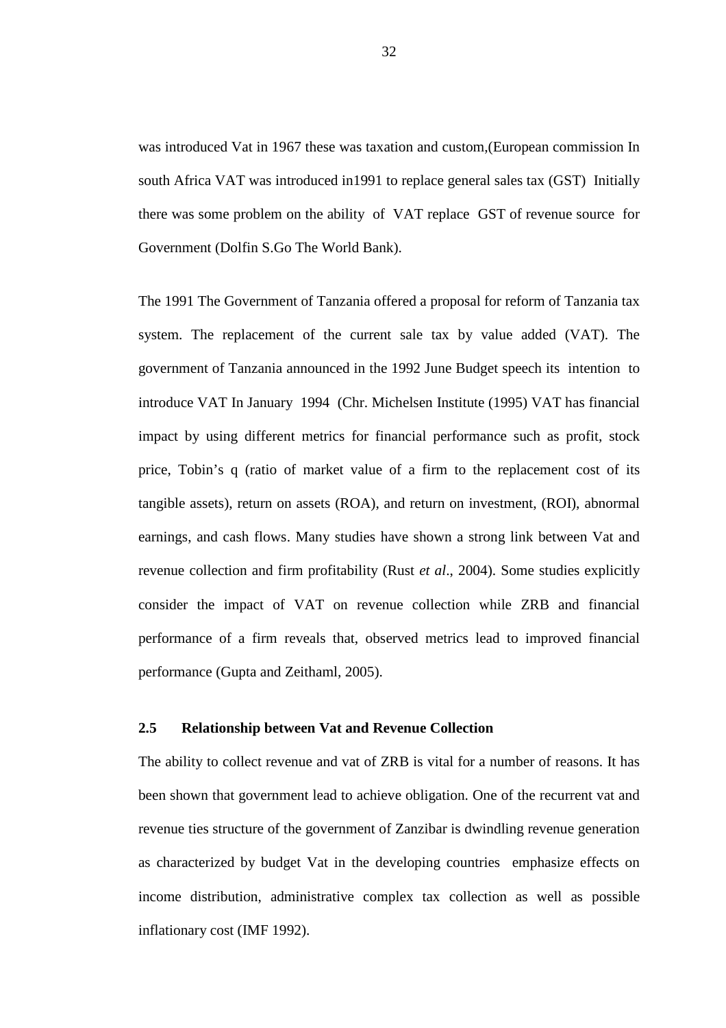was introduced Vat in 1967 these was taxation and custom,(European commission In south Africa VAT was introduced in1991 to replace general sales tax (GST) Initially there was some problem on the ability of VAT replace GST of revenue source for Government (Dolfin S.Go The World Bank).

The 1991 The Government of Tanzania offered a proposal for reform of Tanzania tax system. The replacement of the current sale tax by value added (VAT). The government of Tanzania announced in the 1992 June Budget speech its intention to introduce VAT In January 1994 (Chr. Michelsen Institute (1995) VAT has financial impact by using different metrics for financial performance such as profit, stock price, Tobin's q (ratio of market value of a firm to the replacement cost of its tangible assets), return on assets (ROA), and return on investment, (ROI), abnormal earnings, and cash flows. Many studies have shown a strong link between Vat and revenue collection and firm profitability (Rust *et al*., 2004). Some studies explicitly consider the impact of VAT on revenue collection while ZRB and financial performance of a firm reveals that, observed metrics lead to improved financial performance (Gupta and Zeithaml, 2005).

### 2.5 Relationship between Vat and Revenue Collection

The ability to collect revenue and vat of ZRB is vital for a number of reasons. It has been shown that government lead to achieve obligation. One of the recurrent vat and revenue ties structure of the government of Zanzibar is dwindling revenue generation as characterized by budget Vat in the developing countries emphasize effects on income distribution, administrative complex tax collection as well as possible inflationary cost (IMF 1992).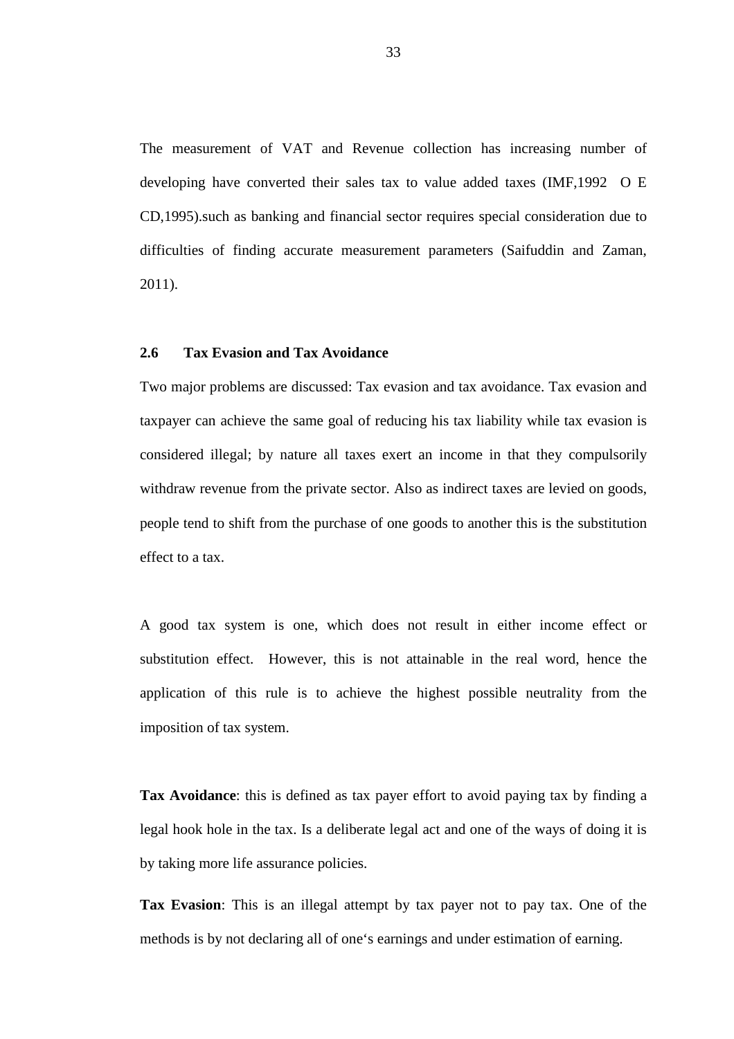The measurement of VAT and Revenue collection has increasing number of developing have converted their sales tax to value added taxes (IMF,1992 O E CD,1995).such as banking and financial sector requires special consideration due to difficulties of finding accurate measurement parameters (Saifuddin and Zaman, 2011).

### 2.6 Tax Evasion and Tax Avoidance

Two major problems are discussed: Tax evasion and tax avoidance. Tax evasion and taxpayer can achieve the same goal of reducing his tax liability while tax evasion is considered illegal; by nature all taxes exert an income in that they compulsorily withdraw revenue from the private sector. Also as indirect taxes are levied on goods, people tend to shift from the purchase of one goods to another this is the substitution effect to a tax.

A good tax system is one, which does not result in either income effect or substitution effect. However, this is not attainable in the real word, hence the application of this rule is to achieve the highest possible neutrality from the imposition of tax system.

**Tax Avoidance**: this is defined as tax payer effort to avoid paying tax by finding a legal hook hole in the tax. Is a deliberate legal act and one of the ways of doing it is by taking more life assurance policies.

**Tax Evasion**: This is an illegal attempt by tax payer not to pay tax. One of the methods is by not declaring all of one‘s earnings and under estimation of earning.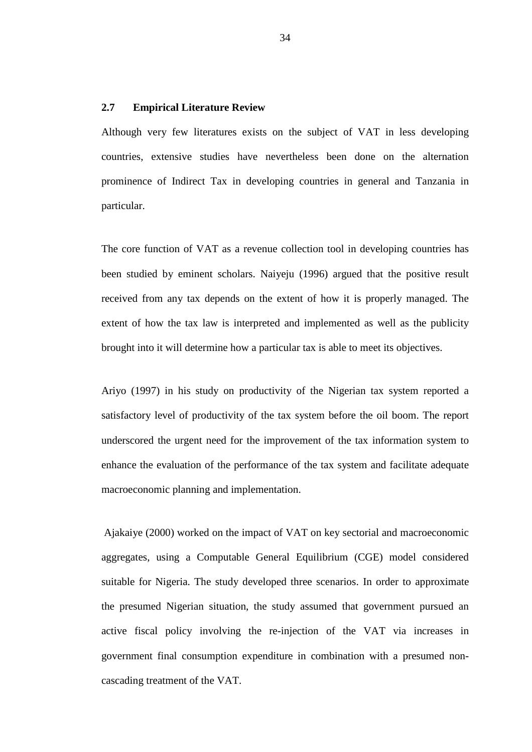## 2.7 Empirical Literature Review

Although very few literatures exists on the subject of VAT in less developing countries, extensive studies have nevertheless been done on the alternation prominence of Indirect Tax in developing countries in general and Tanzania in particular.

The core function of VAT as a revenue collection tool in developing countries has been studied by eminent scholars. Naiyeju (1996) argued that the positive result received from any tax depends on the extent of how it is properly managed. The extent of how the tax law is interpreted and implemented as well as the publicity brought into it will determine how a particular tax is able to meet its objectives.

Ariyo (1997) in his study on productivity of the Nigerian tax system reported a satisfactory level of productivity of the tax system before the oil boom. The report underscored the urgent need for the improvement of the tax information system to enhance the evaluation of the performance of the tax system and facilitate adequate macroeconomic planning and implementation.

Ajakaiye (2000) worked on the impact of VAT on key sectorial and macroeconomic aggregates, using a Computable General Equilibrium (CGE) model considered suitable for Nigeria. The study developed three scenarios. In order to approximate the presumed Nigerian situation, the study assumed that government pursued an active fiscal policy involving the re-injection of the VAT via increases in government final consumption expenditure in combination with a presumed non-cascading treatment of the VAT.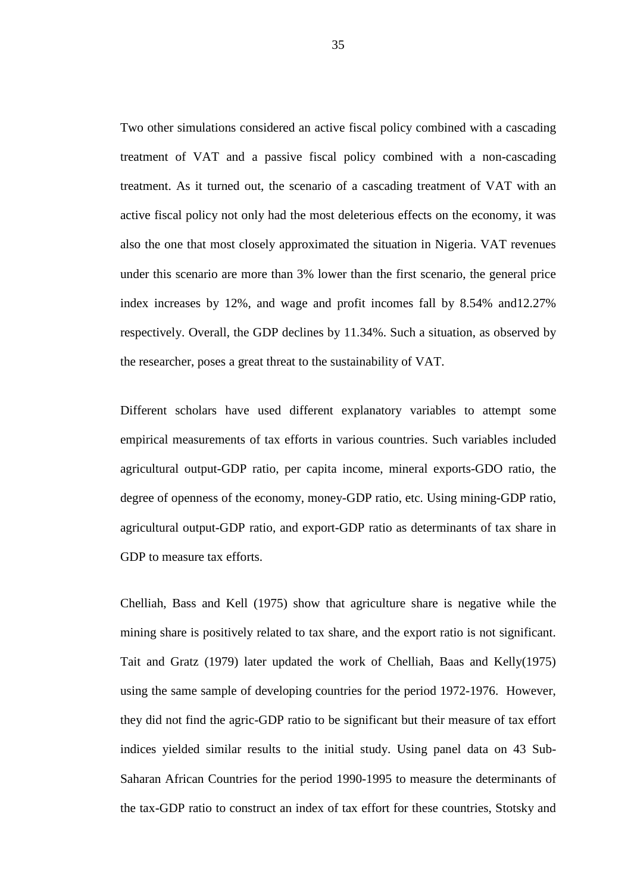Two other simulations considered an active fiscal policy combined with a cascading treatment of VAT and a passive fiscal policy combined with a non-cascading treatment. As it turned out, the scenario of a cascading treatment of VAT with an active fiscal policy not only had the most deleterious effects on the economy, it was also the one that most closely approximated the situation in Nigeria. VAT revenues under this scenario are more than 3% lower than the first scenario, the general price index increases by 12%, and wage and profit incomes fall by 8.54% and12.27% respectively. Overall, the GDP declines by 11.34%. Such a situation, as observed by the researcher, poses a great threat to the sustainability of VAT.

Different scholars have used different explanatory variables to attempt some empirical measurements of tax efforts in various countries. Such variables included agricultural output-GDP ratio, per capita income, mineral exports-GDO ratio, the degree of openness of the economy, money-GDP ratio, etc. Using mining-GDP ratio, agricultural output-GDP ratio, and export-GDP ratio as determinants of tax share in GDP to measure tax efforts.

Chelliah, Bass and Kell (1975) show that agriculture share is negative while the mining share is positively related to tax share, and the export ratio is not significant. Tait and Gratz (1979) later updated the work of Chelliah, Baas and Kelly(1975) using the same sample of developing countries for the period 1972-1976. However, they did not find the agric-GDP ratio to be significant but their measure of tax effort indices yielded similar results to the initial study. Using panel data on 43 Sub-Saharan African Countries for the period 1990-1995 to measure the determinants of the tax-GDP ratio to construct an index of tax effort for these countries, Stotsky and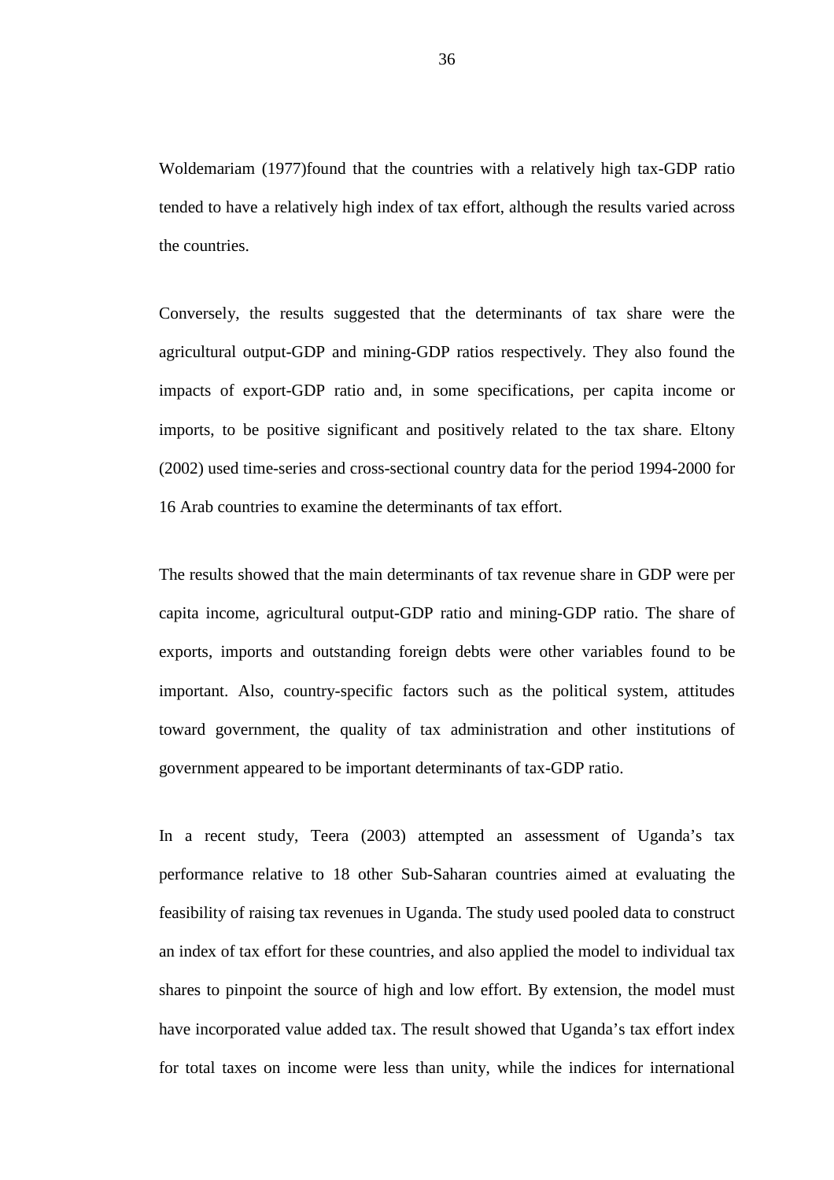Woldemariam (1977)found that the countries with a relatively high tax-GDP ratio tended to have a relatively high index of tax effort, although the results varied across the countries.

Conversely, the results suggested that the determinants of tax share were the agricultural output-GDP and mining-GDP ratios respectively. They also found the impacts of export-GDP ratio and, in some specifications, per capita income or imports, to be positive significant and positively related to the tax share. Eltony (2002) used time-series and cross-sectional country data for the period 1994-2000 for 16 Arab countries to examine the determinants of tax effort.

The results showed that the main determinants of tax revenue share in GDP were per capita income, agricultural output-GDP ratio and mining-GDP ratio. The share of exports, imports and outstanding foreign debts were other variables found to be important. Also, country-specific factors such as the political system, attitudes toward government, the quality of tax administration and other institutions of government appeared to be important determinants of tax-GDP ratio.

In a recent study, Teera (2003) attempted an assessment of Uganda's tax performance relative to 18 other Sub-Saharan countries aimed at evaluating the feasibility of raising tax revenues in Uganda. The study used pooled data to construct an index of tax effort for these countries, and also applied the model to individual tax shares to pinpoint the source of high and low effort. By extension, the model must have incorporated value added tax. The result showed that Uganda's tax effort index for total taxes on income were less than unity, while the indices for international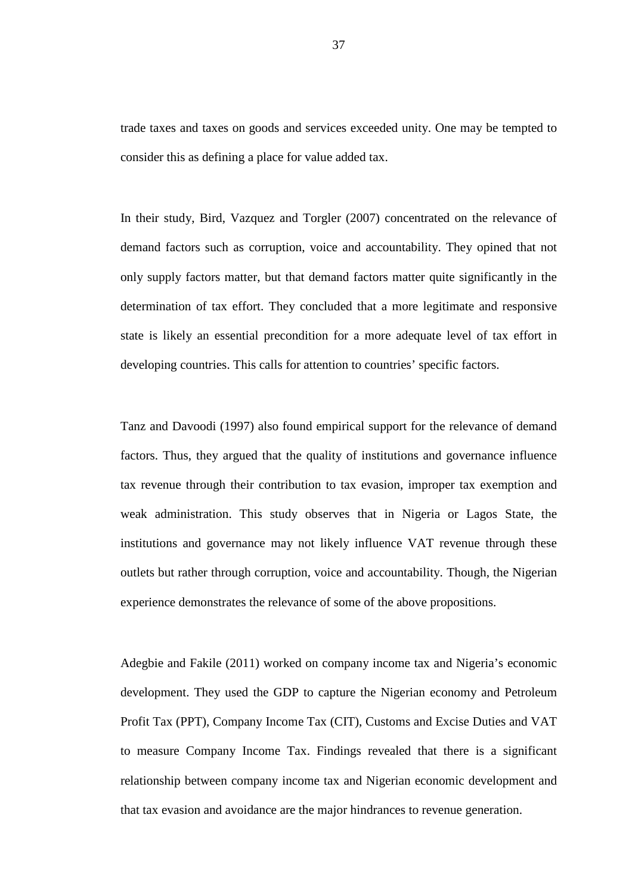trade taxes and taxes on goods and services exceeded unity. One may be tempted to consider this as defining a place for value added tax.

In their study, Bird, Vazquez and Torgler (2007) concentrated on the relevance of demand factors such as corruption, voice and accountability. They opined that not only supply factors matter, but that demand factors matter quite significantly in the determination of tax effort. They concluded that a more legitimate and responsive state is likely an essential precondition for a more adequate level of tax effort in developing countries. This calls for attention to countries' specific factors.

Tanz and Davoodi (1997) also found empirical support for the relevance of demand factors. Thus, they argued that the quality of institutions and governance influence tax revenue through their contribution to tax evasion, improper tax exemption and weak administration. This study observes that in Nigeria or Lagos State, the institutions and governance may not likely influence VAT revenue through these outlets but rather through corruption, voice and accountability. Though, the Nigerian experience demonstrates the relevance of some of the above propositions.

Adegbie and Fakile (2011) worked on company income tax and Nigeria's economic development. They used the GDP to capture the Nigerian economy and Petroleum Profit Tax (PPT), Company Income Tax (CIT), Customs and Excise Duties and VAT to measure Company Income Tax. Findings revealed that there is a significant relationship between company income tax and Nigerian economic development and that tax evasion and avoidance are the major hindrances to revenue generation.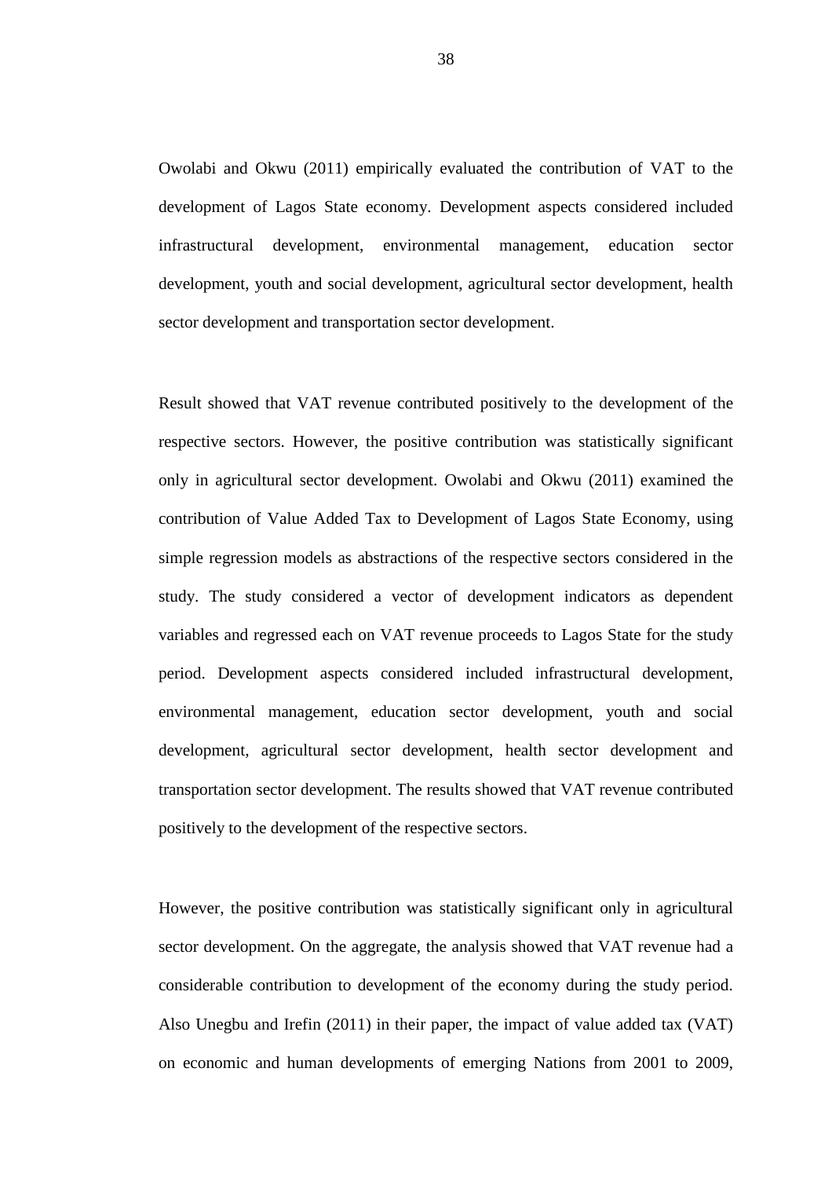Owolabi and Okwu (2011) empirically evaluated the contribution of VAT to the development of Lagos State economy. Development aspects considered included infrastructural development, environmental management, education sector development, youth and social development, agricultural sector development, health sector development and transportation sector development.

Result showed that VAT revenue contributed positively to the development of the respective sectors. However, the positive contribution was statistically significant only in agricultural sector development. Owolabi and Okwu (2011) examined the contribution of Value Added Tax to Development of Lagos State Economy, using simple regression models as abstractions of the respective sectors considered in the study. The study considered a vector of development indicators as dependent variables and regressed each on VAT revenue proceeds to Lagos State for the study period. Development aspects considered included infrastructural development, environmental management, education sector development, youth and social development, agricultural sector development, health sector development and transportation sector development. The results showed that VAT revenue contributed positively to the development of the respective sectors.

However, the positive contribution was statistically significant only in agricultural sector development. On the aggregate, the analysis showed that VAT revenue had a considerable contribution to development of the economy during the study period. Also Unegbu and Irefin (2011) in their paper, the impact of value added tax (VAT) on economic and human developments of emerging Nations from 2001 to 2009,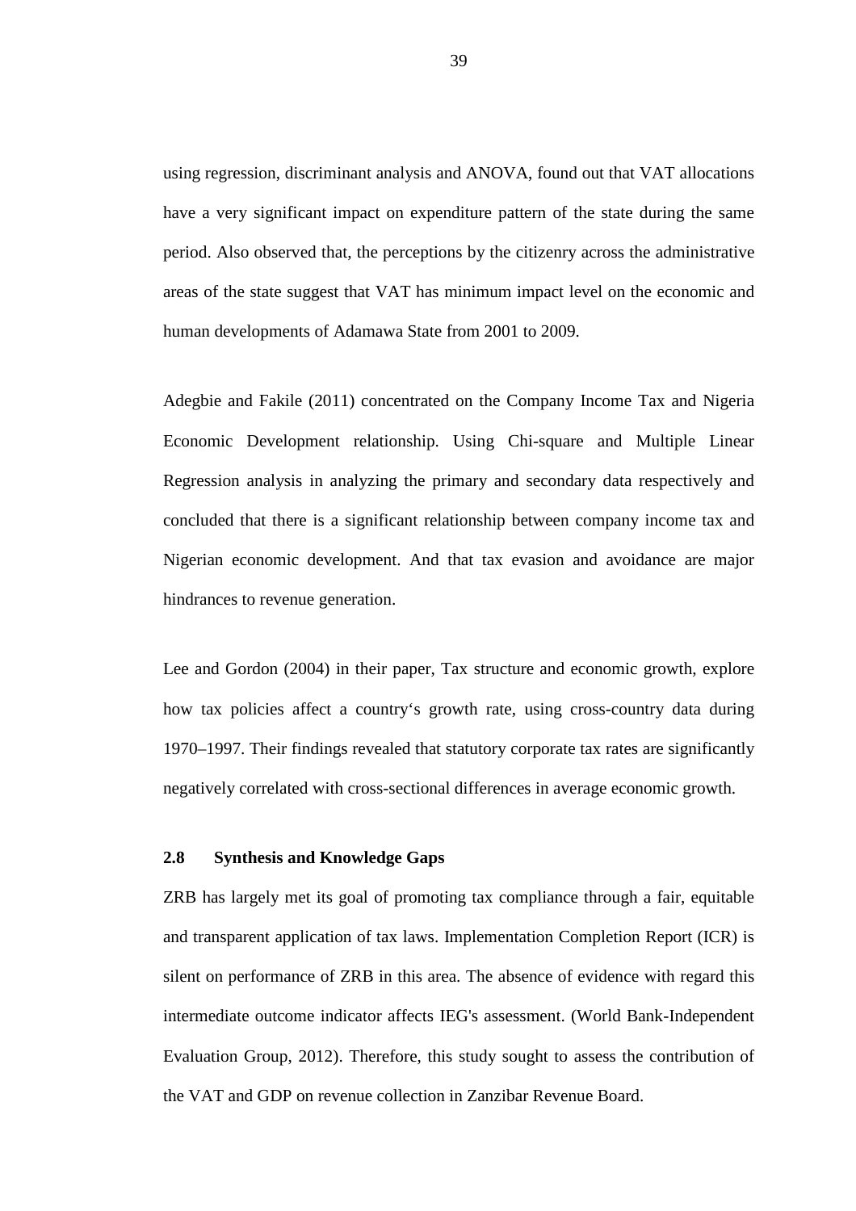using regression, discriminant analysis and ANOVA, found out that VAT allocations have a very significant impact on expenditure pattern of the state during the same period. Also observed that, the perceptions by the citizenry across the administrative areas of the state suggest that VAT has minimum impact level on the economic and human developments of Adamawa State from 2001 to 2009.

Adegbie and Fakile (2011) concentrated on the Company Income Tax and Nigeria Economic Development relationship. Using Chi-square and Multiple Linear Regression analysis in analyzing the primary and secondary data respectively and concluded that there is a significant relationship between company income tax and Nigerian economic development. And that tax evasion and avoidance are major hindrances to revenue generation.

Lee and Gordon (2004) in their paper, Tax structure and economic growth, explore how tax policies affect a country‘s growth rate, using cross-country data during 1970–1997. Their findings revealed that statutory corporate tax rates are significantly negatively correlated with cross-sectional differences in average economic growth.

## 2.8 Synthesis and Knowledge Gaps

ZRB has largely met its goal of promoting tax compliance through a fair, equitable and transparent application of tax laws. Implementation Completion Report (ICR) is silent on performance of ZRB in this area. The absence of evidence with regard this intermediate outcome indicator affects IEG's assessment. (World Bank-Independent Evaluation Group, 2012). Therefore, this study sought to assess the contribution of the VAT and GDP on revenue collection in Zanzibar Revenue Board.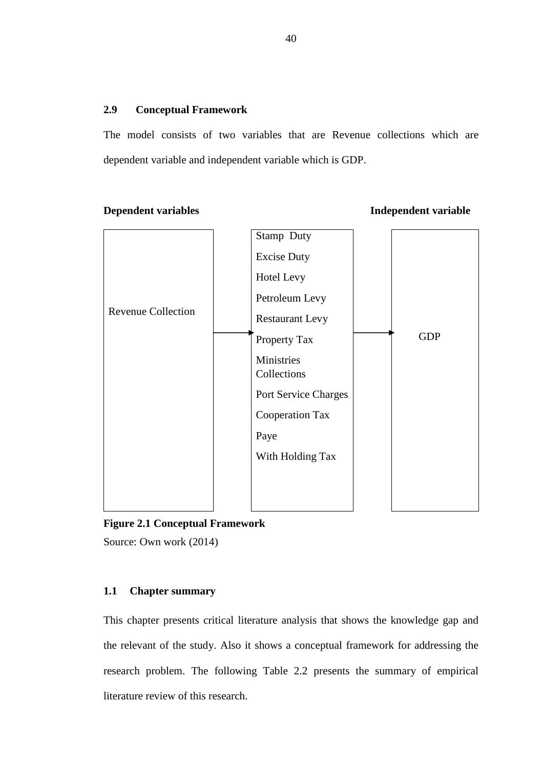### 2.9 Conceptual Framework

The model consists of two variables that are Revenue collections which are dependent variable and independent variable which is GDP.

**Dependent variables** **Independent variable**

| Revenue Collection | → | Stamp Duty<br>Excise Duty<br>Hotel Levy<br>Petroleum Levy<br>Restaurant Levy<br>Property Tax<br>Ministries Collections<br>Port Service Charges<br>Cooperation Tax<br>Paye<br>With Holding Tax | → | GDP |
|---|---|---|---|---|

**Figure 2.1 Conceptual Framework**

Source: Own work (2014)

### 1.1 Chapter summary

This chapter presents critical literature analysis that shows the knowledge gap and the relevant of the study. Also it shows a conceptual framework for addressing the research problem. The following Table 2.2 presents the summary of empirical literature review of this research.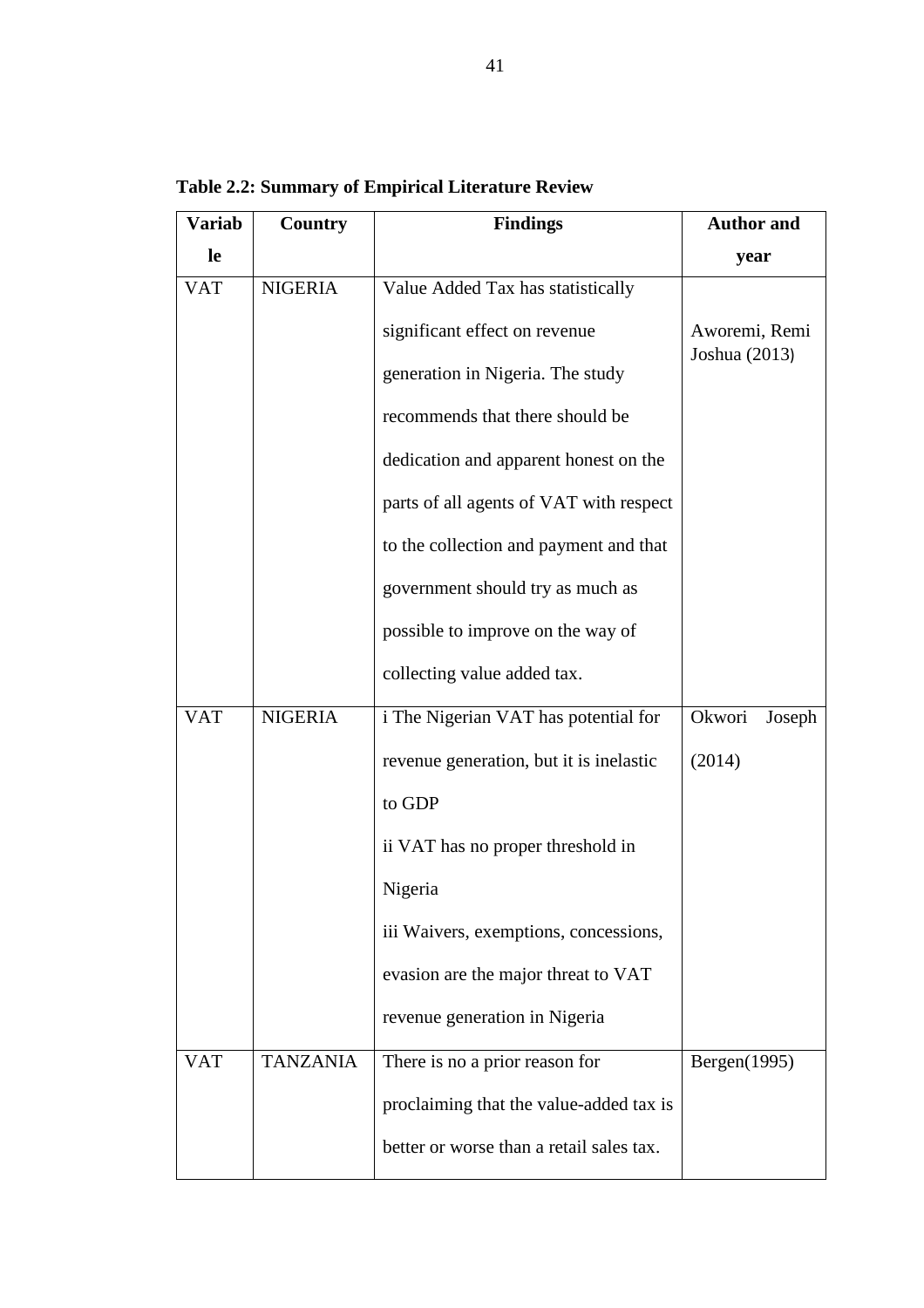**Table 2.2: Summary of Empirical Literature Review**

| Variable | Country | Findings | Author and year |
|---|---|---|---|
| VAT | NIGERIA | Value Added Tax has statistically significant effect on revenue generation in Nigeria. The study recommends that there should be dedication and apparent honest on the parts of all agents of VAT with respect to the collection and payment and that government should try as much as possible to improve on the way of collecting value added tax. | Aworemi, Remi Joshua (2013) |
| VAT | NIGERIA | i The Nigerian VAT has potential for revenue generation, but it is inelastic to GDP<br>ii VAT has no proper threshold in Nigeria<br>iii Waivers, exemptions, concessions, evasion are the major threat to VAT revenue generation in Nigeria | Okwori Joseph (2014) |
| VAT | TANZANIA | There is no a prior reason for proclaiming that the value-added tax is better or worse than a retail sales tax. | Bergen(1995) |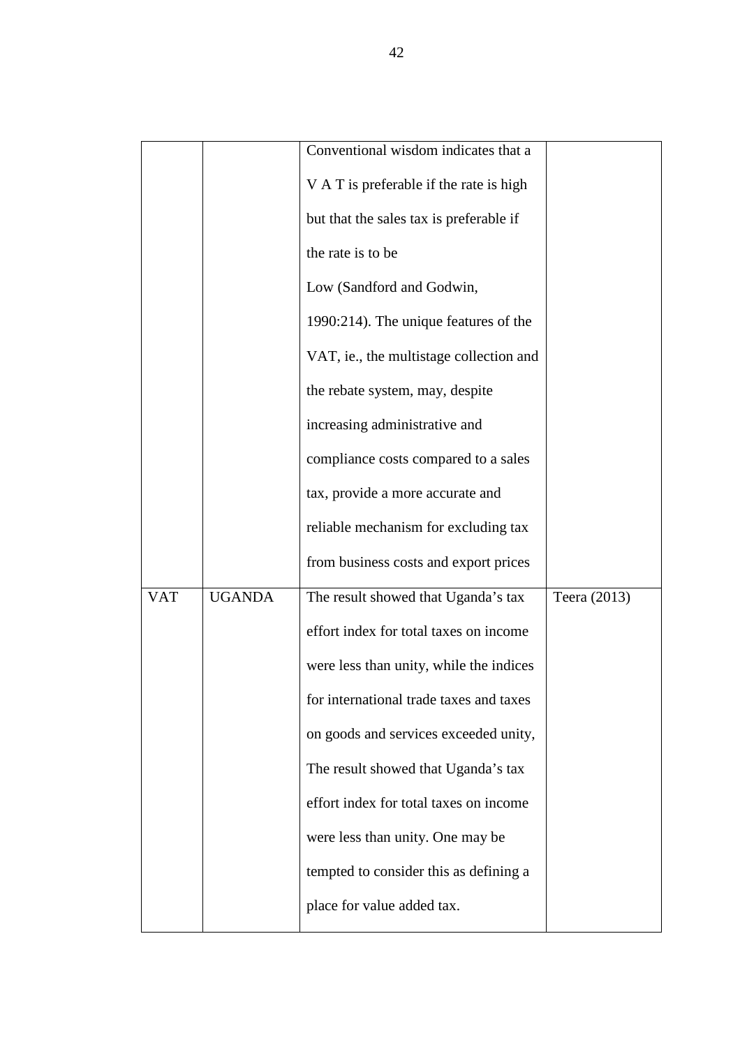| | | | |
|---|---|---|---|
| | | Conventional wisdom indicates that a V A T is preferable if the rate is high but that the sales tax is preferable if the rate is to be Low (Sandford and Godwin, 1990:214). The unique features of the VAT, ie., the multistage collection and the rebate system, may, despite increasing administrative and compliance costs compared to a sales tax, provide a more accurate and reliable mechanism for excluding tax from business costs and export prices | |
| VAT | UGANDA | The result showed that Uganda's tax effort index for total taxes on income were less than unity, while the indices for international trade taxes and taxes on goods and services exceeded unity, The result showed that Uganda's tax effort index for total taxes on income were less than unity. One may be tempted to consider this as defining a place for value added tax. | Teera (2013) |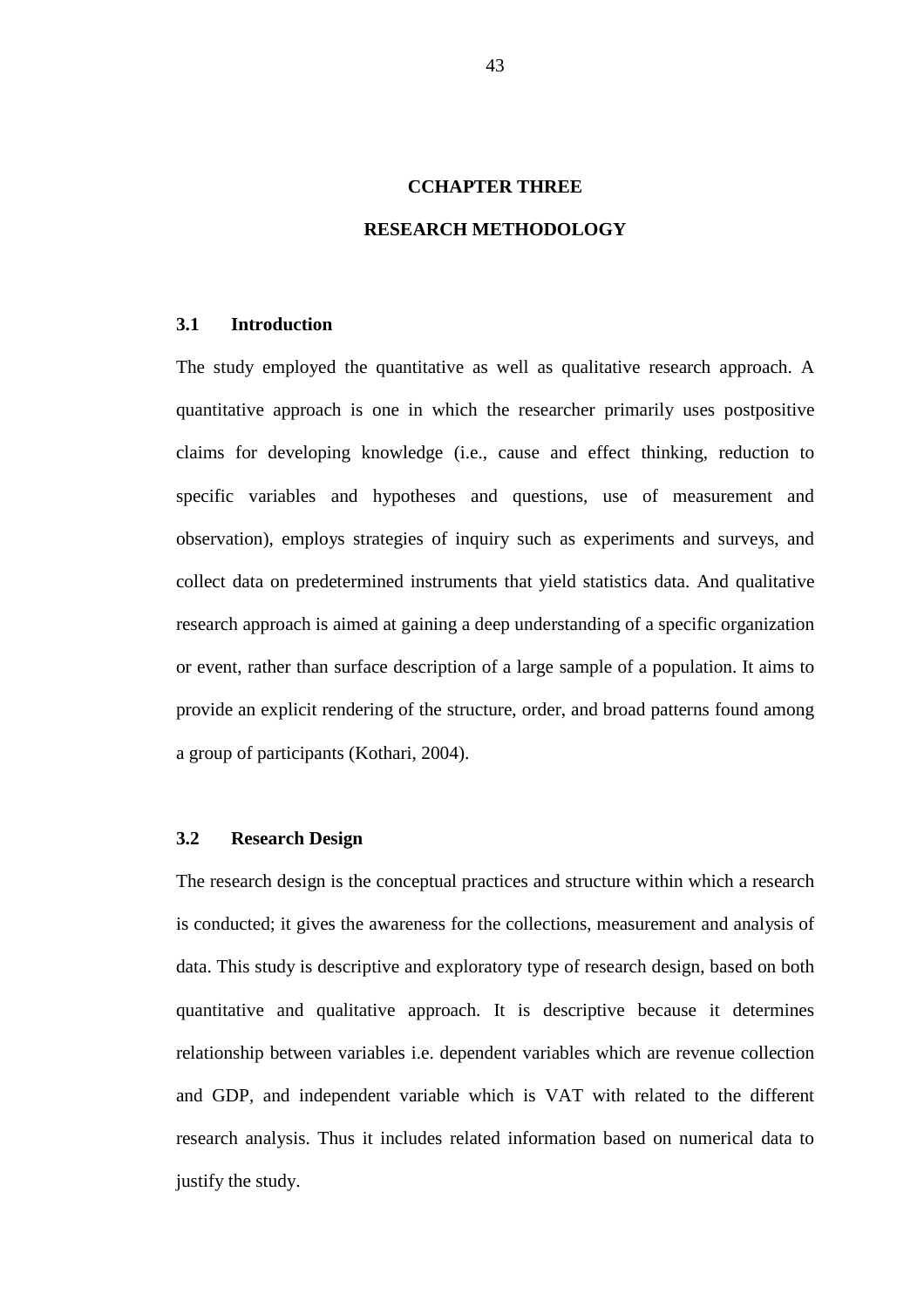# CCHAPTER THREE

# RESEARCH METHODOLOGY

## 3.1 Introduction

The study employed the quantitative as well as qualitative research approach. A quantitative approach is one in which the researcher primarily uses postpositive claims for developing knowledge (i.e., cause and effect thinking, reduction to specific variables and hypotheses and questions, use of measurement and observation), employs strategies of inquiry such as experiments and surveys, and collect data on predetermined instruments that yield statistics data. And qualitative research approach is aimed at gaining a deep understanding of a specific organization or event, rather than surface description of a large sample of a population. It aims to provide an explicit rendering of the structure, order, and broad patterns found among a group of participants (Kothari, 2004).

## 3.2 Research Design

The research design is the conceptual practices and structure within which a research is conducted; it gives the awareness for the collections, measurement and analysis of data. This study is descriptive and exploratory type of research design, based on both quantitative and qualitative approach. It is descriptive because it determines relationship between variables i.e. dependent variables which are revenue collection and GDP, and independent variable which is VAT with related to the different research analysis. Thus it includes related information based on numerical data to justify the study.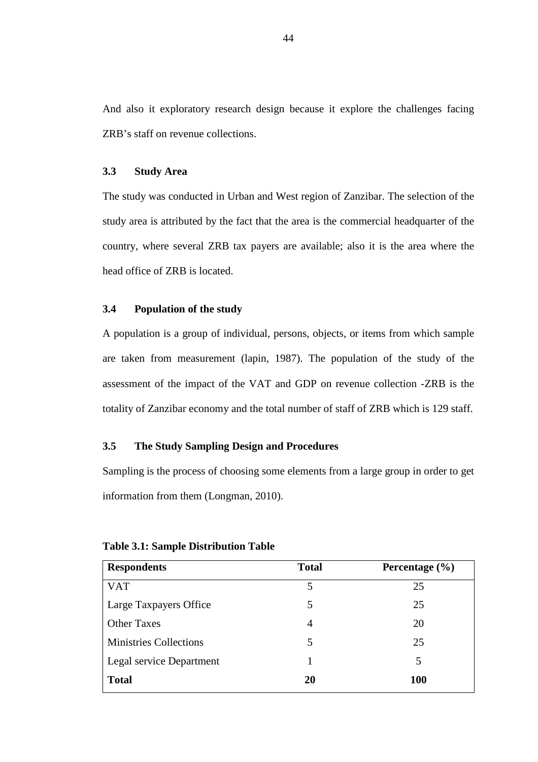And also it exploratory research design because it explore the challenges facing ZRB's staff on revenue collections.

### 3.3 Study Area

The study was conducted in Urban and West region of Zanzibar. The selection of the study area is attributed by the fact that the area is the commercial headquarter of the country, where several ZRB tax payers are available; also it is the area where the head office of ZRB is located.

### 3.4 Population of the study

A population is a group of individual, persons, objects, or items from which sample are taken from measurement (lapin, 1987). The population of the study of the assessment of the impact of the VAT and GDP on revenue collection -ZRB is the totality of Zanzibar economy and the total number of staff of ZRB which is 129 staff.

### 3.5 The Study Sampling Design and Procedures

Sampling is the process of choosing some elements from a large group in order to get information from them (Longman, 2010).

**Table 3.1: Sample Distribution Table**

| **Respondents** | **Total** | **Percentage (%)** |
|---|---|---|
| VAT | 5 | 25 |
| Large Taxpayers Office | 5 | 25 |
| Other Taxes | 4 | 20 |
| Ministries Collections | 5 | 25 |
| Legal service Department | 1 | 5 |
| **Total** | **20** | **100** |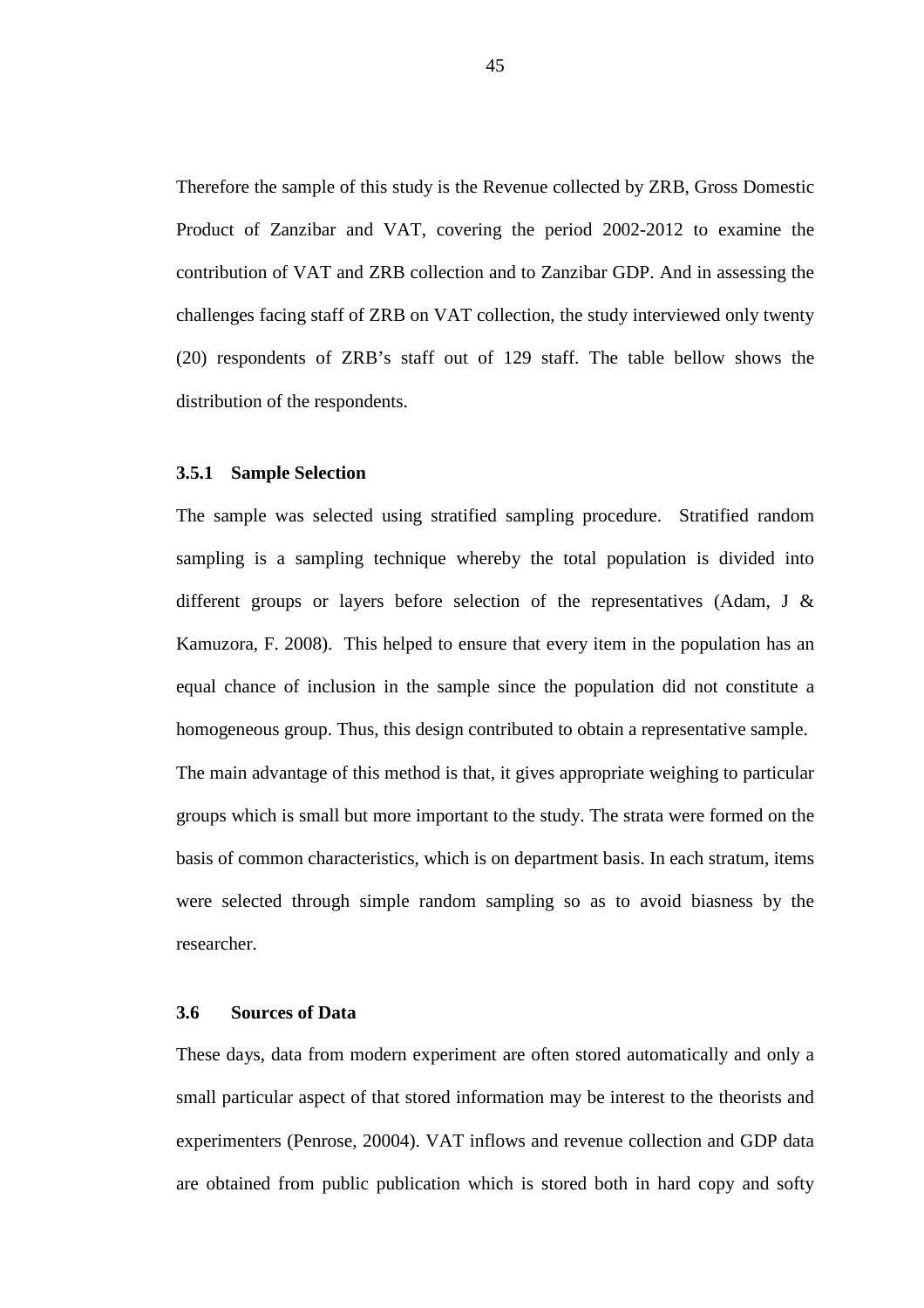Therefore the sample of this study is the Revenue collected by ZRB, Gross Domestic Product of Zanzibar and VAT, covering the period 2002-2012 to examine the contribution of VAT and ZRB collection and to Zanzibar GDP. And in assessing the challenges facing staff of ZRB on VAT collection, the study interviewed only twenty (20) respondents of ZRB's staff out of 129 staff. The table bellow shows the distribution of the respondents.

### 3.5.1 Sample Selection

The sample was selected using stratified sampling procedure. Stratified random sampling is a sampling technique whereby the total population is divided into different groups or layers before selection of the representatives (Adam, J & Kamuzora, F. 2008). This helped to ensure that every item in the population has an equal chance of inclusion in the sample since the population did not constitute a homogeneous group. Thus, this design contributed to obtain a representative sample. The main advantage of this method is that, it gives appropriate weighing to particular groups which is small but more important to the study. The strata were formed on the basis of common characteristics, which is on department basis. In each stratum, items were selected through simple random sampling so as to avoid biasness by the researcher.

## 3.6 Sources of Data

These days, data from modern experiment are often stored automatically and only a small particular aspect of that stored information may be interest to the theorists and experimenters (Penrose, 20004). VAT inflows and revenue collection and GDP data are obtained from public publication which is stored both in hard copy and softy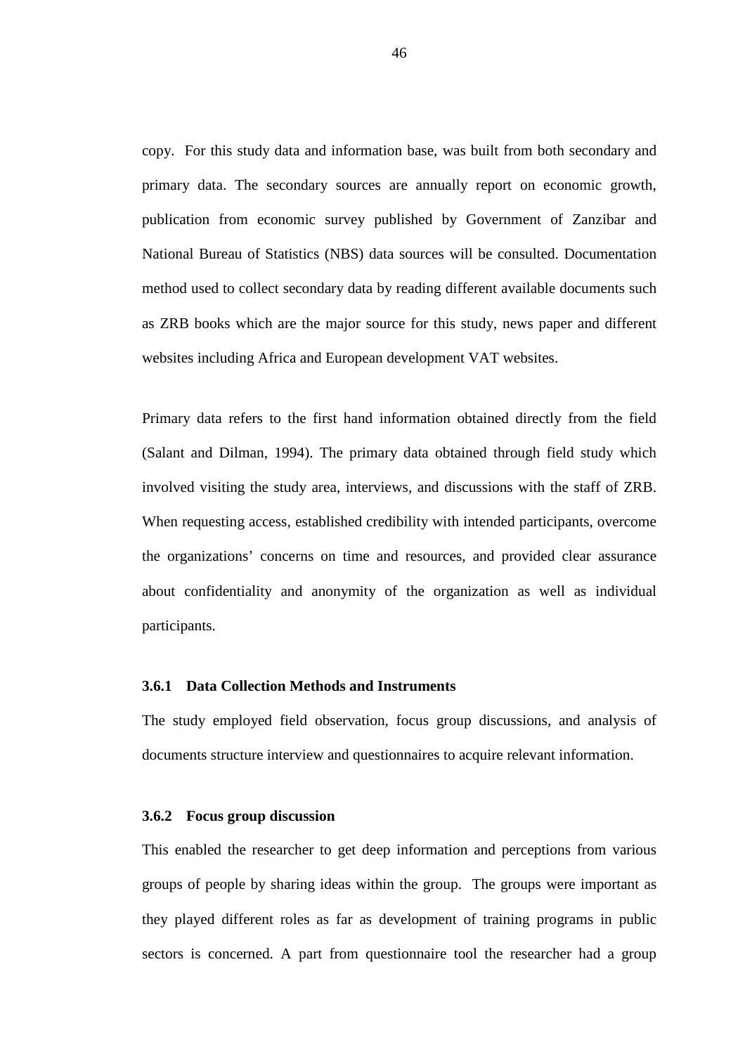copy. For this study data and information base, was built from both secondary and primary data. The secondary sources are annually report on economic growth, publication from economic survey published by Government of Zanzibar and National Bureau of Statistics (NBS) data sources will be consulted. Documentation method used to collect secondary data by reading different available documents such as ZRB books which are the major source for this study, news paper and different websites including Africa and European development VAT websites.

Primary data refers to the first hand information obtained directly from the field (Salant and Dilman, 1994). The primary data obtained through field study which involved visiting the study area, interviews, and discussions with the staff of ZRB. When requesting access, established credibility with intended participants, overcome the organizations' concerns on time and resources, and provided clear assurance about confidentiality and anonymity of the organization as well as individual participants.

### 3.6.1 Data Collection Methods and Instruments

The study employed field observation, focus group discussions, and analysis of documents structure interview and questionnaires to acquire relevant information.

### 3.6.2 Focus group discussion

This enabled the researcher to get deep information and perceptions from various groups of people by sharing ideas within the group. The groups were important as they played different roles as far as development of training programs in public sectors is concerned. A part from questionnaire tool the researcher had a group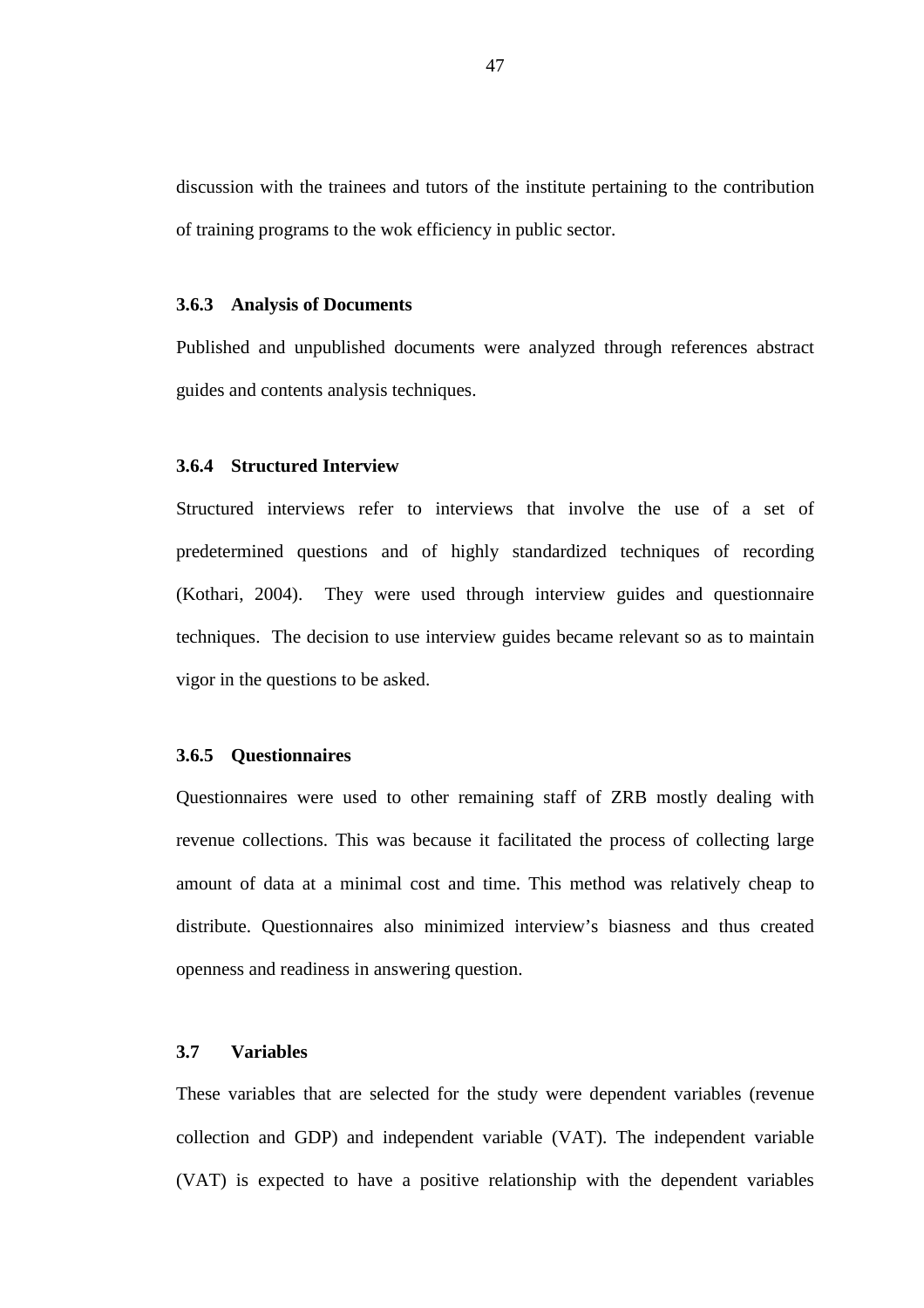discussion with the trainees and tutors of the institute pertaining to the contribution of training programs to the wok efficiency in public sector.

### 3.6.3 Analysis of Documents

Published and unpublished documents were analyzed through references abstract guides and contents analysis techniques.

### 3.6.4 Structured Interview

Structured interviews refer to interviews that involve the use of a set of predetermined questions and of highly standardized techniques of recording (Kothari, 2004). They were used through interview guides and questionnaire techniques. The decision to use interview guides became relevant so as to maintain vigor in the questions to be asked.

### 3.6.5 Questionnaires

Questionnaires were used to other remaining staff of ZRB mostly dealing with revenue collections. This was because it facilitated the process of collecting large amount of data at a minimal cost and time. This method was relatively cheap to distribute. Questionnaires also minimized interview's biasness and thus created openness and readiness in answering question.

## 3.7 Variables

These variables that are selected for the study were dependent variables (revenue collection and GDP) and independent variable (VAT). The independent variable (VAT) is expected to have a positive relationship with the dependent variables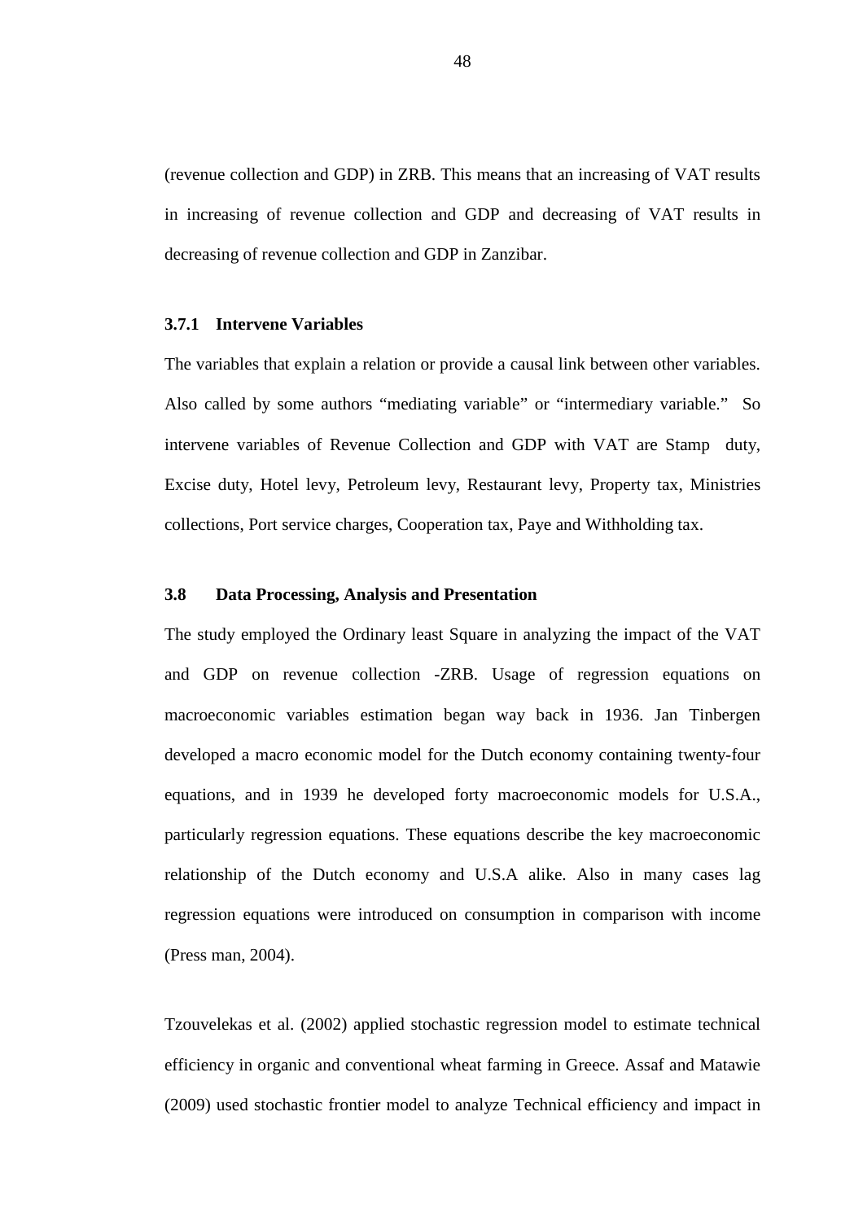(revenue collection and GDP) in ZRB. This means that an increasing of VAT results in increasing of revenue collection and GDP and decreasing of VAT results in decreasing of revenue collection and GDP in Zanzibar.

### 3.7.1 Intervene Variables

The variables that explain a relation or provide a causal link between other variables. Also called by some authors "mediating variable" or "intermediary variable." So intervene variables of Revenue Collection and GDP with VAT are Stamp duty, Excise duty, Hotel levy, Petroleum levy, Restaurant levy, Property tax, Ministries collections, Port service charges, Cooperation tax, Paye and Withholding tax.

## 3.8 Data Processing, Analysis and Presentation

The study employed the Ordinary least Square in analyzing the impact of the VAT and GDP on revenue collection -ZRB. Usage of regression equations on macroeconomic variables estimation began way back in 1936. Jan Tinbergen developed a macro economic model for the Dutch economy containing twenty-four equations, and in 1939 he developed forty macroeconomic models for U.S.A., particularly regression equations. These equations describe the key macroeconomic relationship of the Dutch economy and U.S.A alike. Also in many cases lag regression equations were introduced on consumption in comparison with income (Press man, 2004).

Tzouvelekas et al. (2002) applied stochastic regression model to estimate technical efficiency in organic and conventional wheat farming in Greece. Assaf and Matawie (2009) used stochastic frontier model to analyze Technical efficiency and impact in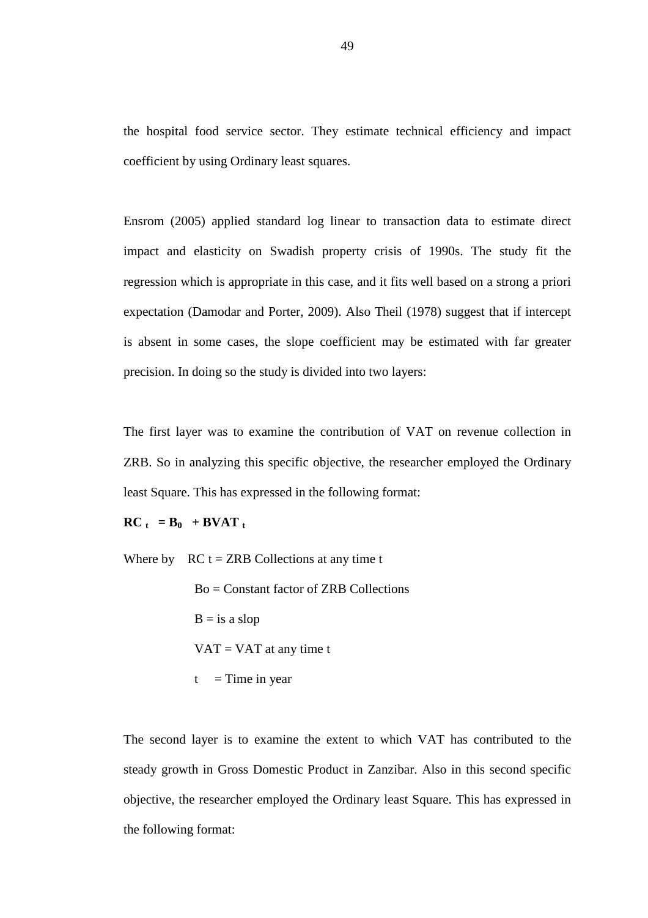the hospital food service sector. They estimate technical efficiency and impact coefficient by using Ordinary least squares.

Ensrom (2005) applied standard log linear to transaction data to estimate direct impact and elasticity on Swadish property crisis of 1990s. The study fit the regression which is appropriate in this case, and it fits well based on a strong a priori expectation (Damodar and Porter, 2009). Also Theil (1978) suggest that if intercept is absent in some cases, the slope coefficient may be estimated with far greater precision. In doing so the study is divided into two layers:

The first layer was to examine the contribution of VAT on revenue collection in ZRB. So in analyzing this specific objective, the researcher employed the Ordinary least Square. This has expressed in the following format:

$$\mathbf{RC_t = B_0 + BVAT_t}$$

Where by RC t = ZRB Collections at any time t

Bo = Constant factor of ZRB Collections

B = is a slop

VAT = VAT at any time t

t = Time in year

The second layer is to examine the extent to which VAT has contributed to the steady growth in Gross Domestic Product in Zanzibar. Also in this second specific objective, the researcher employed the Ordinary least Square. This has expressed in the following format: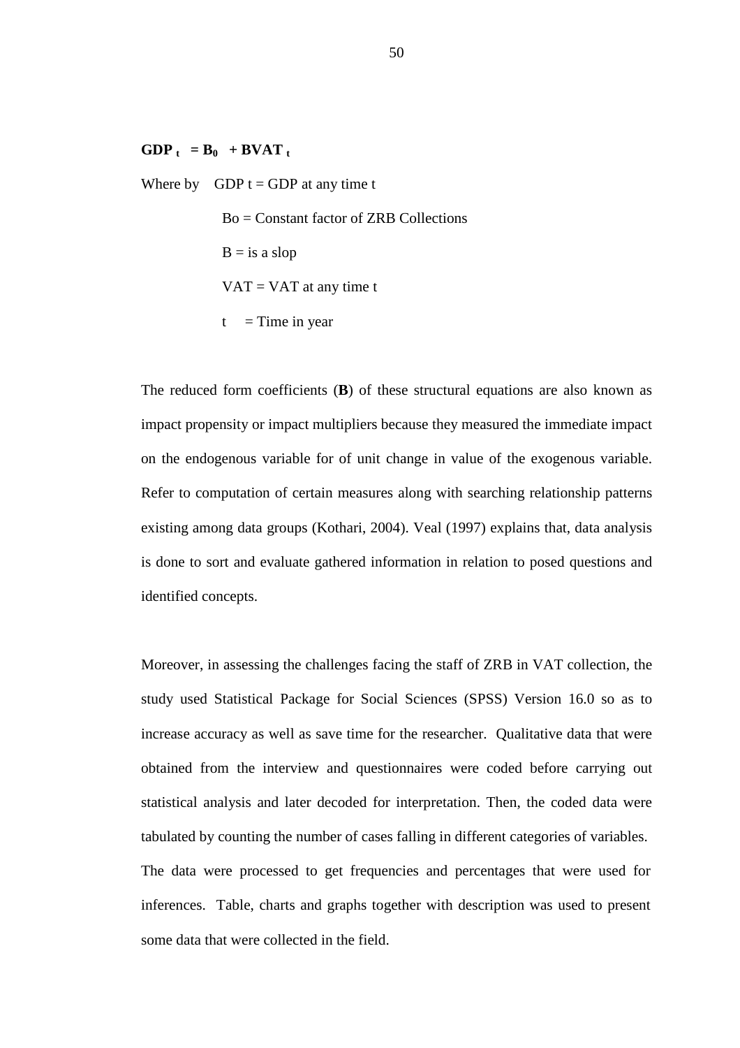$$\mathbf{GDP_t = B_0 + BVAT_t}$$

Where by GDP t = GDP at any time t

Bo = Constant factor of ZRB Collections

B = is a slop

VAT = VAT at any time t

t = Time in year

The reduced form coefficients (**B**) of these structural equations are also known as impact propensity or impact multipliers because they measured the immediate impact on the endogenous variable for of unit change in value of the exogenous variable. Refer to computation of certain measures along with searching relationship patterns existing among data groups (Kothari, 2004). Veal (1997) explains that, data analysis is done to sort and evaluate gathered information in relation to posed questions and identified concepts.

Moreover, in assessing the challenges facing the staff of ZRB in VAT collection, the study used Statistical Package for Social Sciences (SPSS) Version 16.0 so as to increase accuracy as well as save time for the researcher. Qualitative data that were obtained from the interview and questionnaires were coded before carrying out statistical analysis and later decoded for interpretation. Then, the coded data were tabulated by counting the number of cases falling in different categories of variables. The data were processed to get frequencies and percentages that were used for inferences. Table, charts and graphs together with description was used to present some data that were collected in the field.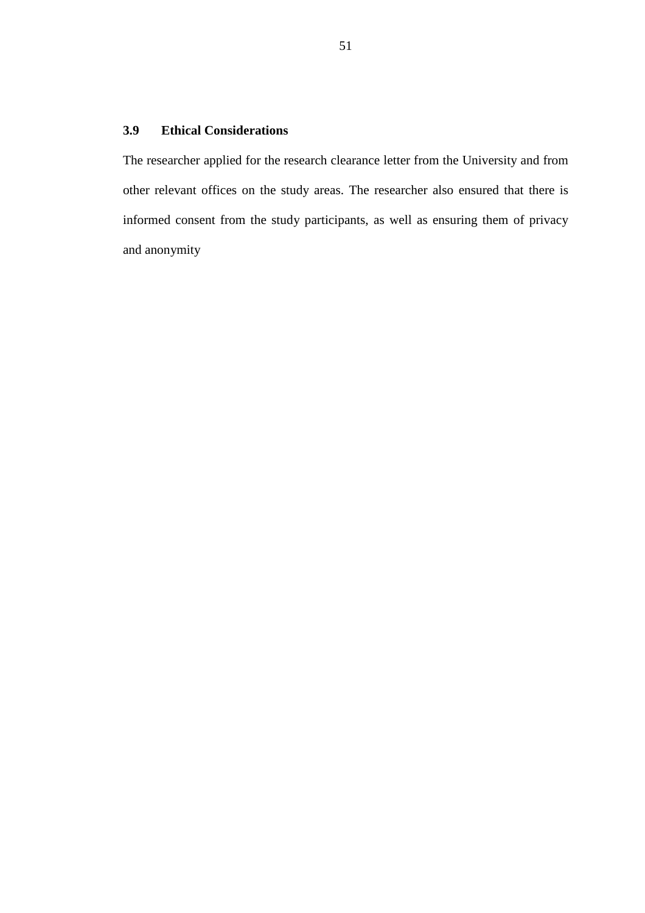### 3.9 Ethical Considerations

The researcher applied for the research clearance letter from the University and from other relevant offices on the study areas. The researcher also ensured that there is informed consent from the study participants, as well as ensuring them of privacy and anonymity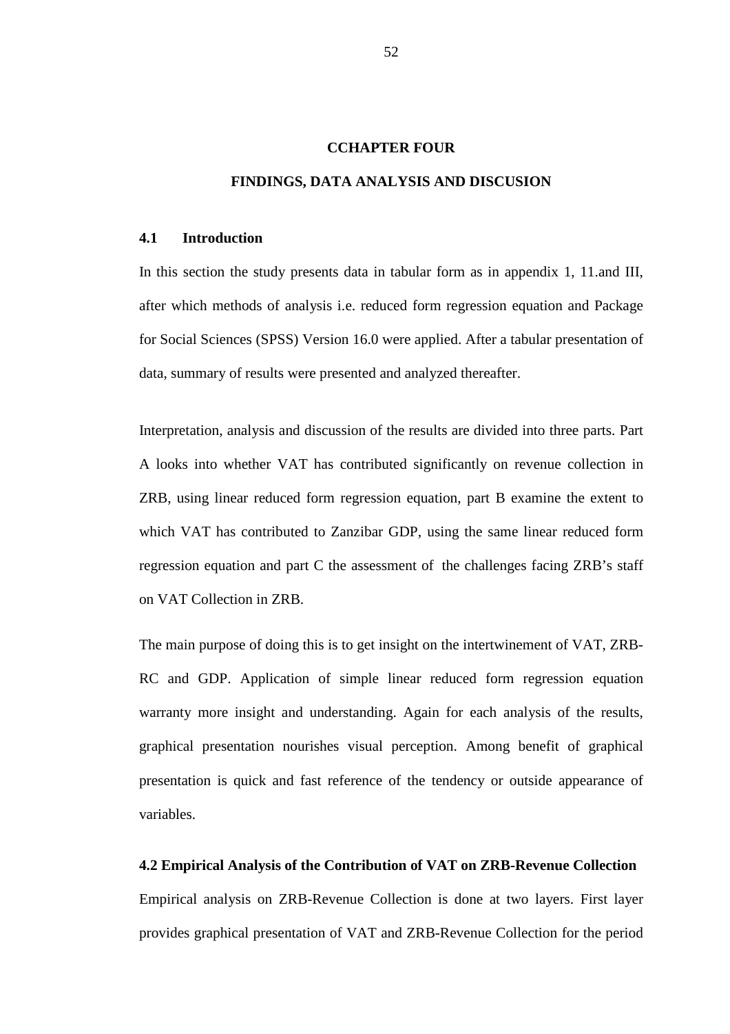# CCHAPTER FOUR

# FINDINGS, DATA ANALYSIS AND DISCUSION

## 4.1 Introduction

In this section the study presents data in tabular form as in appendix 1, 11.and III, after which methods of analysis i.e. reduced form regression equation and Package for Social Sciences (SPSS) Version 16.0 were applied. After a tabular presentation of data, summary of results were presented and analyzed thereafter.

Interpretation, analysis and discussion of the results are divided into three parts. Part A looks into whether VAT has contributed significantly on revenue collection in ZRB, using linear reduced form regression equation, part B examine the extent to which VAT has contributed to Zanzibar GDP, using the same linear reduced form regression equation and part C the assessment of the challenges facing ZRB's staff on VAT Collection in ZRB.

The main purpose of doing this is to get insight on the intertwinement of VAT, ZRB-RC and GDP. Application of simple linear reduced form regression equation warranty more insight and understanding. Again for each analysis of the results, graphical presentation nourishes visual perception. Among benefit of graphical presentation is quick and fast reference of the tendency or outside appearance of variables.

## 4.2 Empirical Analysis of the Contribution of VAT on ZRB-Revenue Collection

Empirical analysis on ZRB-Revenue Collection is done at two layers. First layer provides graphical presentation of VAT and ZRB-Revenue Collection for the period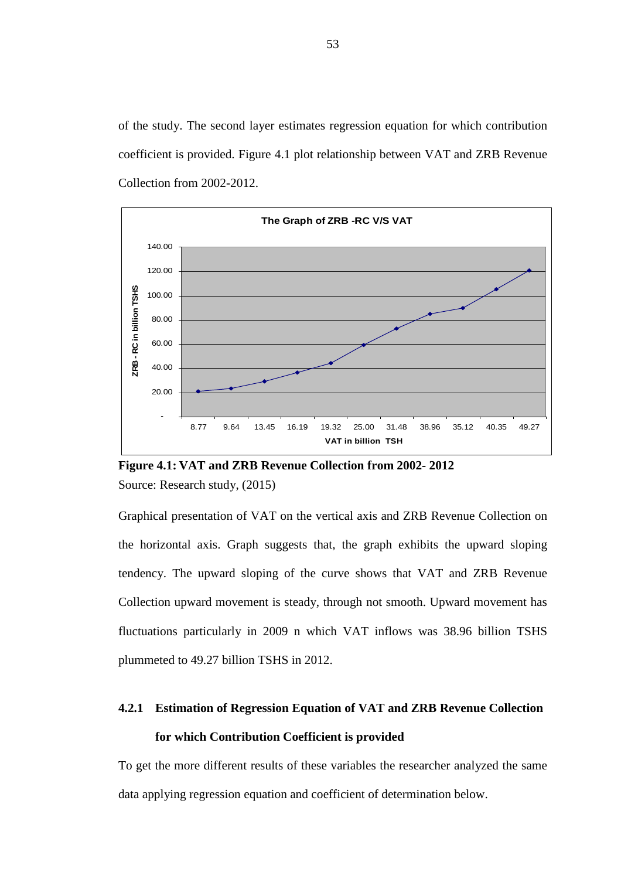of the study. The second layer estimates regression equation for which contribution coefficient is provided. Figure 4.1 plot relationship between VAT and ZRB Revenue Collection from 2002-2012.

**Figure 4.1: VAT and ZRB Revenue Collection from 2002- 2012**

Source: Research study, (2015)

Graphical presentation of VAT on the vertical axis and ZRB Revenue Collection on the horizontal axis. Graph suggests that, the graph exhibits the upward sloping tendency. The upward sloping of the curve shows that VAT and ZRB Revenue Collection upward movement is steady, through not smooth. Upward movement has fluctuations particularly in 2009 n which VAT inflows was 38.96 billion TSHS plummeted to 49.27 billion TSHS in 2012.

### 4.2.1 Estimation of Regression Equation of VAT and ZRB Revenue Collection for which Contribution Coefficient is provided

To get the more different results of these variables the researcher analyzed the same data applying regression equation and coefficient of determination below.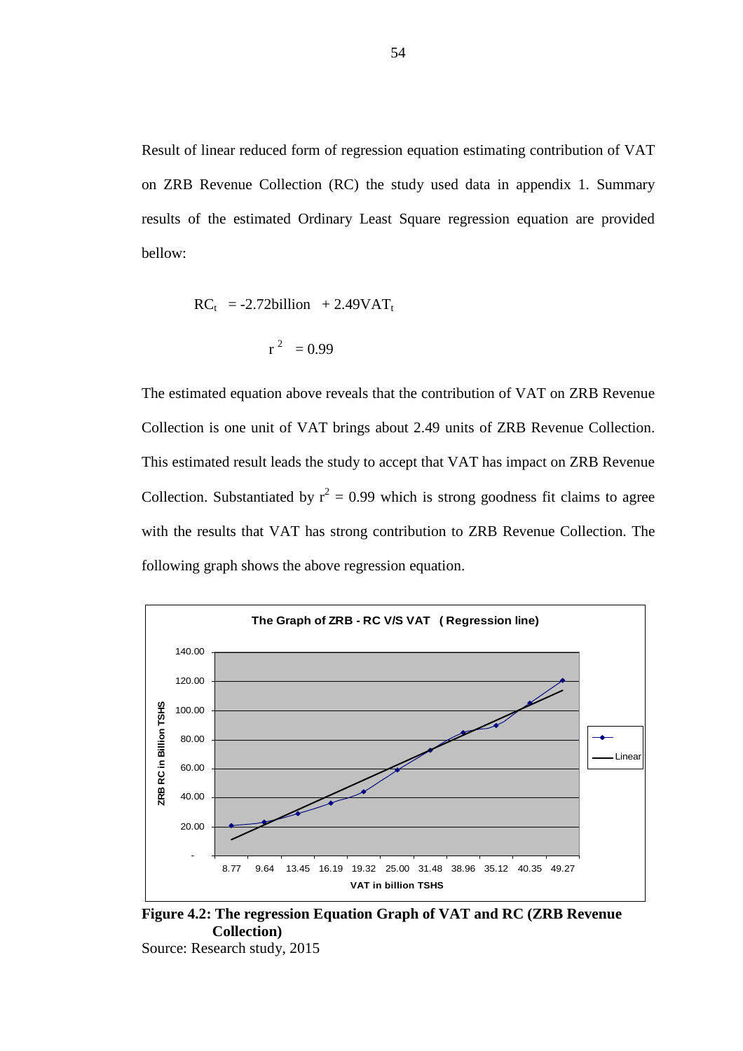Result of linear reduced form of regression equation estimating contribution of VAT on ZRB Revenue Collection (RC) the study used data in appendix 1. Summary results of the estimated Ordinary Least Square regression equation are provided bellow:

$$RC_t = -2.72\text{billion} + 2.49VAT_t$$

$$r^2 = 0.99$$

The estimated equation above reveals that the contribution of VAT on ZRB Revenue Collection is one unit of VAT brings about 2.49 units of ZRB Revenue Collection. This estimated result leads the study to accept that VAT has impact on ZRB Revenue Collection. Substantiated by $r^2 = 0.99$ which is strong goodness fit claims to agree with the results that VAT has strong contribution to ZRB Revenue Collection. The following graph shows the above regression equation.

**Figure 4.2: The regression Equation Graph of VAT and RC (ZRB Revenue Collection)**

Source: Research study, 2015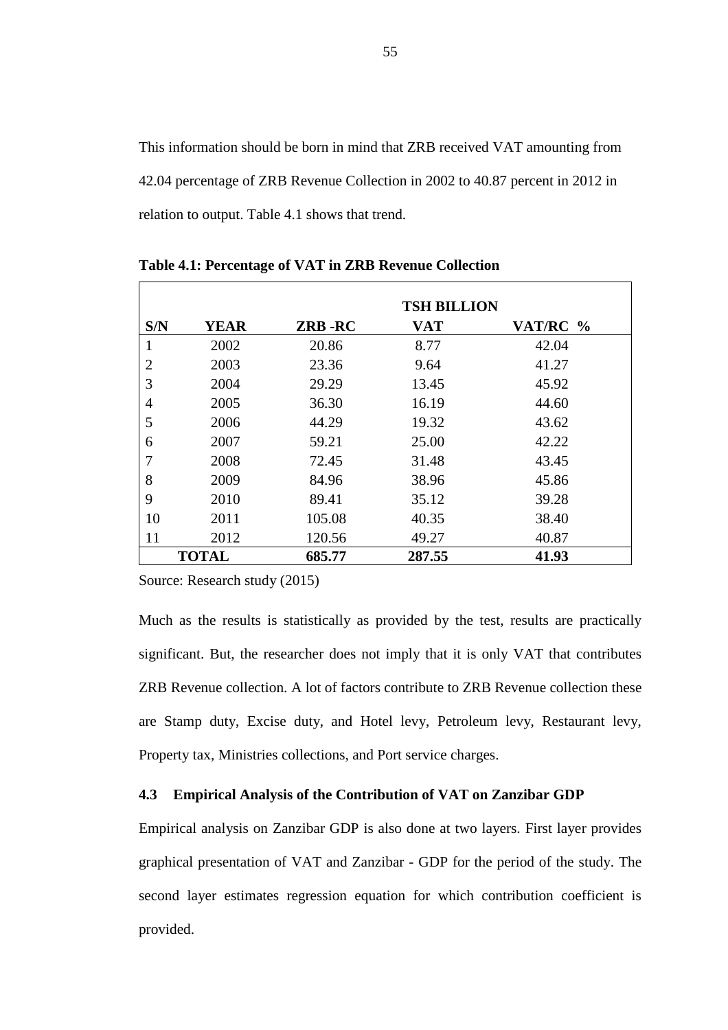This information should be born in mind that ZRB received VAT amounting from 42.04 percentage of ZRB Revenue Collection in 2002 to 40.87 percent in 2012 in relation to output. Table 4.1 shows that trend.

**Table 4.1: Percentage of VAT in ZRB Revenue Collection**

| | | TSH BILLION | | |
|---|---|---|---|---|
| **S/N** | **YEAR** | **ZRB -RC** | **VAT** | **VAT/RC %** |
| 1 | 2002 | 20.86 | 8.77 | 42.04 |
| 2 | 2003 | 23.36 | 9.64 | 41.27 |
| 3 | 2004 | 29.29 | 13.45 | 45.92 |
| 4 | 2005 | 36.30 | 16.19 | 44.60 |
| 5 | 2006 | 44.29 | 19.32 | 43.62 |
| 6 | 2007 | 59.21 | 25.00 | 42.22 |
| 7 | 2008 | 72.45 | 31.48 | 43.45 |
| 8 | 2009 | 84.96 | 38.96 | 45.86 |
| 9 | 2010 | 89.41 | 35.12 | 39.28 |
| 10 | 2011 | 105.08 | 40.35 | 38.40 |
| 11 | 2012 | 120.56 | 49.27 | 40.87 |
| **TOTAL** | | **685.77** | **287.55** | **41.93** |

Source: Research study (2015)

Much as the results is statistically as provided by the test, results are practically significant. But, the researcher does not imply that it is only VAT that contributes ZRB Revenue collection. A lot of factors contribute to ZRB Revenue collection these are Stamp duty, Excise duty, and Hotel levy, Petroleum levy, Restaurant levy, Property tax, Ministries collections, and Port service charges.

### 4.3 Empirical Analysis of the Contribution of VAT on Zanzibar GDP

Empirical analysis on Zanzibar GDP is also done at two layers. First layer provides graphical presentation of VAT and Zanzibar - GDP for the period of the study. The second layer estimates regression equation for which contribution coefficient is provided.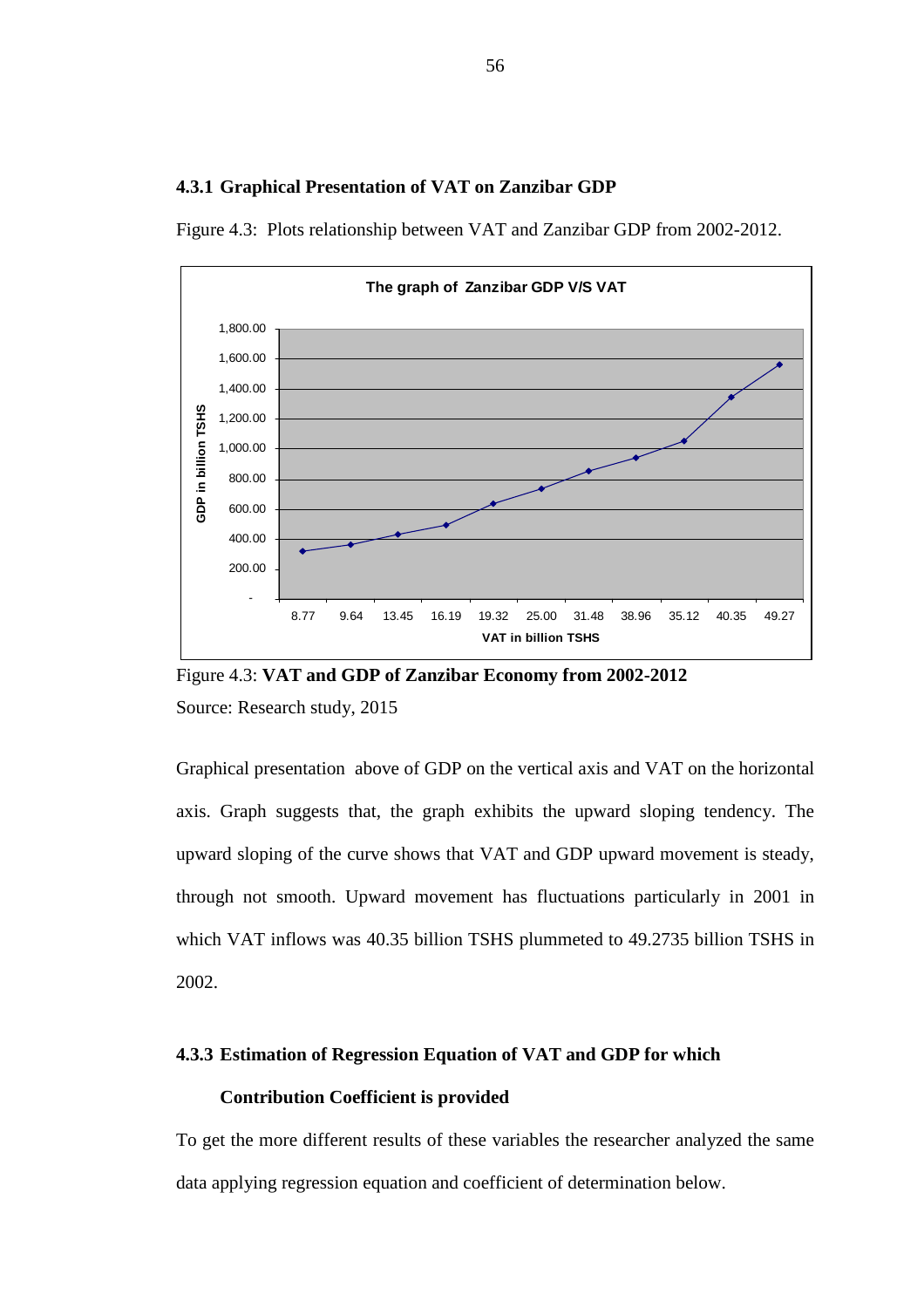### 4.3.1 Graphical Presentation of VAT on Zanzibar GDP

Figure 4.3: Plots relationship between VAT and Zanzibar GDP from 2002-2012.

Figure 4.3: **VAT and GDP of Zanzibar Economy from 2002-2012**

Source: Research study, 2015

Graphical presentation above of GDP on the vertical axis and VAT on the horizontal axis. Graph suggests that, the graph exhibits the upward sloping tendency. The upward sloping of the curve shows that VAT and GDP upward movement is steady, through not smooth. Upward movement has fluctuations particularly in 2001 in which VAT inflows was 40.35 billion TSHS plummeted to 49.2735 billion TSHS in 2002.

### 4.3.3 Estimation of Regression Equation of VAT and GDP for which Contribution Coefficient is provided

To get the more different results of these variables the researcher analyzed the same data applying regression equation and coefficient of determination below.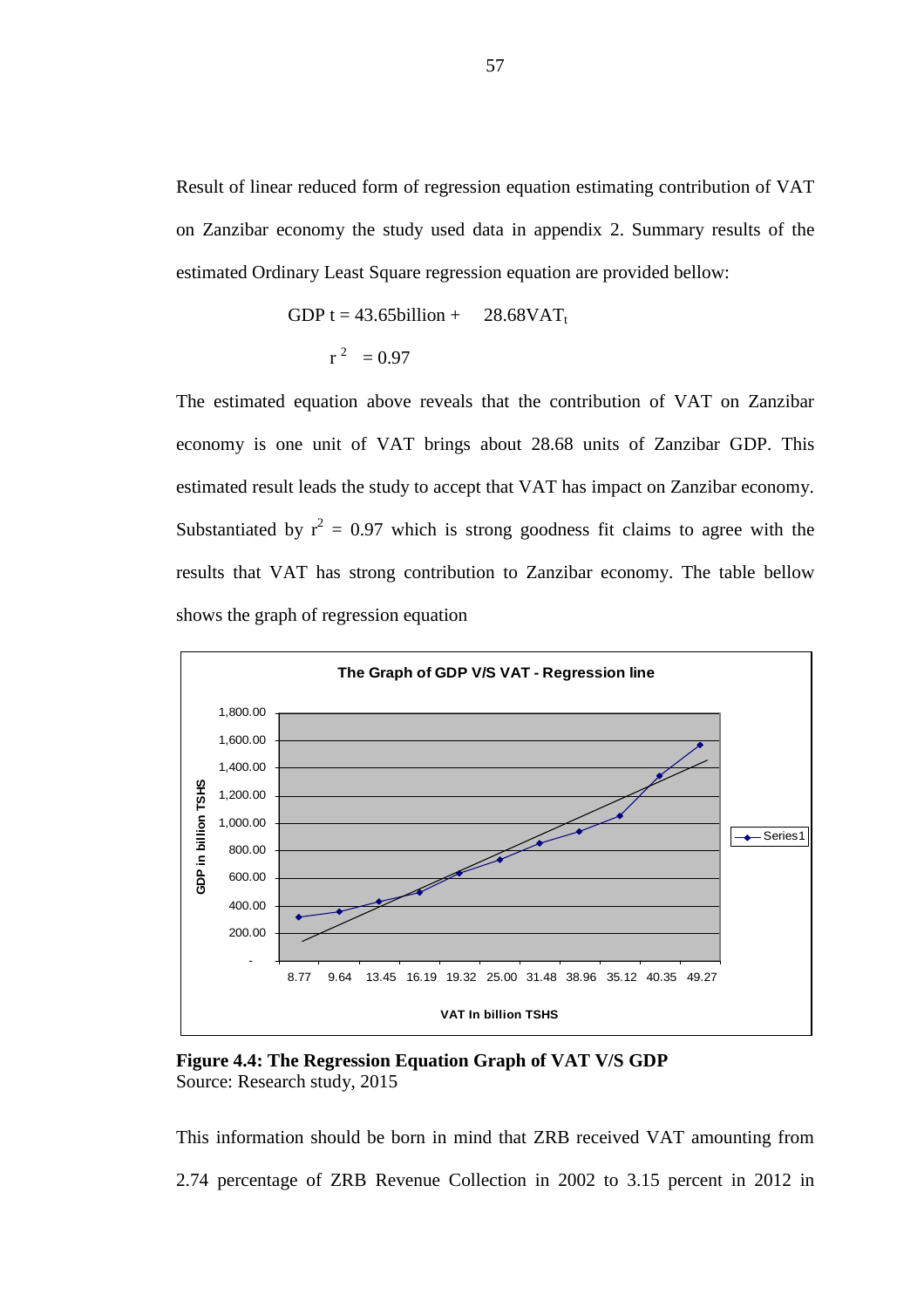Result of linear reduced form of regression equation estimating contribution of VAT on Zanzibar economy the study used data in appendix 2. Summary results of the estimated Ordinary Least Square regression equation are provided bellow:

$$GDP\ t = 43.65\text{billion} + 28.68VAT_t$$

$$r^2 = 0.97$$

The estimated equation above reveals that the contribution of VAT on Zanzibar economy is one unit of VAT brings about 28.68 units of Zanzibar GDP. This estimated result leads the study to accept that VAT has impact on Zanzibar economy. Substantiated by $r^2 = 0.97$ which is strong goodness fit claims to agree with the results that VAT has strong contribution to Zanzibar economy. The table bellow shows the graph of regression equation

**Figure 4.4: The Regression Equation Graph of VAT V/S GDP**
Source: Research study, 2015

This information should be born in mind that ZRB received VAT amounting from 2.74 percentage of ZRB Revenue Collection in 2002 to 3.15 percent in 2012 in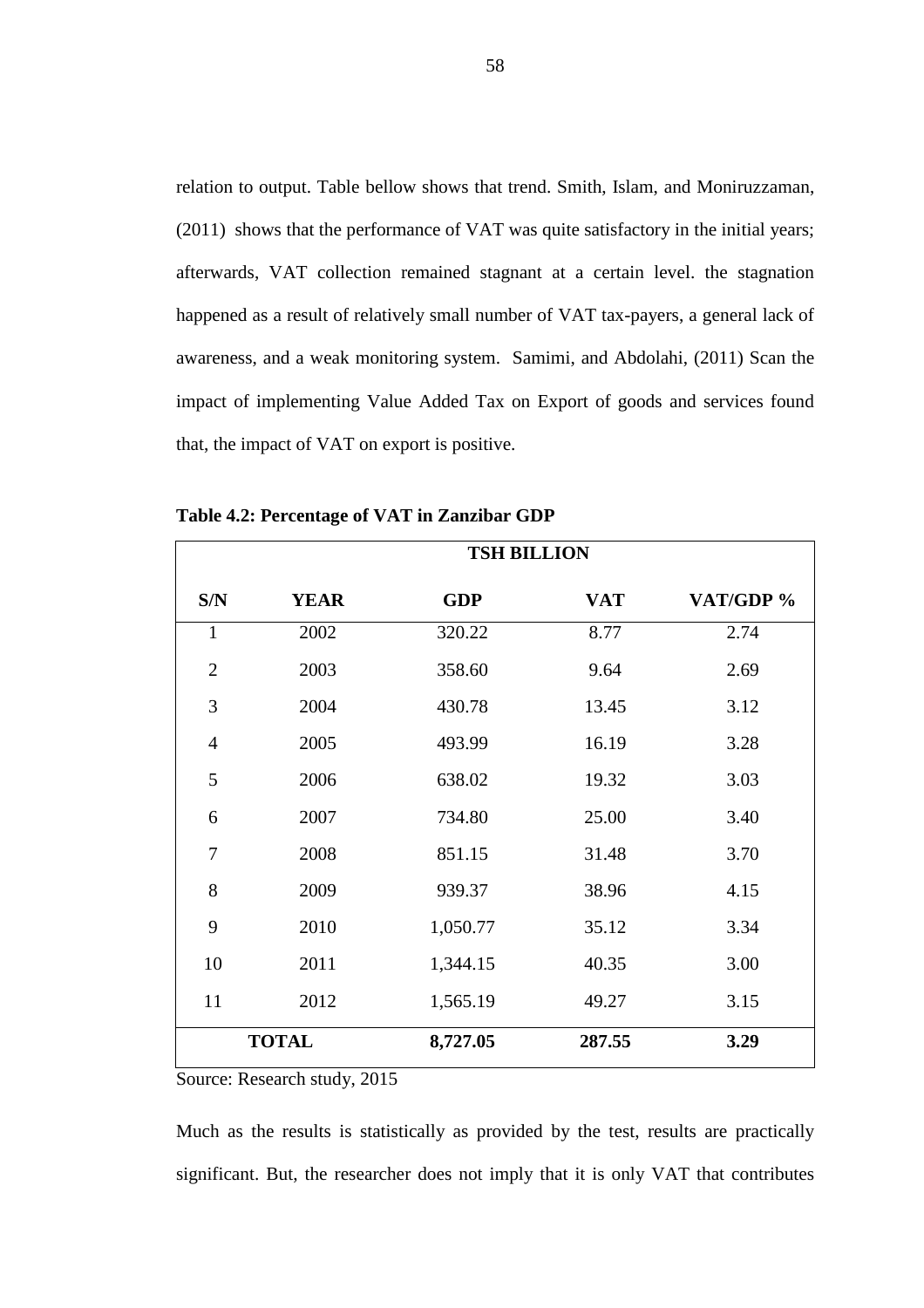relation to output. Table bellow shows that trend. Smith, Islam, and Moniruzzaman, (2011) shows that the performance of VAT was quite satisfactory in the initial years; afterwards, VAT collection remained stagnant at a certain level. the stagnation happened as a result of relatively small number of VAT tax-payers, a general lack of awareness, and a weak monitoring system. Samimi, and Abdolahi, (2011) Scan the impact of implementing Value Added Tax on Export of goods and services found that, the impact of VAT on export is positive.

**Table 4.2: Percentage of VAT in Zanzibar GDP**

| | | TSH BILLION | | |
|---|---|---|---|---|
| **S/N** | **YEAR** | **GDP** | **VAT** | **VAT/GDP %** |
| 1 | 2002 | 320.22 | 8.77 | 2.74 |
| 2 | 2003 | 358.60 | 9.64 | 2.69 |
| 3 | 2004 | 430.78 | 13.45 | 3.12 |
| 4 | 2005 | 493.99 | 16.19 | 3.28 |
| 5 | 2006 | 638.02 | 19.32 | 3.03 |
| 6 | 2007 | 734.80 | 25.00 | 3.40 |
| 7 | 2008 | 851.15 | 31.48 | 3.70 |
| 8 | 2009 | 939.37 | 38.96 | 4.15 |
| 9 | 2010 | 1,050.77 | 35.12 | 3.34 |
| 10 | 2011 | 1,344.15 | 40.35 | 3.00 |
| 11 | 2012 | 1,565.19 | 49.27 | 3.15 |
| **TOTAL** | | **8,727.05** | **287.55** | **3.29** |

Source: Research study, 2015

Much as the results is statistically as provided by the test, results are practically significant. But, the researcher does not imply that it is only VAT that contributes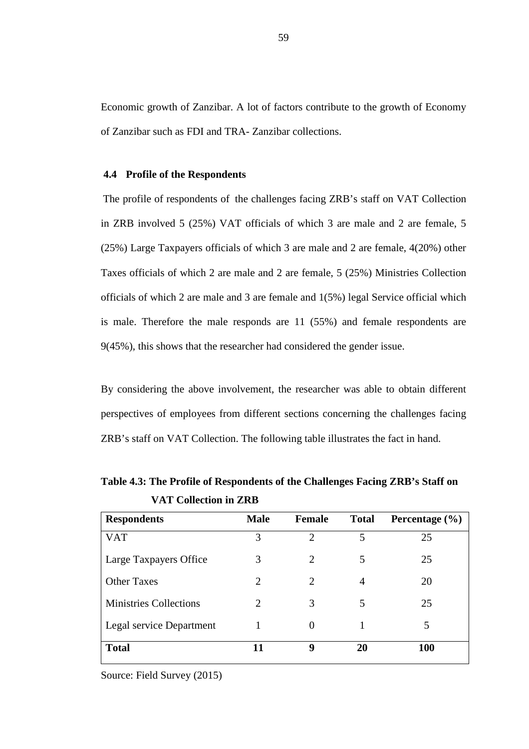Economic growth of Zanzibar. A lot of factors contribute to the growth of Economy of Zanzibar such as FDI and TRA- Zanzibar collections.

### 4.4 Profile of the Respondents

The profile of respondents of the challenges facing ZRB's staff on VAT Collection in ZRB involved 5 (25%) VAT officials of which 3 are male and 2 are female, 5 (25%) Large Taxpayers officials of which 3 are male and 2 are female, 4(20%) other Taxes officials of which 2 are male and 2 are female, 5 (25%) Ministries Collection officials of which 2 are male and 3 are female and 1(5%) legal Service official which is male. Therefore the male responds are 11 (55%) and female respondents are 9(45%), this shows that the researcher had considered the gender issue.

By considering the above involvement, the researcher was able to obtain different perspectives of employees from different sections concerning the challenges facing ZRB's staff on VAT Collection. The following table illustrates the fact in hand.

**Table 4.3: The Profile of Respondents of the Challenges Facing ZRB's Staff on VAT Collection in ZRB**

| Respondents | Male | Female | Total | Percentage (%) |
|---|---|---|---|---|
| VAT | 3 | 2 | 5 | 25 |
| Large Taxpayers Office | 3 | 2 | 5 | 25 |
| Other Taxes | 2 | 2 | 4 | 20 |
| Ministries Collections | 2 | 3 | 5 | 25 |
| Legal service Department | 1 | 0 | 1 | 5 |
| **Total** | **11** | **9** | **20** | **100** |

Source: Field Survey (2015)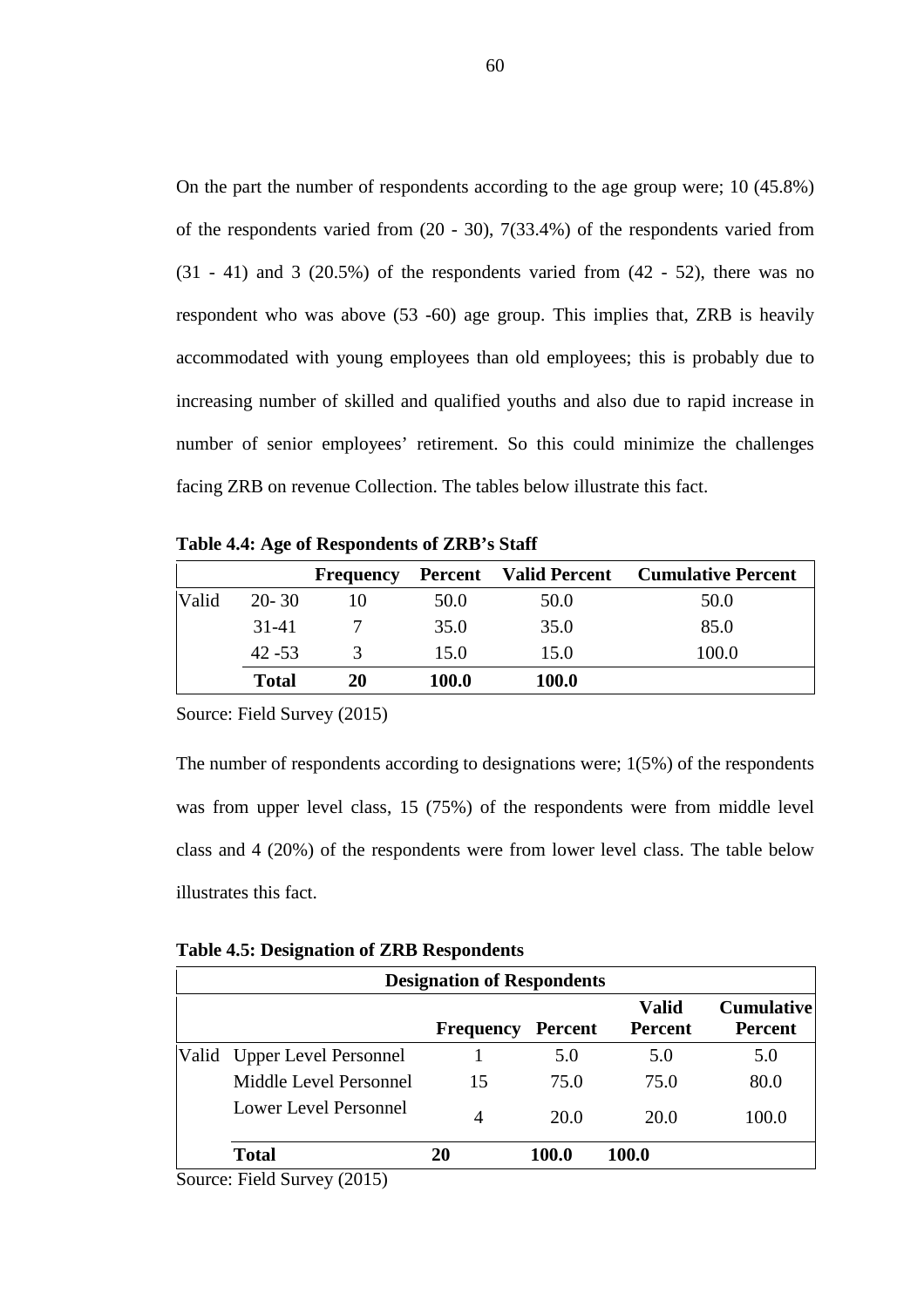On the part the number of respondents according to the age group were; 10 (45.8%) of the respondents varied from (20 - 30), 7(33.4%) of the respondents varied from (31 - 41) and 3 (20.5%) of the respondents varied from (42 - 52), there was no respondent who was above (53 -60) age group. This implies that, ZRB is heavily accommodated with young employees than old employees; this is probably due to increasing number of skilled and qualified youths and also due to rapid increase in number of senior employees' retirement. So this could minimize the challenges facing ZRB on revenue Collection. The tables below illustrate this fact.

**Table 4.4: Age of Respondents of ZRB's Staff**

| | | Frequency | Percent | Valid Percent | Cumulative Percent |
|---|---|---|---|---|---|
| Valid | 20- 30 | 10 | 50.0 | 50.0 | 50.0 |
| | 31-41 | 7 | 35.0 | 35.0 | 85.0 |
| | 42 -53 | 3 | 15.0 | 15.0 | 100.0 |
| | **Total** | **20** | **100.0** | **100.0** | |

Source: Field Survey (2015)

The number of respondents according to designations were; 1(5%) of the respondents was from upper level class, 15 (75%) of the respondents were from middle level class and 4 (20%) of the respondents were from lower level class. The table below illustrates this fact.

**Table 4.5: Designation of ZRB Respondents**

| **Designation of Respondents** | | | | | |
|---|---|---|---|---|---|
| | | Frequency | Percent | Valid Percent | Cumulative Percent |
| Valid | Upper Level Personnel | 1 | 5.0 | 5.0 | 5.0 |
| | Middle Level Personnel | 15 | 75.0 | 75.0 | 80.0 |
| | Lower Level Personnel | 4 | 20.0 | 20.0 | 100.0 |
| | **Total** | **20** | **100.0** | **100.0** | |

Source: Field Survey (2015)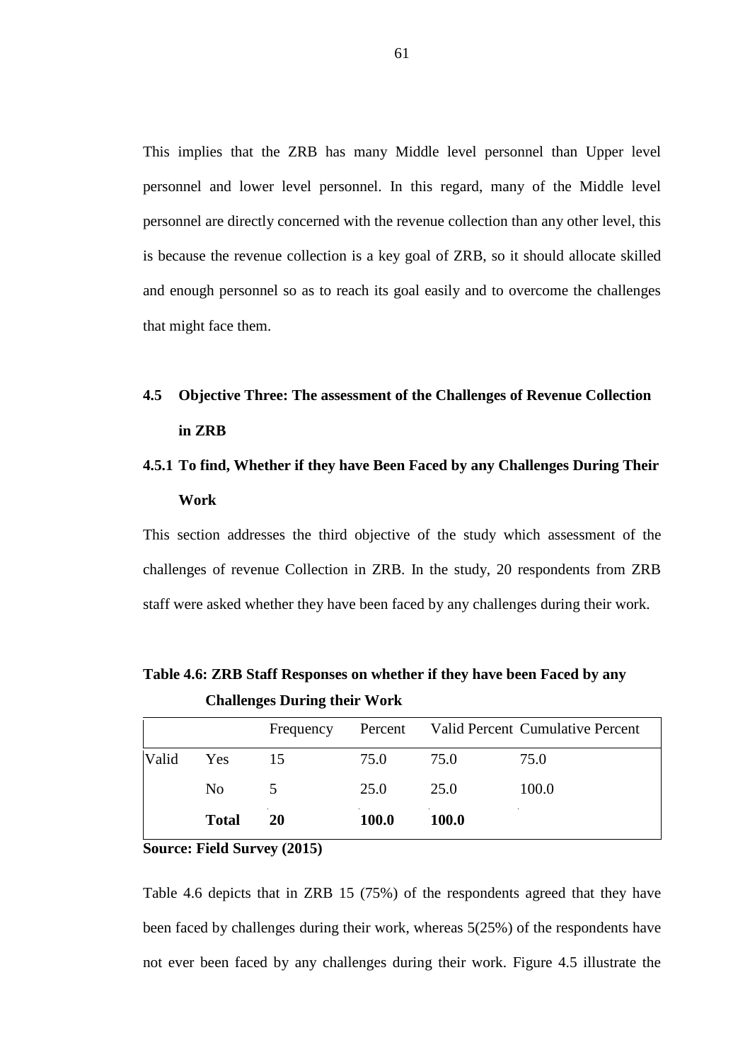This implies that the ZRB has many Middle level personnel than Upper level personnel and lower level personnel. In this regard, many of the Middle level personnel are directly concerned with the revenue collection than any other level, this is because the revenue collection is a key goal of ZRB, so it should allocate skilled and enough personnel so as to reach its goal easily and to overcome the challenges that might face them.

## 4.5 Objective Three: The assessment of the Challenges of Revenue Collection in ZRB

### 4.5.1 To find, Whether if they have Been Faced by any Challenges During Their Work

This section addresses the third objective of the study which assessment of the challenges of revenue Collection in ZRB. In the study, 20 respondents from ZRB staff were asked whether they have been faced by any challenges during their work.

**Table 4.6: ZRB Staff Responses on whether if they have been Faced by any Challenges During their Work**

| | | Frequency | Percent | Valid Percent | Cumulative Percent |
|---|---|---|---|---|---|
| Valid | Yes | 15 | 75.0 | 75.0 | 75.0 |
| | No | 5 | 25.0 | 25.0 | 100.0 |
| | **Total** | **20** | **100.0** | **100.0** | |

**Source: Field Survey (2015)**

Table 4.6 depicts that in ZRB 15 (75%) of the respondents agreed that they have been faced by challenges during their work, whereas 5(25%) of the respondents have not ever been faced by any challenges during their work. Figure 4.5 illustrate the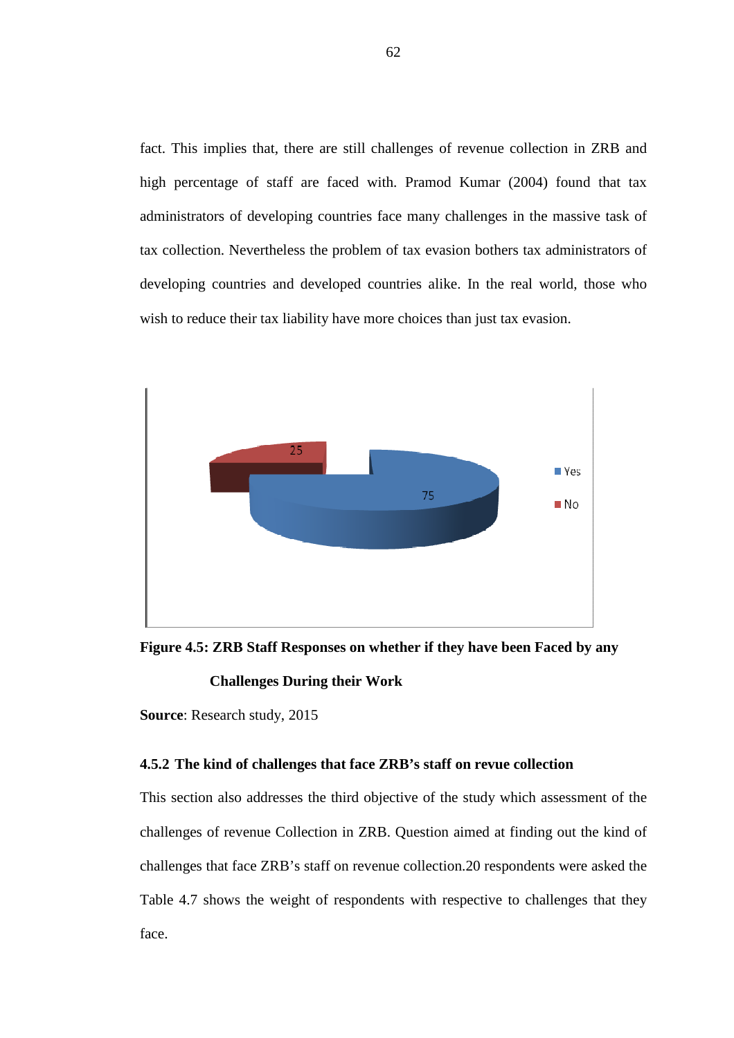fact. This implies that, there are still challenges of revenue collection in ZRB and high percentage of staff are faced with. Pramod Kumar (2004) found that tax administrators of developing countries face many challenges in the massive task of tax collection. Nevertheless the problem of tax evasion bothers tax administrators of developing countries and developed countries alike. In the real world, those who wish to reduce their tax liability have more choices than just tax evasion.

**Figure 4.5: ZRB Staff Responses on whether if they have been Faced by any Challenges During their Work**

**Source**: Research study, 2015

### 4.5.2 The kind of challenges that face ZRB's staff on revue collection

This section also addresses the third objective of the study which assessment of the challenges of revenue Collection in ZRB. Question aimed at finding out the kind of challenges that face ZRB's staff on revenue collection.20 respondents were asked the Table 4.7 shows the weight of respondents with respective to challenges that they face.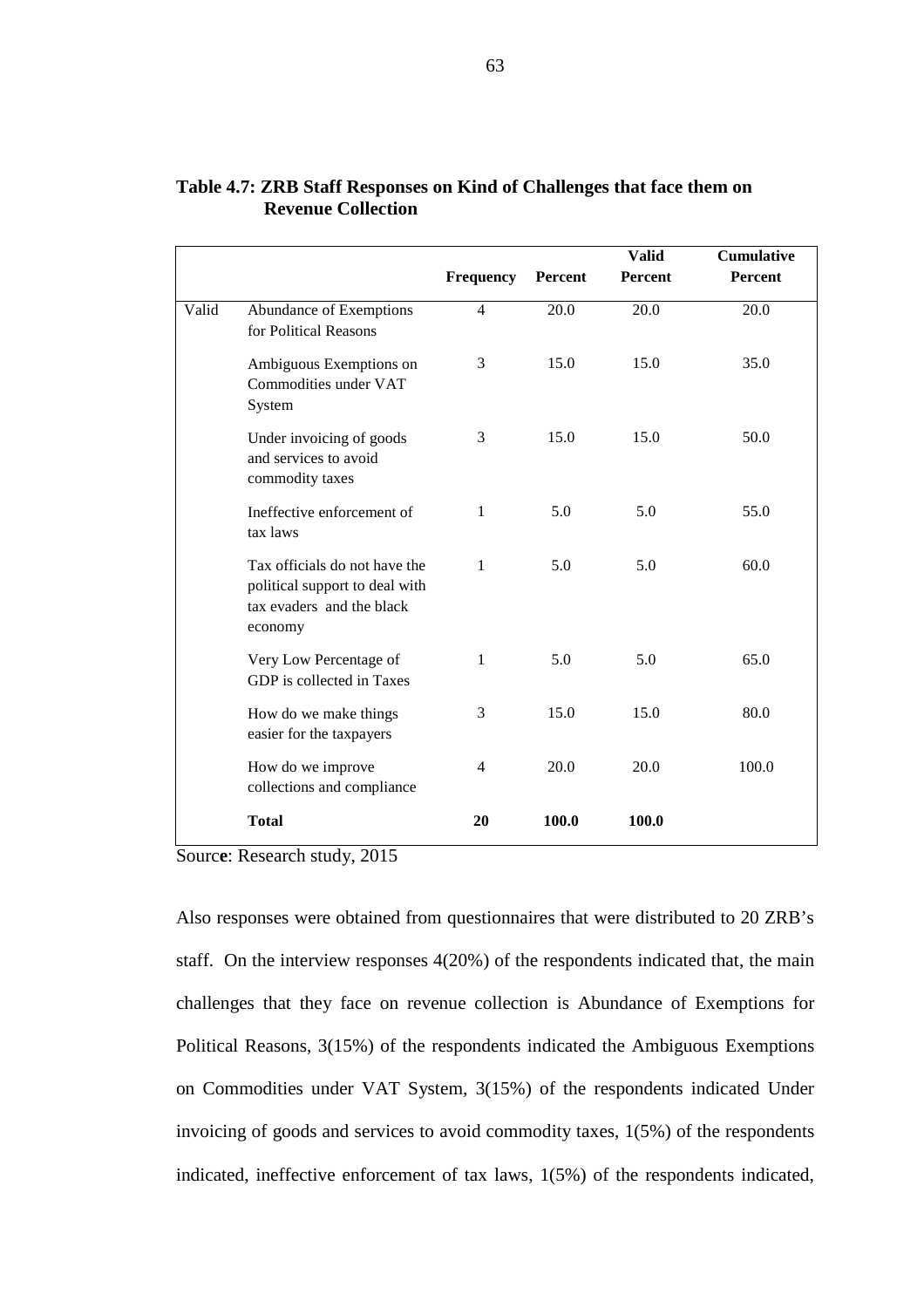**Table 4.7: ZRB Staff Responses on Kind of Challenges that face them on Revenue Collection**

| | | Frequency | Percent | Valid Percent | Cumulative Percent |
|---|---|---|---|---|---|
| Valid | Abundance of Exemptions for Political Reasons | 4 | 20.0 | 20.0 | 20.0 |
| | Ambiguous Exemptions on Commodities under VAT System | 3 | 15.0 | 15.0 | 35.0 |
| | Under invoicing of goods and services to avoid commodity taxes | 3 | 15.0 | 15.0 | 50.0 |
| | Ineffective enforcement of tax laws | 1 | 5.0 | 5.0 | 55.0 |
| | Tax officials do not have the political support to deal with tax evaders and the black economy | 1 | 5.0 | 5.0 | 60.0 |
| | Very Low Percentage of GDP is collected in Taxes | 1 | 5.0 | 5.0 | 65.0 |
| | How do we make things easier for the taxpayers | 3 | 15.0 | 15.0 | 80.0 |
| | How do we improve collections and compliance | 4 | 20.0 | 20.0 | 100.0 |
| | **Total** | **20** | **100.0** | **100.0** | |

Source: Research study, 2015

Also responses were obtained from questionnaires that were distributed to 20 ZRB's staff. On the interview responses 4(20%) of the respondents indicated that, the main challenges that they face on revenue collection is Abundance of Exemptions for Political Reasons, 3(15%) of the respondents indicated the Ambiguous Exemptions on Commodities under VAT System, 3(15%) of the respondents indicated Under invoicing of goods and services to avoid commodity taxes, 1(5%) of the respondents indicated, ineffective enforcement of tax laws, 1(5%) of the respondents indicated,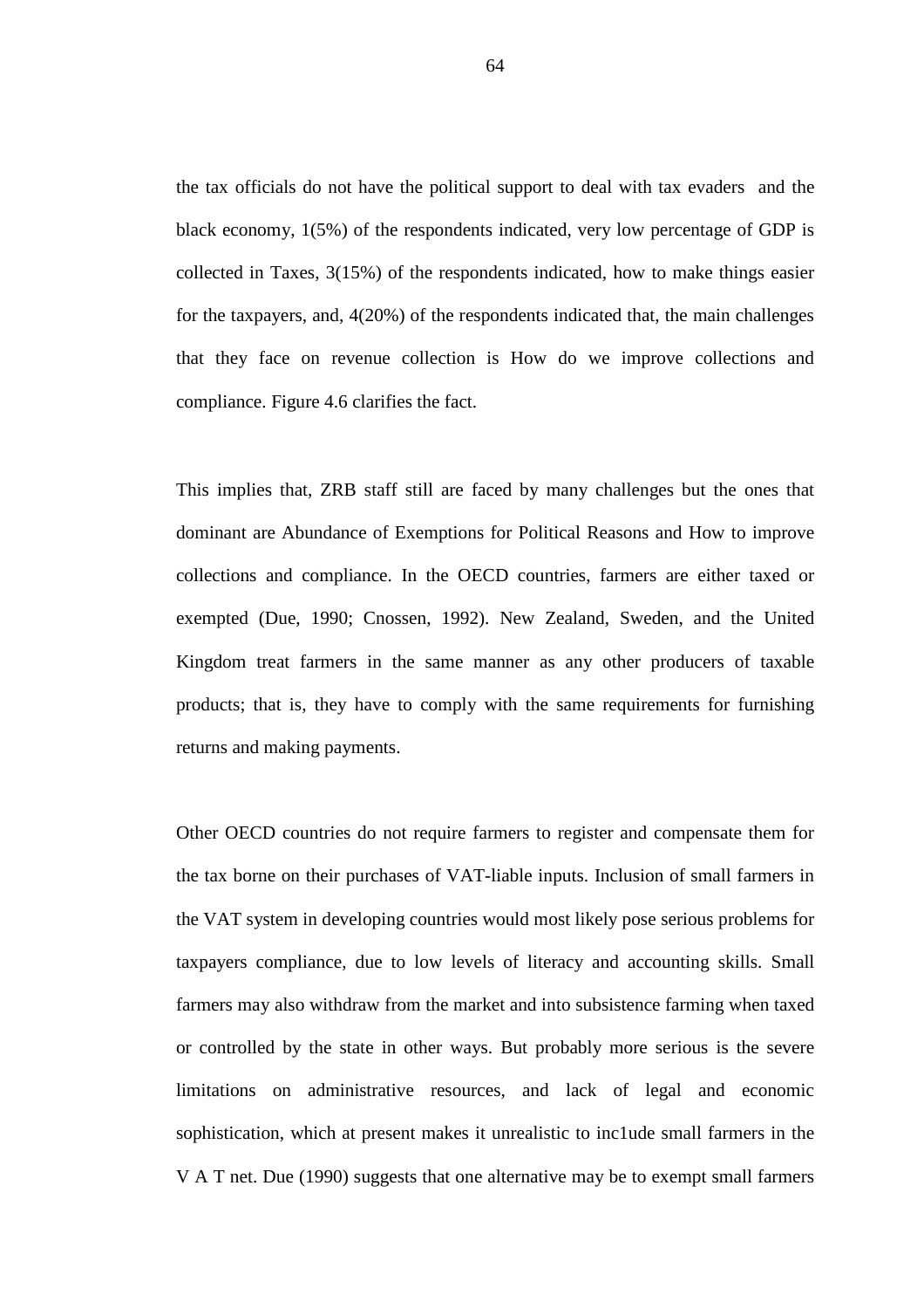the tax officials do not have the political support to deal with tax evaders  and the black economy, 1(5%) of the respondents indicated, very low percentage of GDP is collected in Taxes, 3(15%) of the respondents indicated, how to make things easier for the taxpayers, and, 4(20%) of the respondents indicated that, the main challenges that they face on revenue collection is How do we improve collections and compliance. Figure 4.6 clarifies the fact.

This implies that, ZRB staff still are faced by many challenges but the ones that dominant are Abundance of Exemptions for Political Reasons and How to improve collections and compliance. In the OECD countries, farmers are either taxed or exempted (Due, 1990; Cnossen, 1992). New Zealand, Sweden, and the United Kingdom treat farmers in the same manner as any other producers of taxable products; that is, they have to comply with the same requirements for furnishing returns and making payments.

Other OECD countries do not require farmers to register and compensate them for the tax borne on their purchases of VAT-liable inputs. Inclusion of small farmers in the VAT system in developing countries would most likely pose serious problems for taxpayers compliance, due to low levels of literacy and accounting skills. Small farmers may also withdraw from the market and into subsistence farming when taxed or controlled by the state in other ways. But probably more serious is the severe limitations on administrative resources, and lack of legal and economic sophistication, which at present makes it unrealistic to inc1ude small farmers in the V A T net. Due (1990) suggests that one alternative may be to exempt small farmers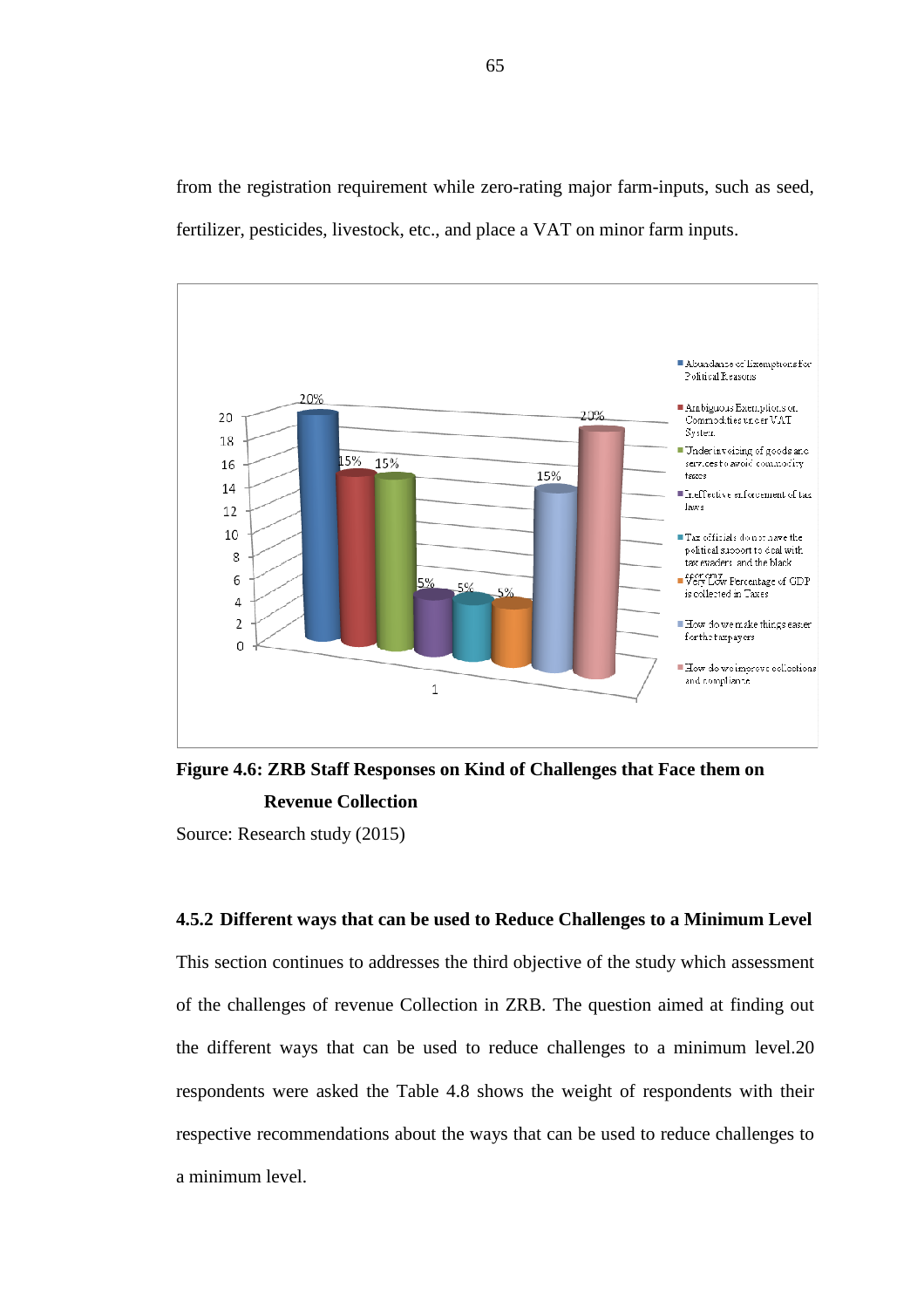from the registration requirement while zero-rating major farm-inputs, such as seed, fertilizer, pesticides, livestock, etc., and place a VAT on minor farm inputs.

**Figure 4.6: ZRB Staff Responses on Kind of Challenges that Face them on Revenue Collection**

Source: Research study (2015)

### 4.5.2 Different ways that can be used to Reduce Challenges to a Minimum Level

This section continues to addresses the third objective of the study which assessment of the challenges of revenue Collection in ZRB. The question aimed at finding out the different ways that can be used to reduce challenges to a minimum level.20 respondents were asked the Table 4.8 shows the weight of respondents with their respective recommendations about the ways that can be used to reduce challenges to a minimum level.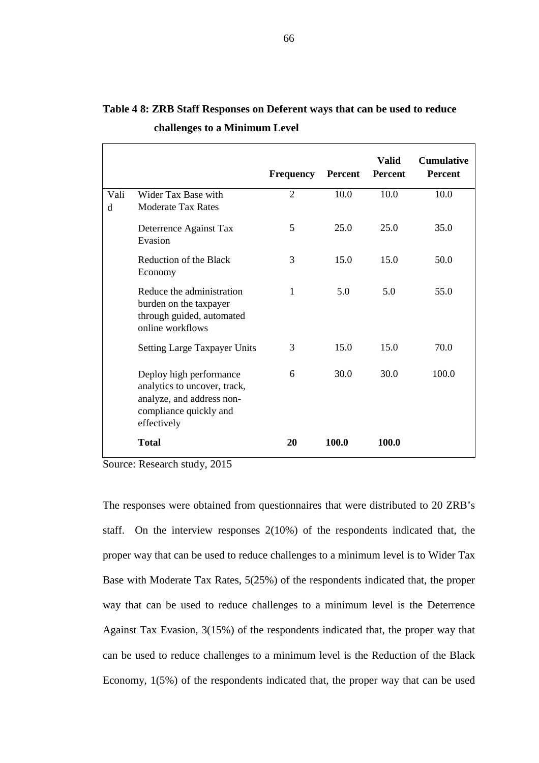**Table 4 8: ZRB Staff Responses on Deferent ways that can be used to reduce challenges to a Minimum Level**

| | | Frequency | Percent | Valid Percent | Cumulative Percent |
|---|---|---|---|---|---|
| Valid | Wider Tax Base with Moderate Tax Rates | 2 | 10.0 | 10.0 | 10.0 |
| | Deterrence Against Tax Evasion | 5 | 25.0 | 25.0 | 35.0 |
| | Reduction of the Black Economy | 3 | 15.0 | 15.0 | 50.0 |
| | Reduce the administration burden on the taxpayer through guided, automated online workflows | 1 | 5.0 | 5.0 | 55.0 |
| | Setting Large Taxpayer Units | 3 | 15.0 | 15.0 | 70.0 |
| | Deploy high performance analytics to uncover, track, analyze, and address non-compliance quickly and effectively | 6 | 30.0 | 30.0 | 100.0 |
| | **Total** | **20** | **100.0** | **100.0** | |

Source: Research study, 2015

The responses were obtained from questionnaires that were distributed to 20 ZRB's staff. On the interview responses 2(10%) of the respondents indicated that, the proper way that can be used to reduce challenges to a minimum level is to Wider Tax Base with Moderate Tax Rates, 5(25%) of the respondents indicated that, the proper way that can be used to reduce challenges to a minimum level is the Deterrence Against Tax Evasion, 3(15%) of the respondents indicated that, the proper way that can be used to reduce challenges to a minimum level is the Reduction of the Black Economy, 1(5%) of the respondents indicated that, the proper way that can be used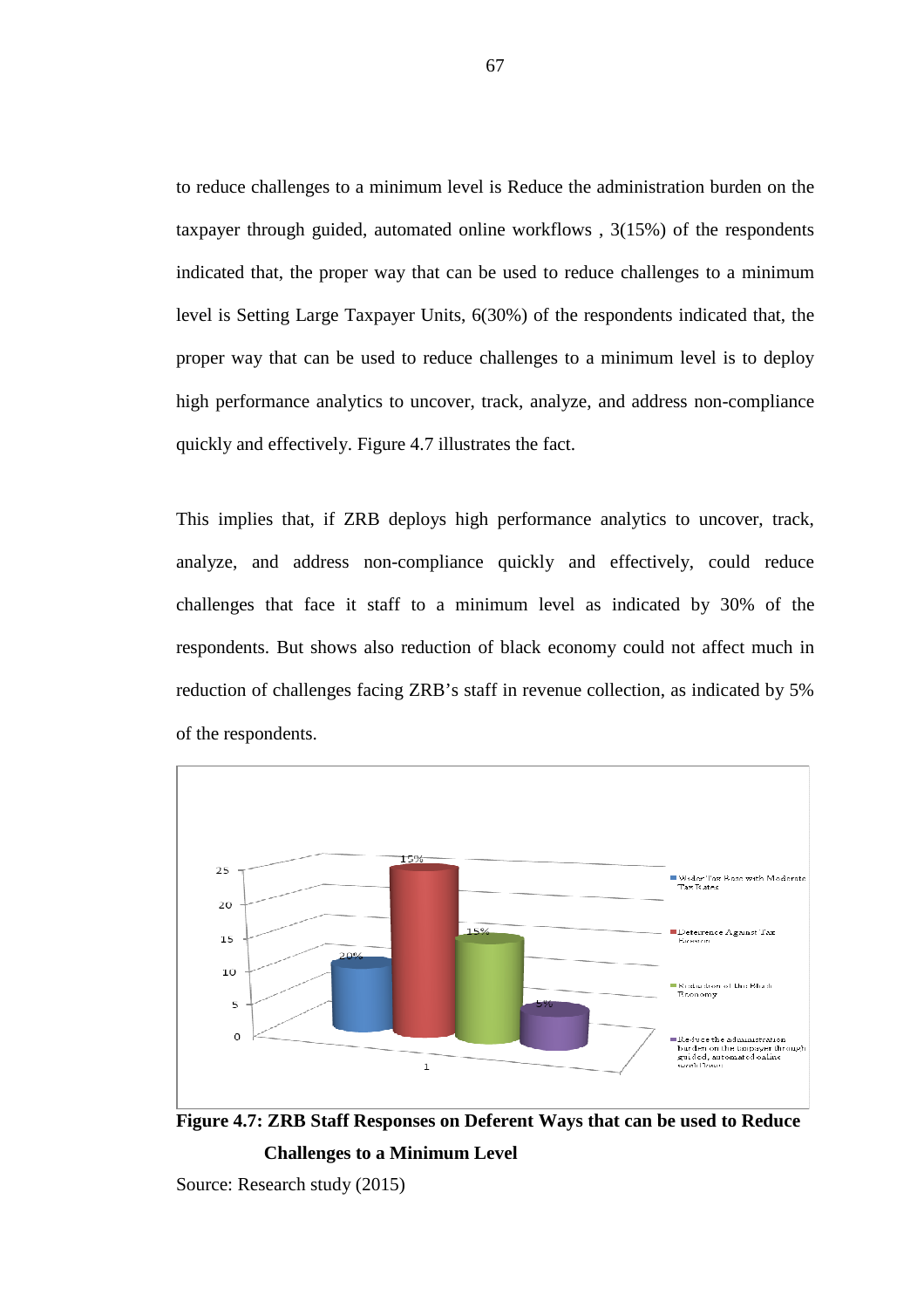to reduce challenges to a minimum level is Reduce the administration burden on the taxpayer through guided, automated online workflows , 3(15%) of the respondents indicated that, the proper way that can be used to reduce challenges to a minimum level is Setting Large Taxpayer Units, 6(30%) of the respondents indicated that, the proper way that can be used to reduce challenges to a minimum level is to deploy high performance analytics to uncover, track, analyze, and address non-compliance quickly and effectively. Figure 4.7 illustrates the fact.

This implies that, if ZRB deploys high performance analytics to uncover, track, analyze, and address non-compliance quickly and effectively, could reduce challenges that face it staff to a minimum level as indicated by 30% of the respondents. But shows also reduction of black economy could not affect much in reduction of challenges facing ZRB's staff in revenue collection, as indicated by 5% of the respondents.

**Figure 4.7: ZRB Staff Responses on Deferent Ways that can be used to Reduce Challenges to a Minimum Level**

Source: Research study (2015)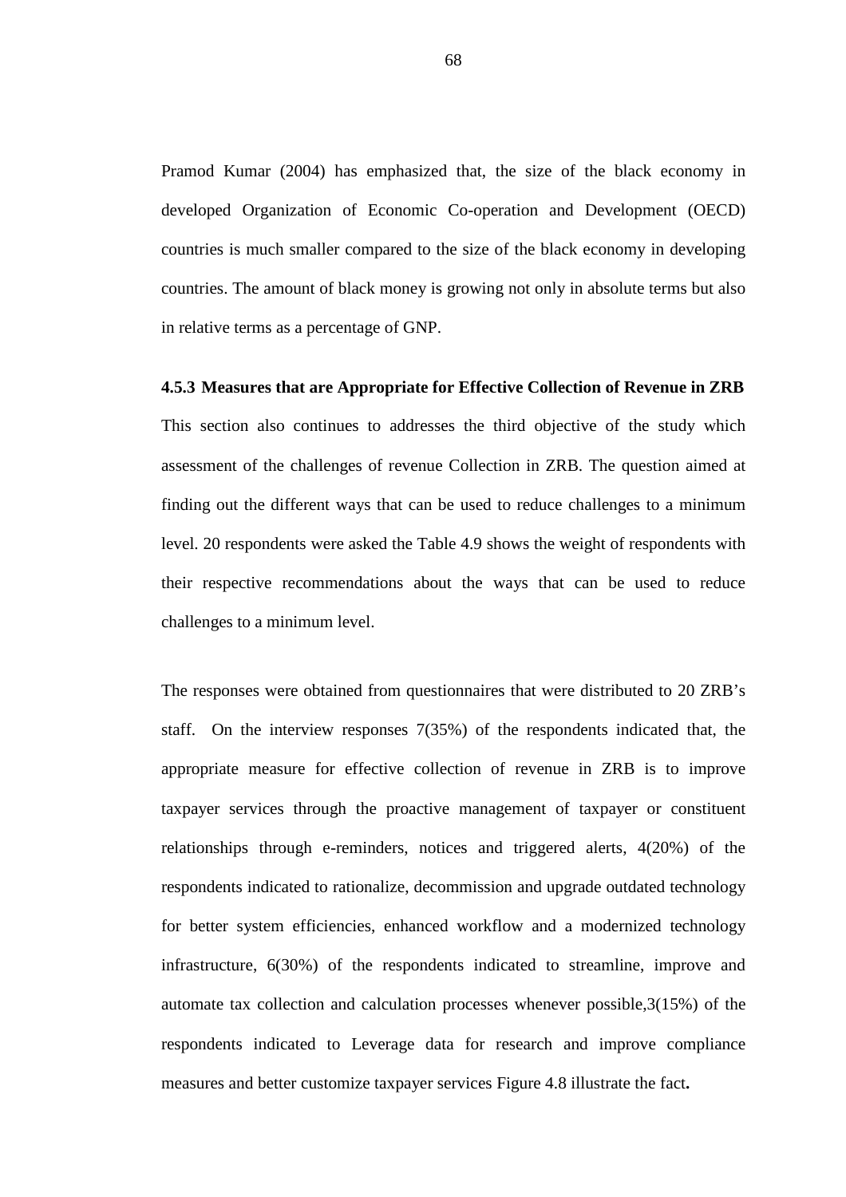Pramod Kumar (2004) has emphasized that, the size of the black economy in developed Organization of Economic Co-operation and Development (OECD) countries is much smaller compared to the size of the black economy in developing countries. The amount of black money is growing not only in absolute terms but also in relative terms as a percentage of GNP.

### 4.5.3 Measures that are Appropriate for Effective Collection of Revenue in ZRB

This section also continues to addresses the third objective of the study which assessment of the challenges of revenue Collection in ZRB. The question aimed at finding out the different ways that can be used to reduce challenges to a minimum level. 20 respondents were asked the Table 4.9 shows the weight of respondents with their respective recommendations about the ways that can be used to reduce challenges to a minimum level.

The responses were obtained from questionnaires that were distributed to 20 ZRB's staff. On the interview responses 7(35%) of the respondents indicated that, the appropriate measure for effective collection of revenue in ZRB is to improve taxpayer services through the proactive management of taxpayer or constituent relationships through e-reminders, notices and triggered alerts, 4(20%) of the respondents indicated to rationalize, decommission and upgrade outdated technology for better system efficiencies, enhanced workflow and a modernized technology infrastructure, 6(30%) of the respondents indicated to streamline, improve and automate tax collection and calculation processes whenever possible,3(15%) of the respondents indicated to Leverage data for research and improve compliance measures and better customize taxpayer services Figure 4.8 illustrate the fact**.**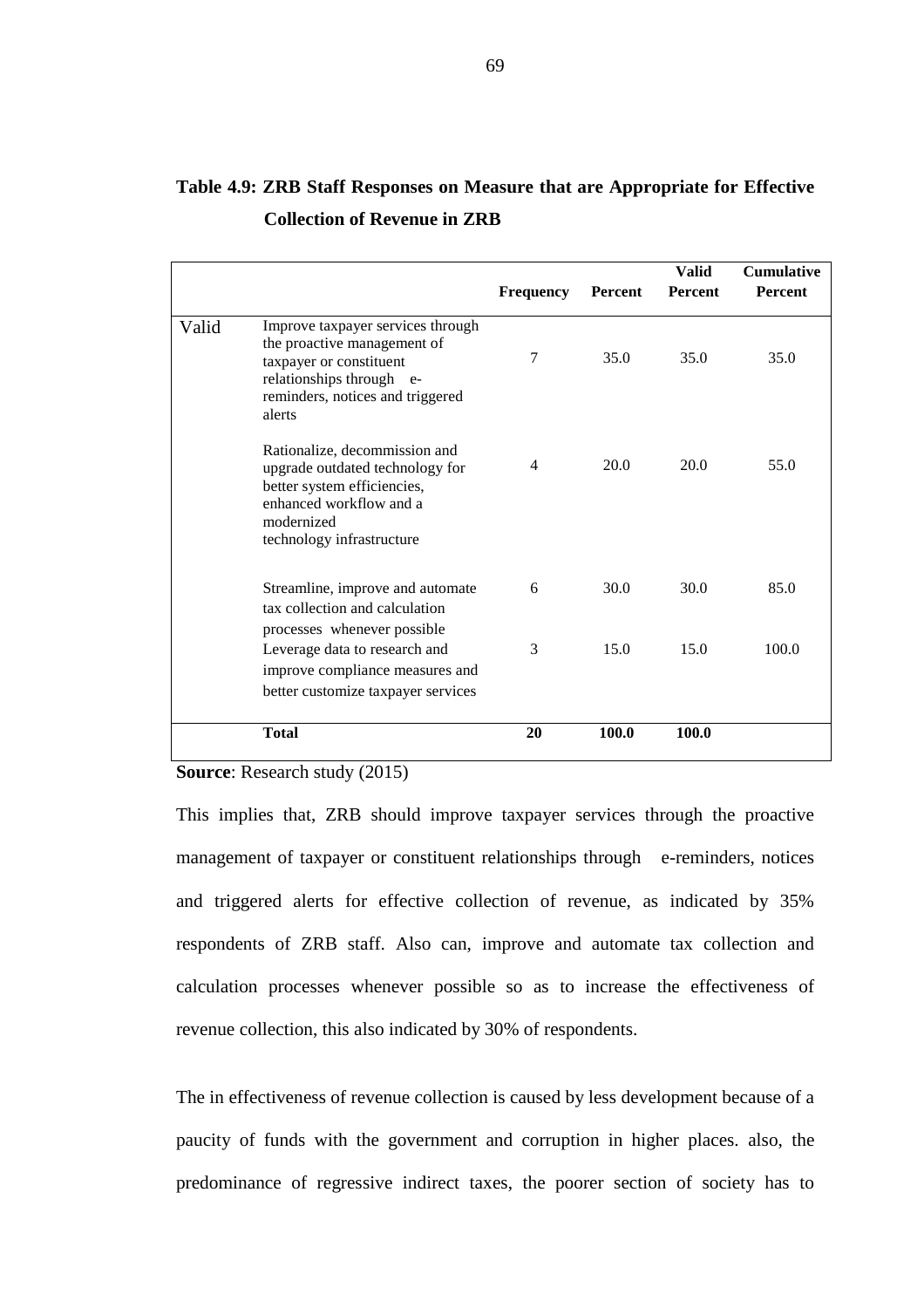**Table 4.9: ZRB Staff Responses on Measure that are Appropriate for Effective Collection of Revenue in ZRB**

| | | Frequency | Percent | Valid Percent | Cumulative Percent |
|---|---|---|---|---|---|
| Valid | Improve taxpayer services through the proactive management of taxpayer or constituent relationships through e-reminders, notices and triggered alerts | 7 | 35.0 | 35.0 | 35.0 |
| | Rationalize, decommission and upgrade outdated technology for better system efficiencies, enhanced workflow and a modernized technology infrastructure | 4 | 20.0 | 20.0 | 55.0 |
| | Streamline, improve and automate tax collection and calculation processes whenever possible | 6 | 30.0 | 30.0 | 85.0 |
| | Leverage data to research and improve compliance measures and better customize taxpayer services | 3 | 15.0 | 15.0 | 100.0 |
| | **Total** | **20** | **100.0** | **100.0** | |

**Source**: Research study (2015)

This implies that, ZRB should improve taxpayer services through the proactive management of taxpayer or constituent relationships through e-reminders, notices and triggered alerts for effective collection of revenue, as indicated by 35% respondents of ZRB staff. Also can, improve and automate tax collection and calculation processes whenever possible so as to increase the effectiveness of revenue collection, this also indicated by 30% of respondents.

The in effectiveness of revenue collection is caused by less development because of a paucity of funds with the government and corruption in higher places. also, the predominance of regressive indirect taxes, the poorer section of society has to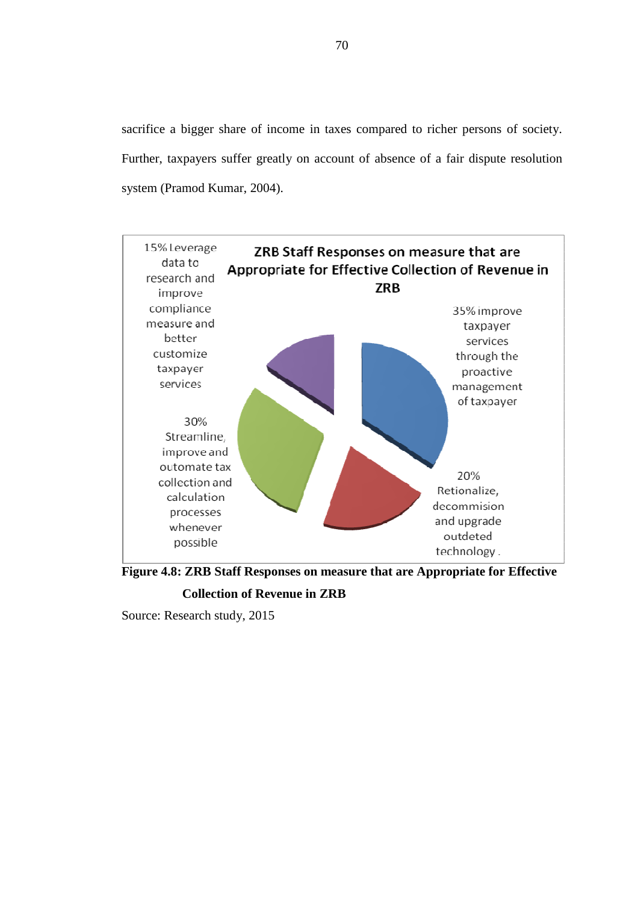sacrifice a bigger share of income in taxes compared to richer persons of society. Further, taxpayers suffer greatly on account of absence of a fair dispute resolution system (Pramod Kumar, 2004).

**ZRB Staff Responses on measure that are Appropriate for Effective Collection of Revenue in ZRB**

- 35% improve taxpayer services through the proactive management of taxpayer
- 20% Retionalize, decommision and upgrade outdeted technology .
- 30% Streamline, improve and outomate tax collection and calculation processes whenever possible
- 15% Leverage data to research and improve compliance measure and better customize taxpayer services

**Figure 4.8: ZRB Staff Responses on measure that are Appropriate for Effective Collection of Revenue in ZRB**

Source: Research study, 2015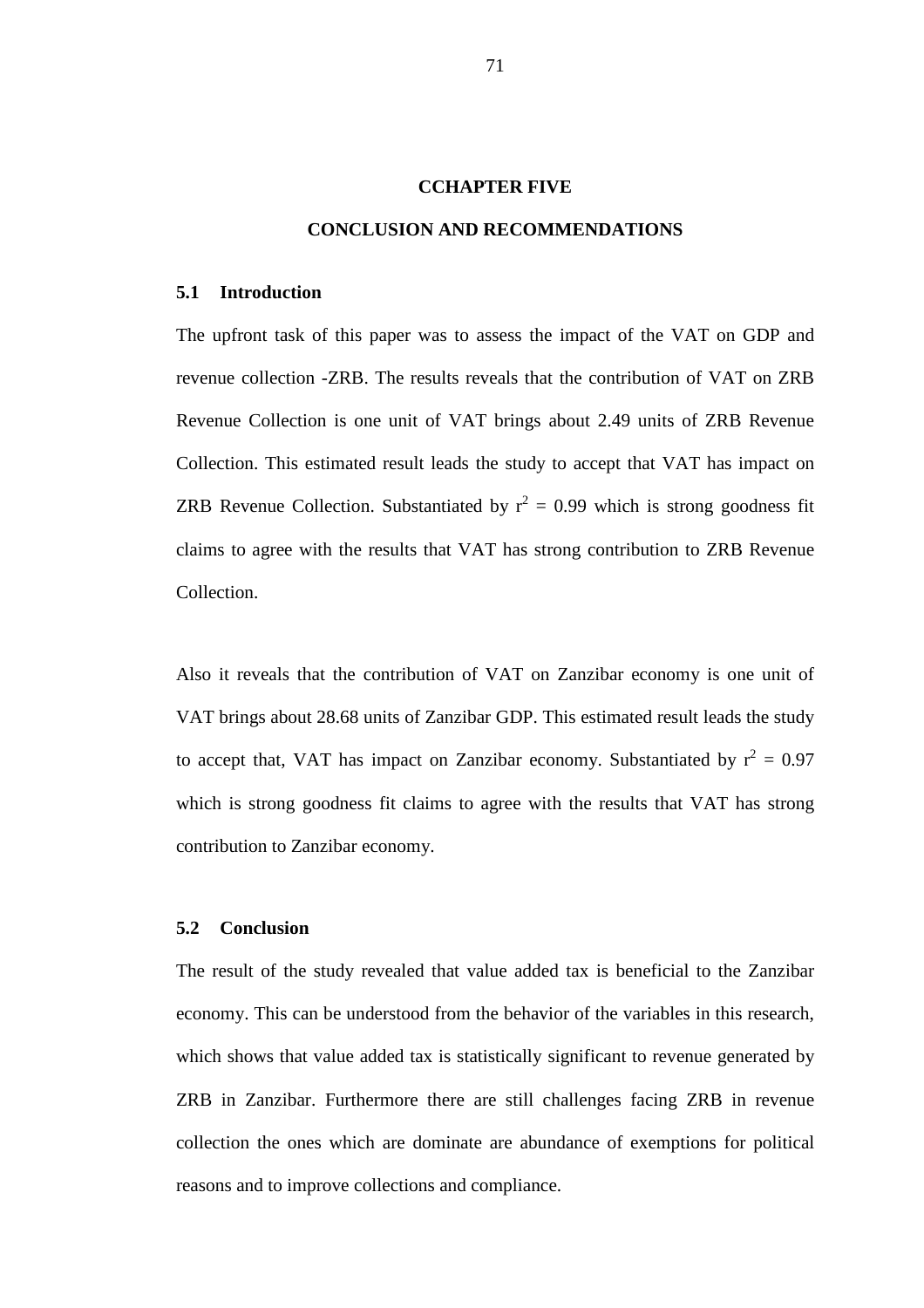# CCHAPTER FIVE

# CONCLUSION AND RECOMMENDATIONS

## 5.1 Introduction

The upfront task of this paper was to assess the impact of the VAT on GDP and revenue collection -ZRB. The results reveals that the contribution of VAT on ZRB Revenue Collection is one unit of VAT brings about 2.49 units of ZRB Revenue Collection. This estimated result leads the study to accept that VAT has impact on ZRB Revenue Collection. Substantiated by $r^2 = 0.99$ which is strong goodness fit claims to agree with the results that VAT has strong contribution to ZRB Revenue Collection.

Also it reveals that the contribution of VAT on Zanzibar economy is one unit of VAT brings about 28.68 units of Zanzibar GDP. This estimated result leads the study to accept that, VAT has impact on Zanzibar economy. Substantiated by $r^2 = 0.97$ which is strong goodness fit claims to agree with the results that VAT has strong contribution to Zanzibar economy.

## 5.2 Conclusion

The result of the study revealed that value added tax is beneficial to the Zanzibar economy. This can be understood from the behavior of the variables in this research, which shows that value added tax is statistically significant to revenue generated by ZRB in Zanzibar. Furthermore there are still challenges facing ZRB in revenue collection the ones which are dominate are abundance of exemptions for political reasons and to improve collections and compliance.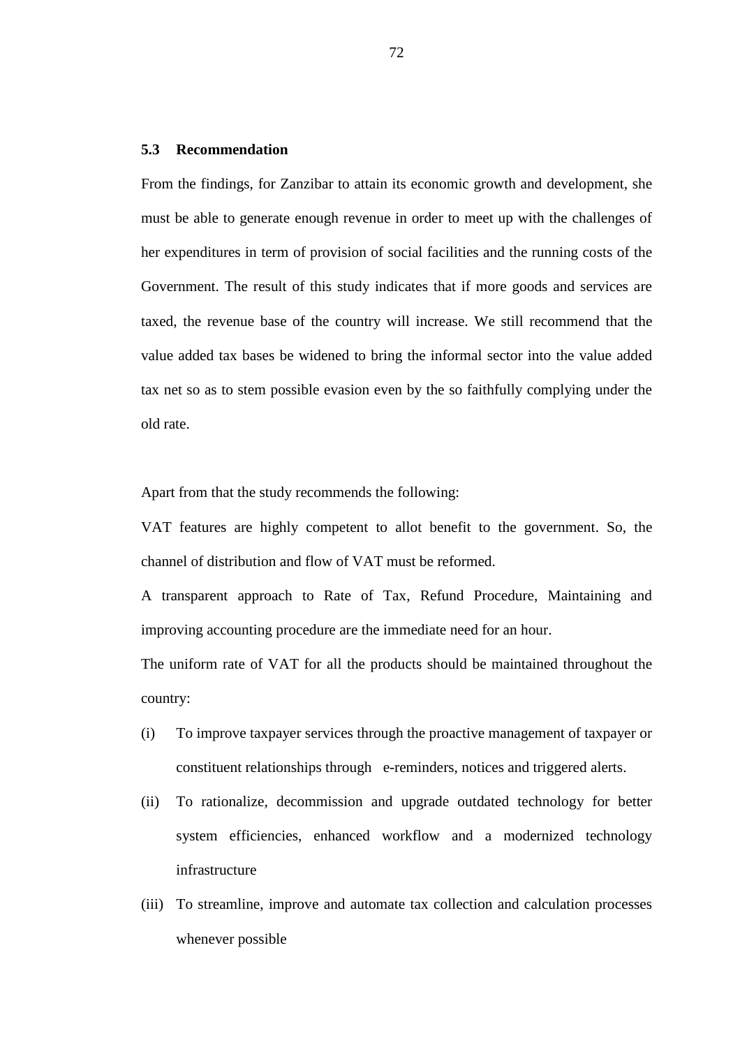## 5.3 Recommendation

From the findings, for Zanzibar to attain its economic growth and development, she must be able to generate enough revenue in order to meet up with the challenges of her expenditures in term of provision of social facilities and the running costs of the Government. The result of this study indicates that if more goods and services are taxed, the revenue base of the country will increase. We still recommend that the value added tax bases be widened to bring the informal sector into the value added tax net so as to stem possible evasion even by the so faithfully complying under the old rate.

Apart from that the study recommends the following:

VAT features are highly competent to allot benefit to the government. So, the channel of distribution and flow of VAT must be reformed.

A transparent approach to Rate of Tax, Refund Procedure, Maintaining and improving accounting procedure are the immediate need for an hour.

The uniform rate of VAT for all the products should be maintained throughout the country:

(i) To improve taxpayer services through the proactive management of taxpayer or constituent relationships through e-reminders, notices and triggered alerts.

(ii) To rationalize, decommission and upgrade outdated technology for better system efficiencies, enhanced workflow and a modernized technology infrastructure

(iii) To streamline, improve and automate tax collection and calculation processes whenever possible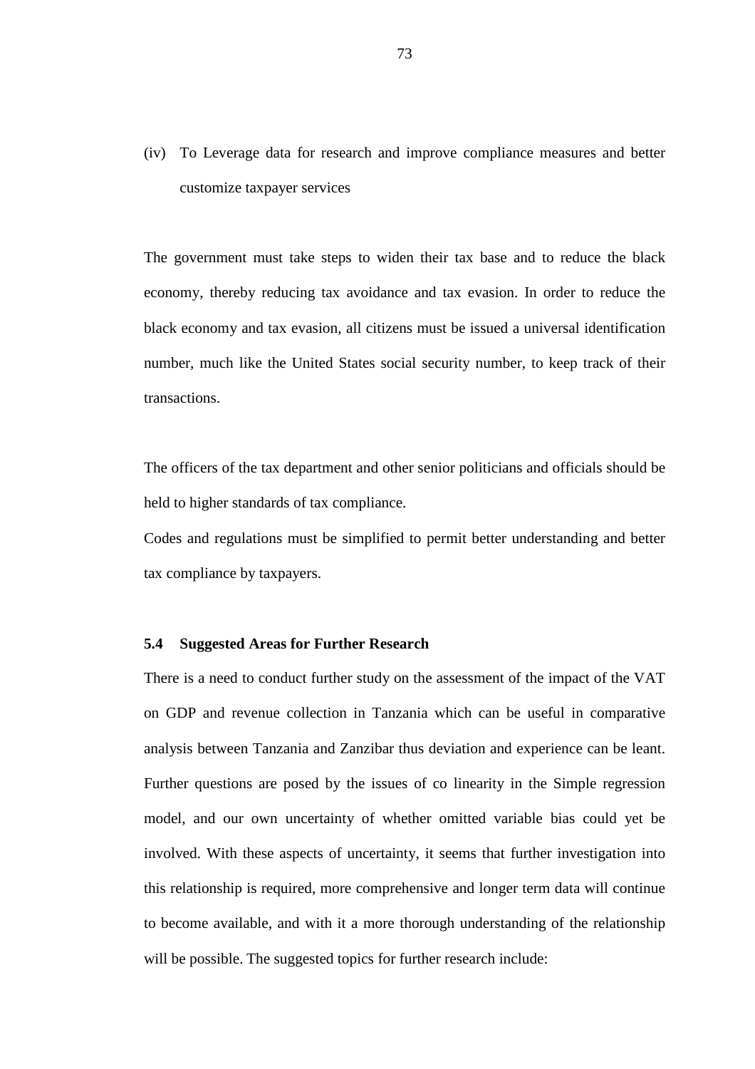(iv) To Leverage data for research and improve compliance measures and better customize taxpayer services

The government must take steps to widen their tax base and to reduce the black economy, thereby reducing tax avoidance and tax evasion. In order to reduce the black economy and tax evasion, all citizens must be issued a universal identification number, much like the United States social security number, to keep track of their transactions.

The officers of the tax department and other senior politicians and officials should be held to higher standards of tax compliance.

Codes and regulations must be simplified to permit better understanding and better tax compliance by taxpayers.

### 5.4 Suggested Areas for Further Research

There is a need to conduct further study on the assessment of the impact of the VAT on GDP and revenue collection in Tanzania which can be useful in comparative analysis between Tanzania and Zanzibar thus deviation and experience can be leant. Further questions are posed by the issues of co linearity in the Simple regression model, and our own uncertainty of whether omitted variable bias could yet be involved. With these aspects of uncertainty, it seems that further investigation into this relationship is required, more comprehensive and longer term data will continue to become available, and with it a more thorough understanding of the relationship will be possible. The suggested topics for further research include: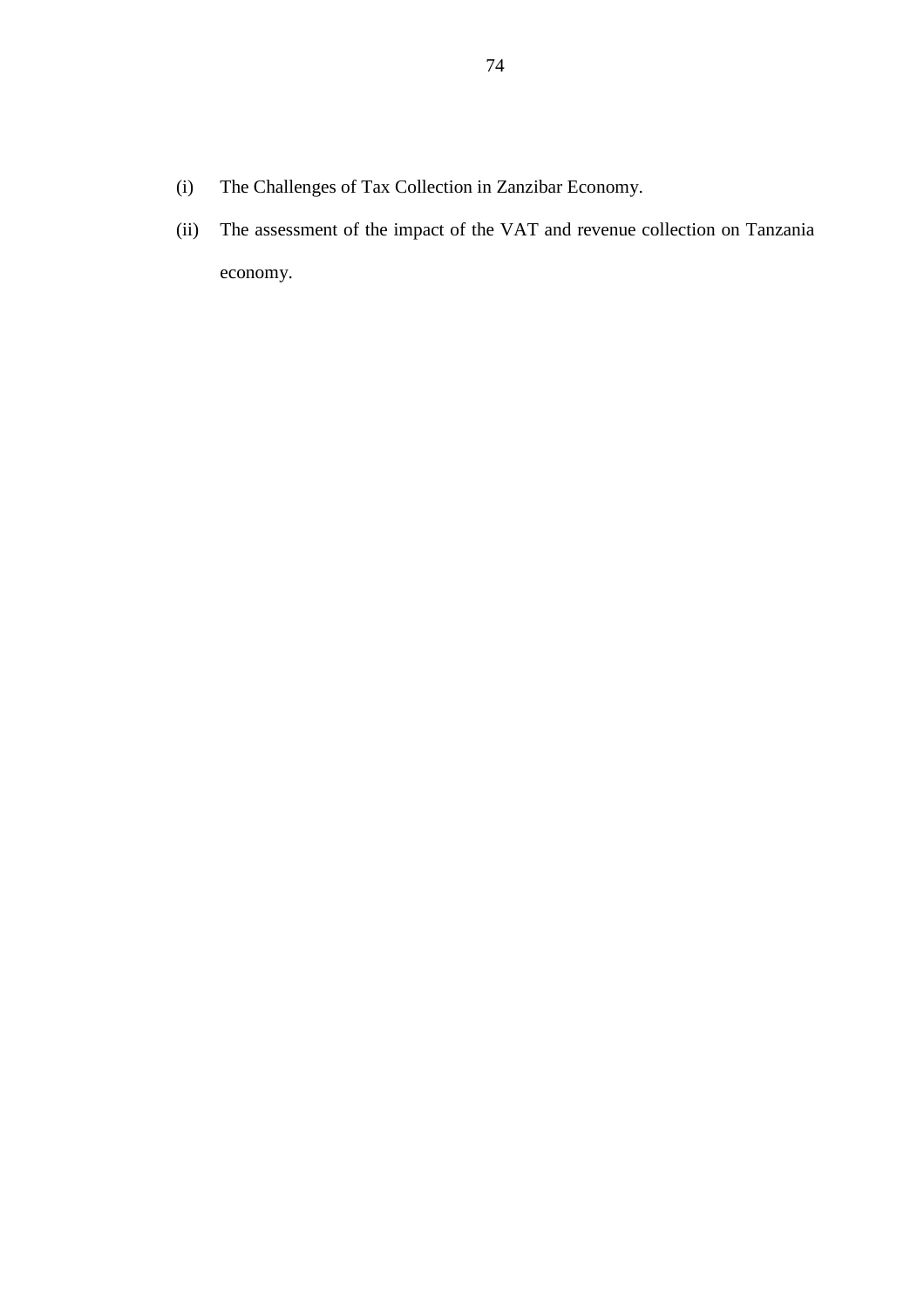(i) The Challenges of Tax Collection in Zanzibar Economy.

(ii) The assessment of the impact of the VAT and revenue collection on Tanzania economy.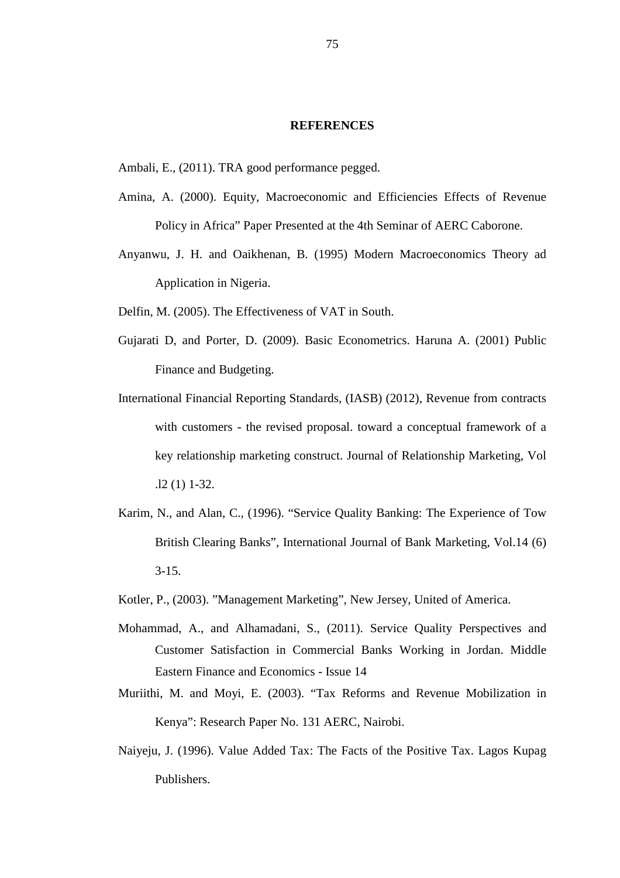## REFERENCES

Ambali, E., (2011). TRA good performance pegged.

Amina, A. (2000). Equity, Macroeconomic and Efficiencies Effects of Revenue Policy in Africa" Paper Presented at the 4th Seminar of AERC Caborone.

Anyanwu, J. H. and Oaikhenan, B. (1995) Modern Macroeconomics Theory ad Application in Nigeria.

Delfin, M. (2005). The Effectiveness of VAT in South.

Gujarati D, and Porter, D. (2009). Basic Econometrics. Haruna A. (2001) Public Finance and Budgeting.

International Financial Reporting Standards, (IASB) (2012), Revenue from contracts with customers - the revised proposal. toward a conceptual framework of a key relationship marketing construct. Journal of Relationship Marketing, Vol .l2 (1) 1-32.

Karim, N., and Alan, C., (1996). "Service Quality Banking: The Experience of Tow British Clearing Banks", International Journal of Bank Marketing, Vol.14 (6) 3-15.

Kotler, P., (2003). "Management Marketing", New Jersey, United of America.

Mohammad, A., and Alhamadani, S., (2011). Service Quality Perspectives and Customer Satisfaction in Commercial Banks Working in Jordan. Middle Eastern Finance and Economics - Issue 14

Muriithi, M. and Moyi, E. (2003). "Tax Reforms and Revenue Mobilization in Kenya": Research Paper No. 131 AERC, Nairobi.

Naiyeju, J. (1996). Value Added Tax: The Facts of the Positive Tax. Lagos Kupag Publishers.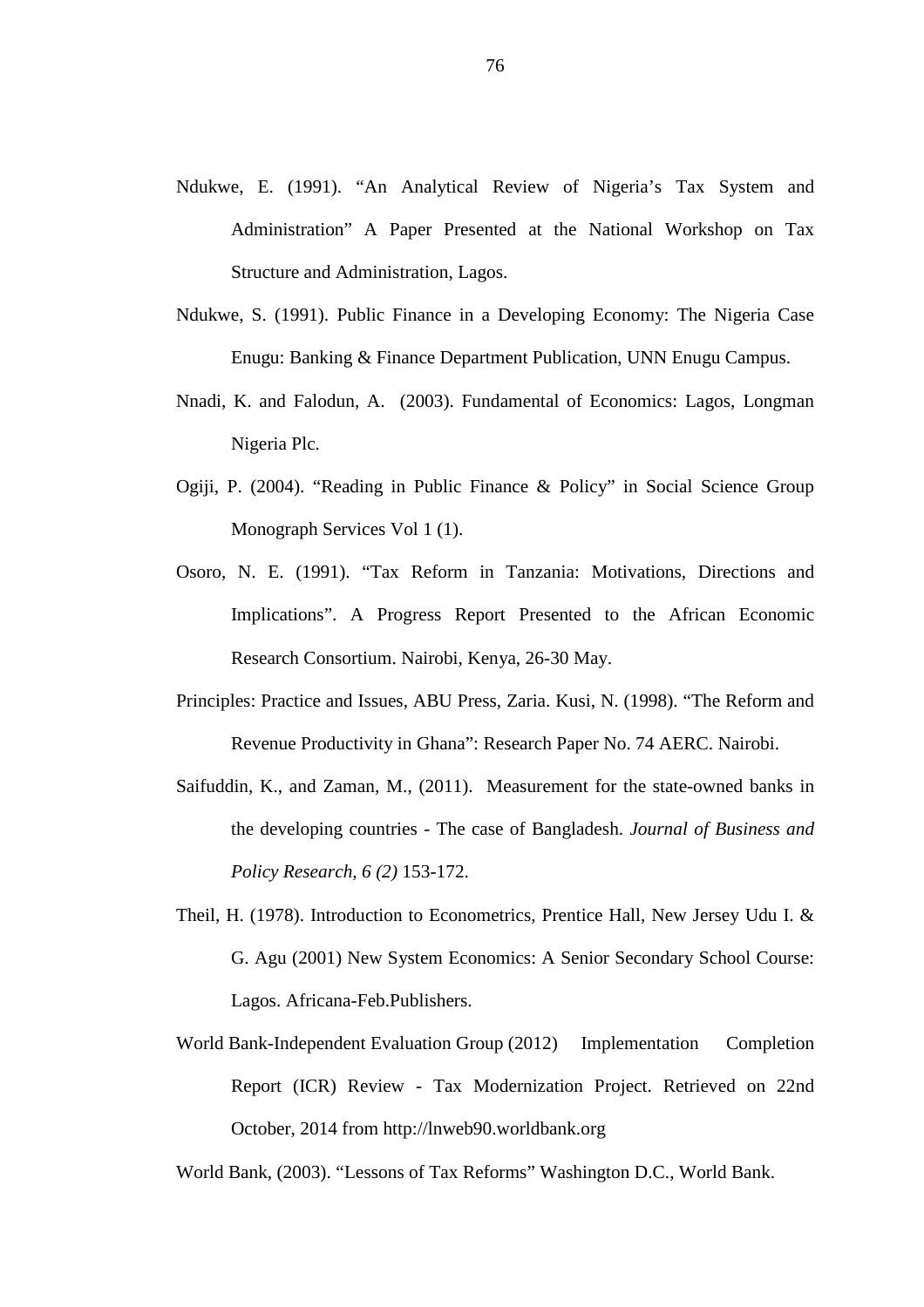Ndukwe, E. (1991). "An Analytical Review of Nigeria's Tax System and Administration" A Paper Presented at the National Workshop on Tax Structure and Administration, Lagos.

Ndukwe, S. (1991). Public Finance in a Developing Economy: The Nigeria Case Enugu: Banking & Finance Department Publication, UNN Enugu Campus.

Nnadi, K. and Falodun, A. (2003). Fundamental of Economics: Lagos, Longman Nigeria Plc.

Ogiji, P. (2004). "Reading in Public Finance & Policy" in Social Science Group Monograph Services Vol 1 (1).

Osoro, N. E. (1991). "Tax Reform in Tanzania: Motivations, Directions and Implications". A Progress Report Presented to the African Economic Research Consortium. Nairobi, Kenya, 26-30 May.

Principles: Practice and Issues, ABU Press, Zaria. Kusi, N. (1998). "The Reform and Revenue Productivity in Ghana": Research Paper No. 74 AERC. Nairobi.

Saifuddin, K., and Zaman, M., (2011). Measurement for the state-owned banks in the developing countries - The case of Bangladesh. *Journal of Business and Policy Research, 6 (2)* 153-172.

Theil, H. (1978). Introduction to Econometrics, Prentice Hall, New Jersey Udu I. & G. Agu (2001) New System Economics: A Senior Secondary School Course: Lagos. Africana-Feb.Publishers.

World Bank-Independent Evaluation Group (2012) Implementation Completion Report (ICR) Review - Tax Modernization Project. Retrieved on 22nd October, 2014 from http://lnweb90.worldbank.org

World Bank, (2003). "Lessons of Tax Reforms" Washington D.C., World Bank.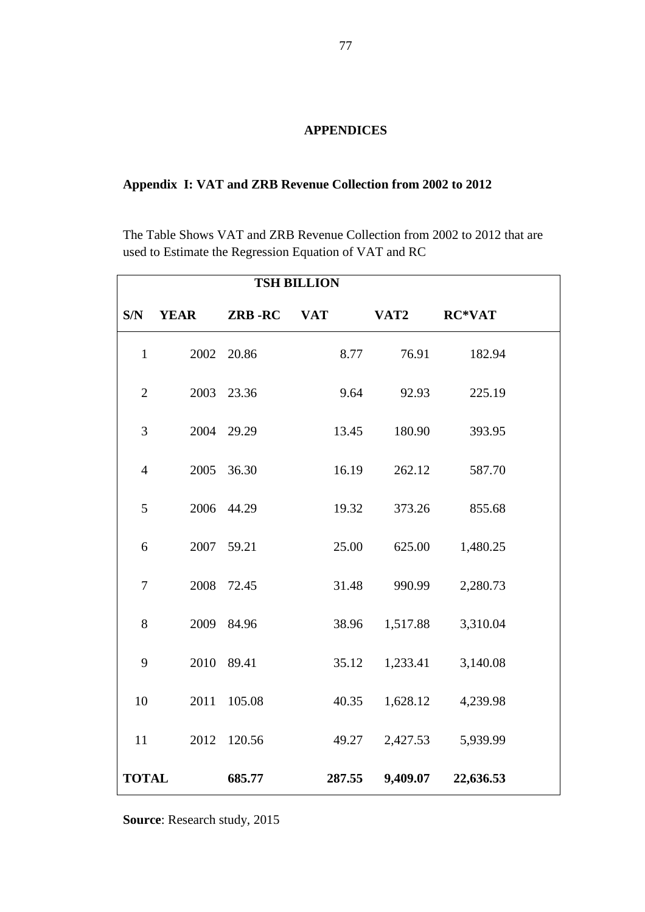# APPENDICES

## Appendix I: VAT and ZRB Revenue Collection from 2002 to 2012

The Table Shows VAT and ZRB Revenue Collection from 2002 to 2012 that are used to Estimate the Regression Equation of VAT and RC

| TSH BILLION | | | | | |
|---|---|---|---|---|---|
| **S/N** | **YEAR** | **ZRB -RC** | **VAT** | **VAT2** | **RC*VAT** |
| 1 | 2002 | 20.86 | 8.77 | 76.91 | 182.94 |
| 2 | 2003 | 23.36 | 9.64 | 92.93 | 225.19 |
| 3 | 2004 | 29.29 | 13.45 | 180.90 | 393.95 |
| 4 | 2005 | 36.30 | 16.19 | 262.12 | 587.70 |
| 5 | 2006 | 44.29 | 19.32 | 373.26 | 855.68 |
| 6 | 2007 | 59.21 | 25.00 | 625.00 | 1,480.25 |
| 7 | 2008 | 72.45 | 31.48 | 990.99 | 2,280.73 |
| 8 | 2009 | 84.96 | 38.96 | 1,517.88 | 3,310.04 |
| 9 | 2010 | 89.41 | 35.12 | 1,233.41 | 3,140.08 |
| 10 | 2011 | 105.08 | 40.35 | 1,628.12 | 4,239.98 |
| 11 | 2012 | 120.56 | 49.27 | 2,427.53 | 5,939.99 |
| **TOTAL** | | **685.77** | **287.55** | **9,409.07** | **22,636.53** |

**Source**: Research study, 2015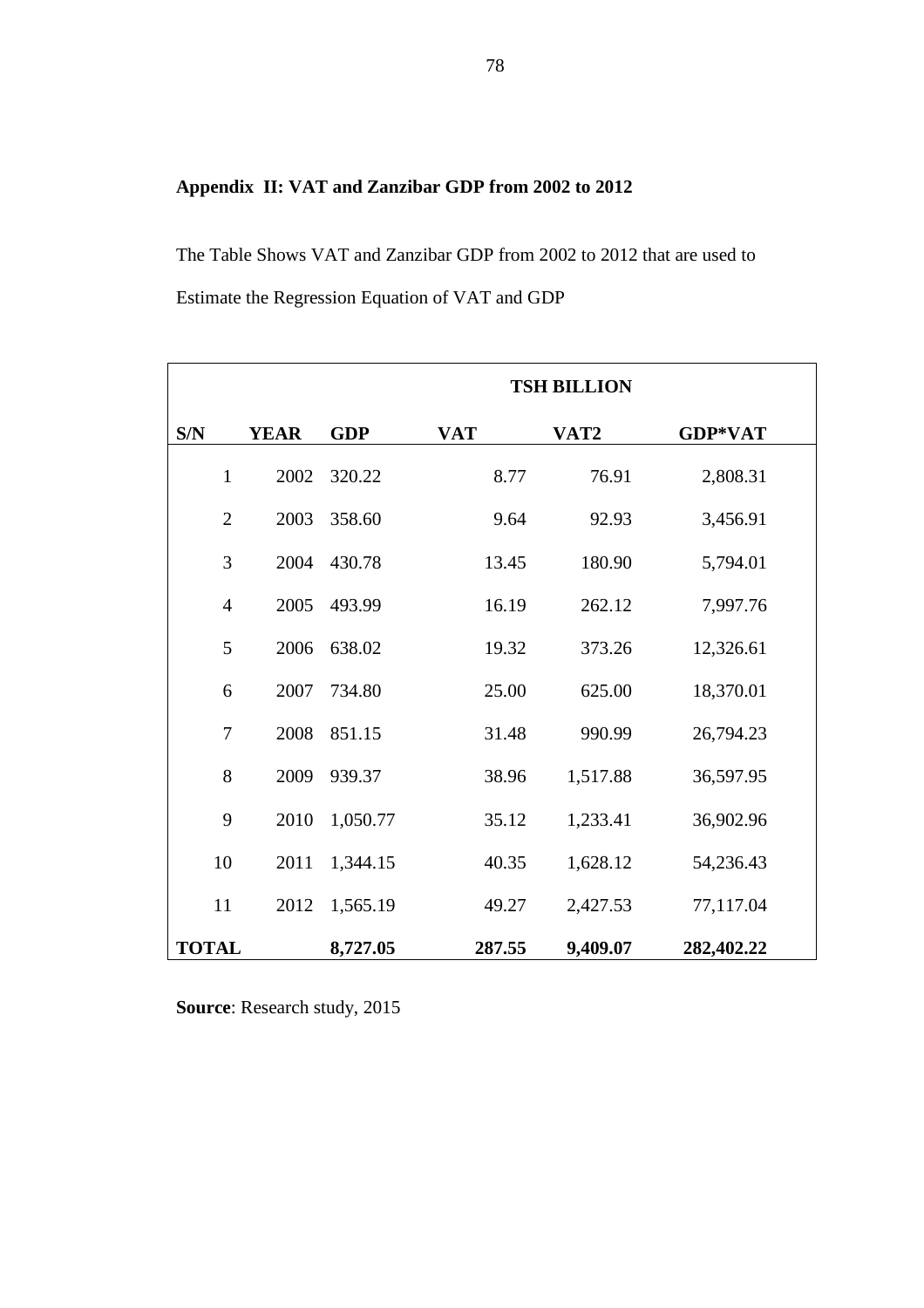**Appendix II: VAT and Zanzibar GDP from 2002 to 2012**

The Table Shows VAT and Zanzibar GDP from 2002 to 2012 that are used to Estimate the Regression Equation of VAT and GDP

| | | | | TSH BILLION | |
|---|---|---|---|---|---|
| **S/N** | **YEAR** | **GDP** | **VAT** | **VAT2** | **GDP*VAT** |
| 1 | 2002 | 320.22 | 8.77 | 76.91 | 2,808.31 |
| 2 | 2003 | 358.60 | 9.64 | 92.93 | 3,456.91 |
| 3 | 2004 | 430.78 | 13.45 | 180.90 | 5,794.01 |
| 4 | 2005 | 493.99 | 16.19 | 262.12 | 7,997.76 |
| 5 | 2006 | 638.02 | 19.32 | 373.26 | 12,326.61 |
| 6 | 2007 | 734.80 | 25.00 | 625.00 | 18,370.01 |
| 7 | 2008 | 851.15 | 31.48 | 990.99 | 26,794.23 |
| 8 | 2009 | 939.37 | 38.96 | 1,517.88 | 36,597.95 |
| 9 | 2010 | 1,050.77 | 35.12 | 1,233.41 | 36,902.96 |
| 10 | 2011 | 1,344.15 | 40.35 | 1,628.12 | 54,236.43 |
| 11 | 2012 | 1,565.19 | 49.27 | 2,427.53 | 77,117.04 |
| **TOTAL** | | **8,727.05** | **287.55** | **9,409.07** | **282,402.22** |

**Source**: Research study, 2015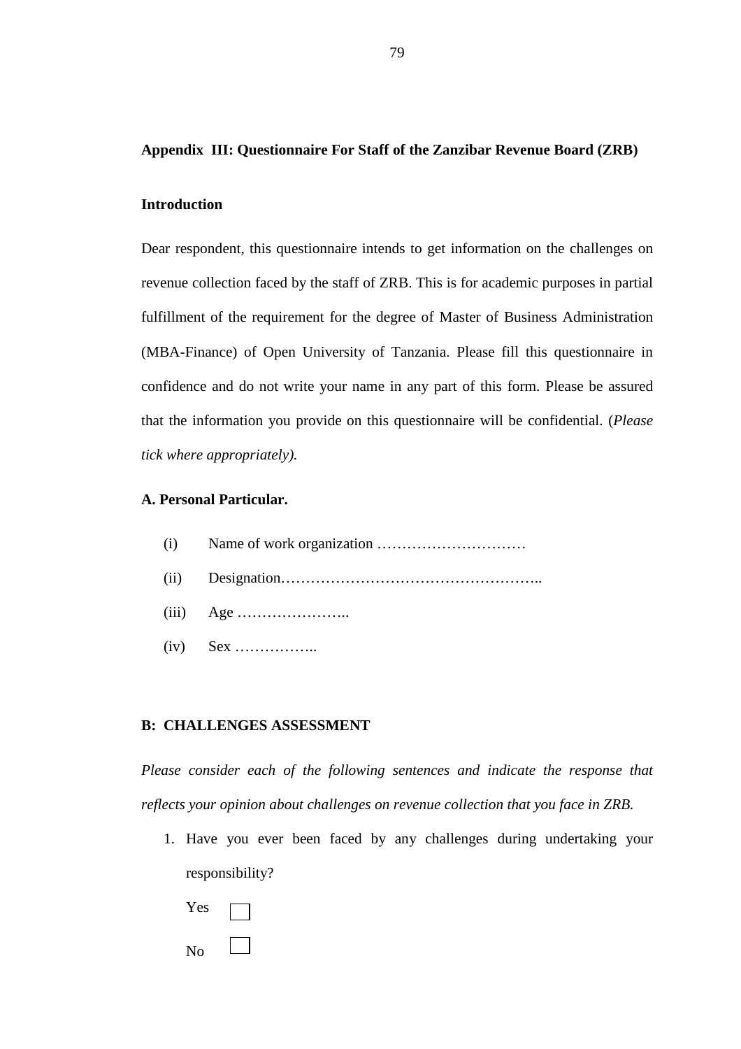## Appendix III: Questionnaire For Staff of the Zanzibar Revenue Board (ZRB)

### Introduction

Dear respondent, this questionnaire intends to get information on the challenges on revenue collection faced by the staff of ZRB. This is for academic purposes in partial fulfillment of the requirement for the degree of Master of Business Administration (MBA-Finance) of Open University of Tanzania. Please fill this questionnaire in confidence and do not write your name in any part of this form. Please be assured that the information you provide on this questionnaire will be confidential. (*Please tick where appropriately).*

### A. Personal Particular.

(i) Name of work organization …………………………

(ii) Designation……………………………………………..

(iii) Age …………………..

(iv) Sex ……………..

### B: CHALLENGES ASSESSMENT

*Please consider each of the following sentences and indicate the response that reflects your opinion about challenges on revenue collection that you face in ZRB.*

1. Have you ever been faced by any challenges during undertaking your responsibility?

   Yes ☐

   No ☐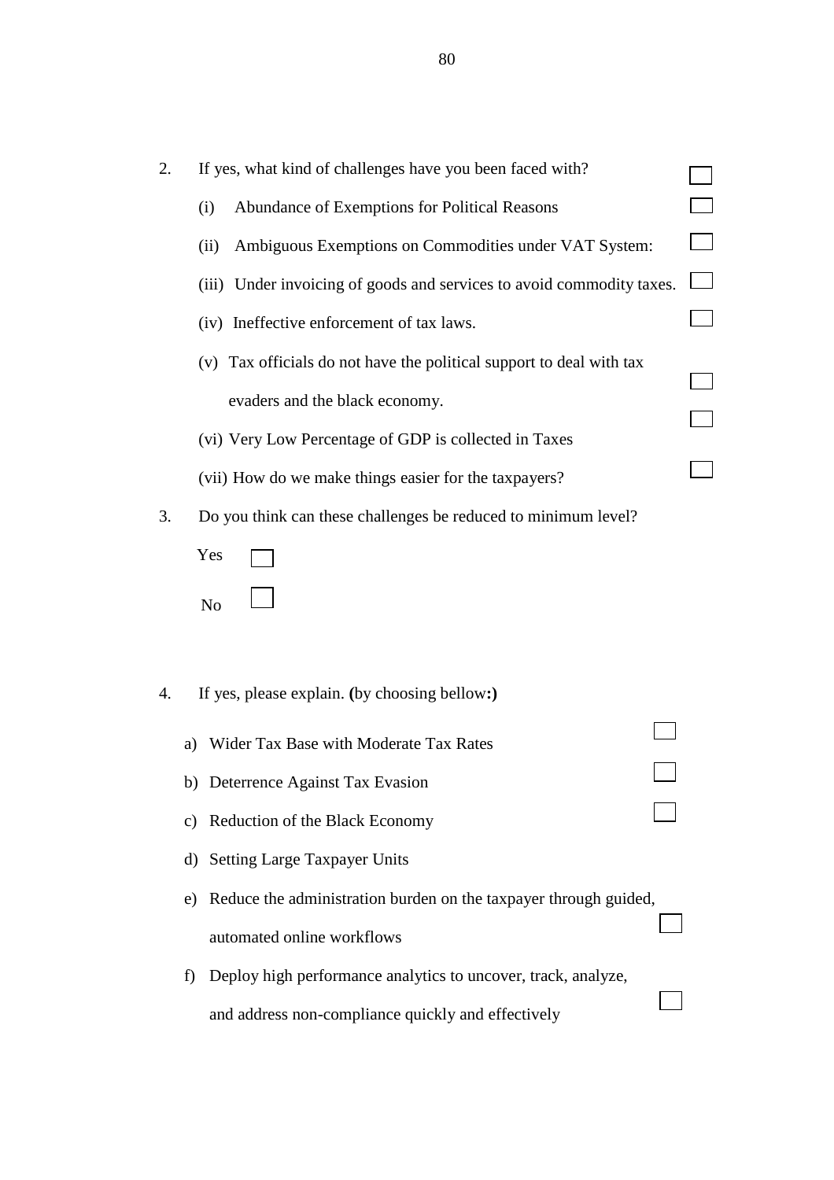2. If yes, what kind of challenges have you been faced with? ☐

   (i) Abundance of Exemptions for Political Reasons ☐

   (ii) Ambiguous Exemptions on Commodities under VAT System: ☐

   (iii) Under invoicing of goods and services to avoid commodity taxes. ☐

   (iv) Ineffective enforcement of tax laws. ☐

   (v) Tax officials do not have the political support to deal with tax evaders and the black economy. ☐

   (vi) Very Low Percentage of GDP is collected in Taxes ☐

   (vii) How do we make things easier for the taxpayers? ☐

3. Do you think can these challenges be reduced to minimum level?

   Yes ☐

   No ☐

4. If yes, please explain. **(**by choosing bellow**:)**

   a) Wider Tax Base with Moderate Tax Rates ☐

   b) Deterrence Against Tax Evasion ☐

   c) Reduction of the Black Economy ☐

   d) Setting Large Taxpayer Units

   e) Reduce the administration burden on the taxpayer through guided, automated online workflows ☐

   f) Deploy high performance analytics to uncover, track, analyze, and address non-compliance quickly and effectively ☐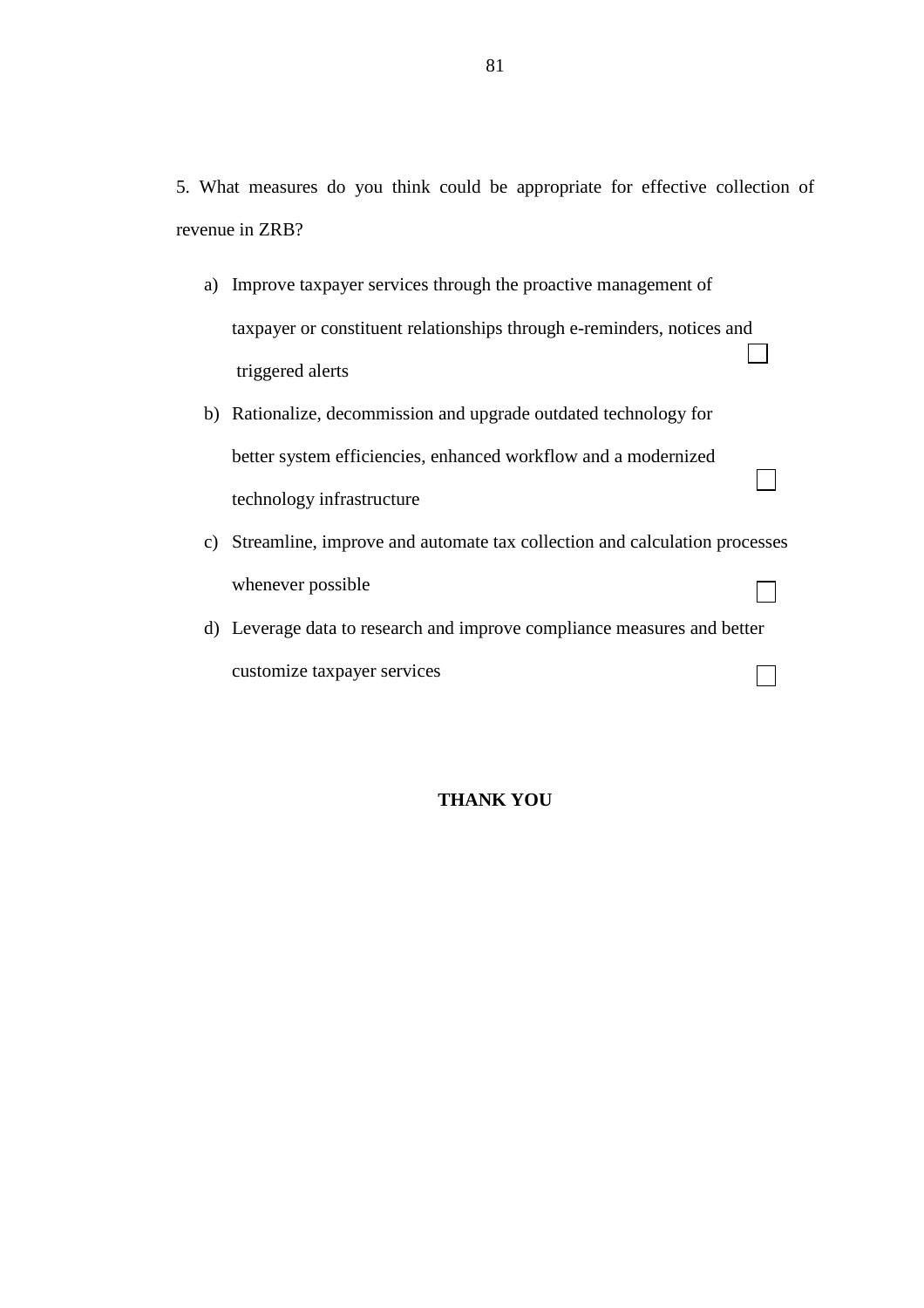5. What measures do you think could be appropriate for effective collection of revenue in ZRB?

a) Improve taxpayer services through the proactive management of taxpayer or constituent relationships through e-reminders, notices and triggered alerts ☐
b) Rationalize, decommission and upgrade outdated technology for better system efficiencies, enhanced workflow and a modernized technology infrastructure ☐
c) Streamline, improve and automate tax collection and calculation processes whenever possible ☐
d) Leverage data to research and improve compliance measures and better customize taxpayer services ☐

**THANK YOU**